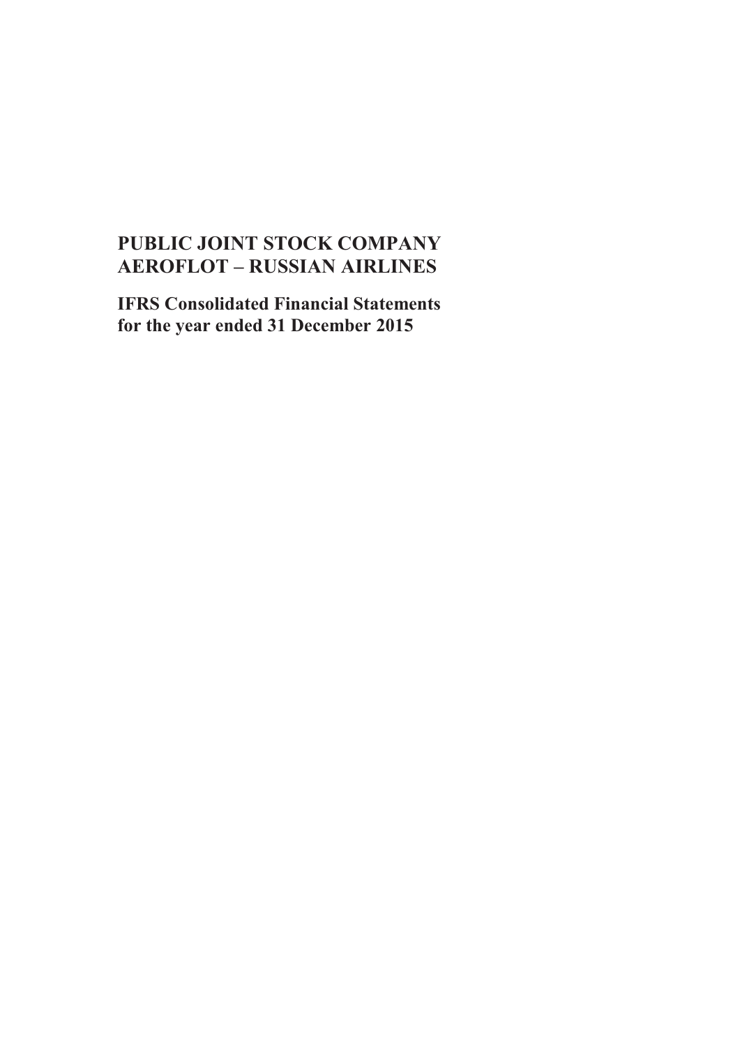# PUBLIC JOINT STOCK COMPANY AEROFLOT – RUSSIAN AIRLINES

## IFRS Consolidated Financial Statements for the year ended 31 December 2015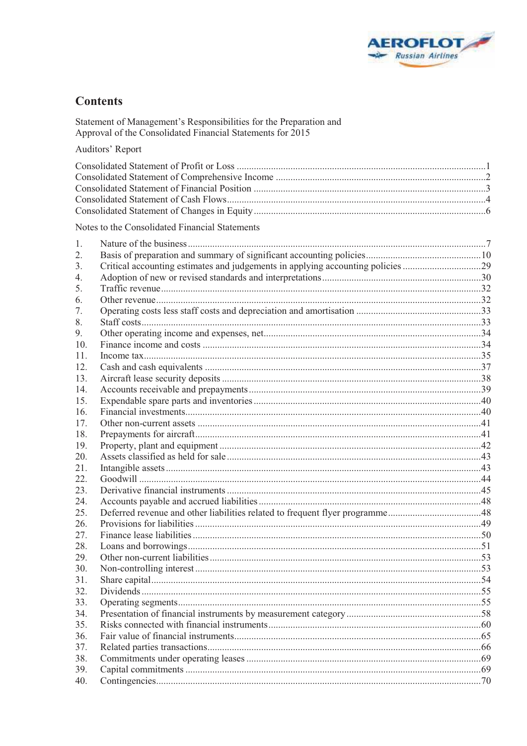## Contents

Statement of Management's Responsibilities for the Preparation and Approval of the Consolidated Financial Statements for 2015

Auditors' Report

| | |
|---|---|
| Consolidated Statement of Profit or Loss | 1 |
| Consolidated Statement of Comprehensive Income | 2 |
| Consolidated Statement of Financial Position | 3 |
| Consolidated Statement of Cash Flows | 4 |
| Consolidated Statement of Changes in Equity | 6 |

Notes to the Consolidated Financial Statements

| | | |
|---|---|---|
| 1. | Nature of the business | 7 |
| 2. | Basis of preparation and summary of significant accounting policies | 10 |
| 3. | Critical accounting estimates and judgements in applying accounting policies | 29 |
| 4. | Adoption of new or revised standards and interpretations | 30 |
| 5. | Traffic revenue | 32 |
| 6. | Other revenue | 32 |
| 7. | Operating costs less staff costs and depreciation and amortisation | 33 |
| 8. | Staff costs | 33 |
| 9. | Other operating income and expenses, net | 34 |
| 10. | Finance income and costs | 34 |
| 11. | Income tax | 35 |
| 12. | Cash and cash equivalents | 37 |
| 13. | Aircraft lease security deposits | 38 |
| 14. | Accounts receivable and prepayments | 39 |
| 15. | Expendable spare parts and inventories | 40 |
| 16. | Financial investments | 40 |
| 17. | Other non-current assets | 41 |
| 18. | Prepayments for aircraft | 41 |
| 19. | Property, plant and equipment | 42 |
| 20. | Assets classified as held for sale | 43 |
| 21. | Intangible assets | 43 |
| 22. | Goodwill | 44 |
| 23. | Derivative financial instruments | 45 |
| 24. | Accounts payable and accrued liabilities | 48 |
| 25. | Deferred revenue and other liabilities related to frequent flyer programme | 48 |
| 26. | Provisions for liabilities | 49 |
| 27. | Finance lease liabilities | 50 |
| 28. | Loans and borrowings | 51 |
| 29. | Other non-current liabilities | 53 |
| 30. | Non-controlling interest | 53 |
| 31. | Share capital | 54 |
| 32. | Dividends | 55 |
| 33. | Operating segments | 55 |
| 34. | Presentation of financial instruments by measurement category | 58 |
| 35. | Risks connected with financial instruments | 60 |
| 36. | Fair value of financial instruments | 65 |
| 37. | Related parties transactions | 66 |
| 38. | Commitments under operating leases | 69 |
| 39. | Capital commitments | 69 |
| 40. | Contingencies | 70 |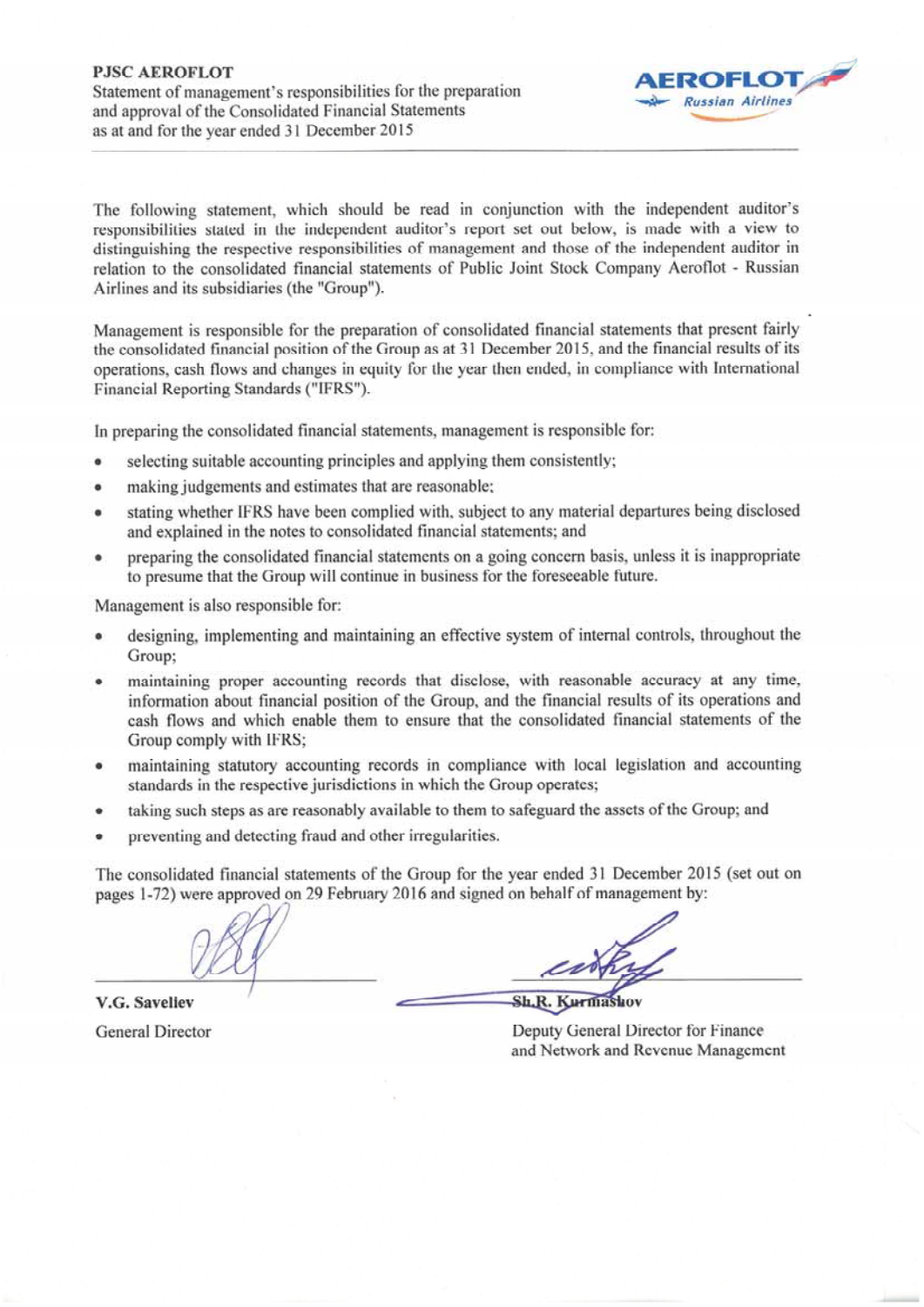**PJSC AEROFLOT**
Statement of management's responsibilities for the preparation and approval of the Consolidated Financial Statements as at and for the year ended 31 December 2015

The following statement, which should be read in conjunction with the independent auditor's responsibilities stated in the independent auditor's report set out below, is made with a view to distinguishing the respective responsibilities of management and those of the independent auditor in relation to the consolidated financial statements of Public Joint Stock Company Aeroflot - Russian Airlines and its subsidiaries (the "Group").

Management is responsible for the preparation of consolidated financial statements that present fairly the consolidated financial position of the Group as at 31 December 2015, and the financial results of its operations, cash flows and changes in equity for the year then ended, in compliance with International Financial Reporting Standards ("IFRS").

In preparing the consolidated financial statements, management is responsible for:

- selecting suitable accounting principles and applying them consistently;
- making judgements and estimates that are reasonable;
- stating whether IFRS have been complied with, subject to any material departures being disclosed and explained in the notes to consolidated financial statements; and
- preparing the consolidated financial statements on a going concern basis, unless it is inappropriate to presume that the Group will continue in business for the foreseeable future.

Management is also responsible for:

- designing, implementing and maintaining an effective system of internal controls, throughout the Group;
- maintaining proper accounting records that disclose, with reasonable accuracy at any time, information about financial position of the Group, and the financial results of its operations and cash flows and which enable them to ensure that the consolidated financial statements of the Group comply with IFRS;
- maintaining statutory accounting records in compliance with local legislation and accounting standards in the respective jurisdictions in which the Group operates;
- taking such steps as are reasonably available to them to safeguard the assets of the Group; and
- preventing and detecting fraud and other irregularities.

The consolidated financial statements of the Group for the year ended 31 December 2015 (set out on pages 1-72) were approved on 29 February 2016 and signed on behalf of management by:

**V.G. Saveliev**
General Director

**Sh.R. Kurmashov**
Deputy General Director for Finance and Network and Revenue Management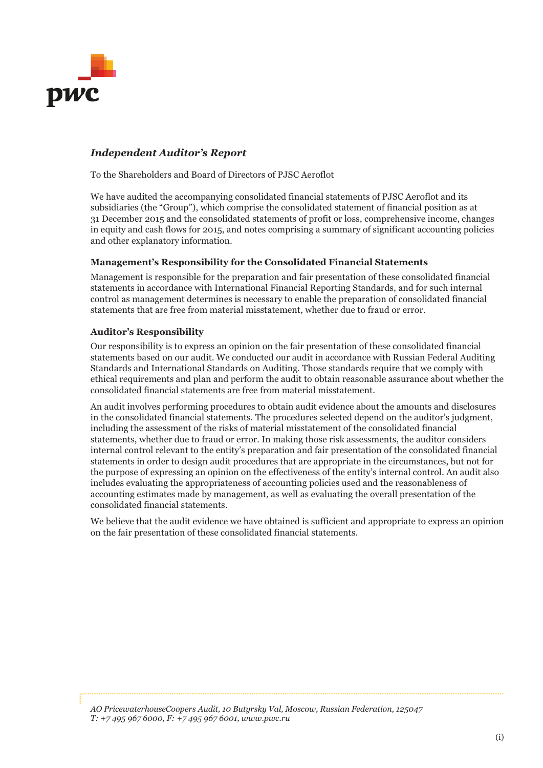## *Independent Auditor's Report*

To the Shareholders and Board of Directors of PJSC Aeroflot

We have audited the accompanying consolidated financial statements of PJSC Aeroflot and its subsidiaries (the "Group"), which comprise the consolidated statement of financial position as at 31 December 2015 and the consolidated statements of profit or loss, comprehensive income, changes in equity and cash flows for 2015, and notes comprising a summary of significant accounting policies and other explanatory information.

### Management's Responsibility for the Consolidated Financial Statements

Management is responsible for the preparation and fair presentation of these consolidated financial statements in accordance with International Financial Reporting Standards, and for such internal control as management determines is necessary to enable the preparation of consolidated financial statements that are free from material misstatement, whether due to fraud or error.

### Auditor's Responsibility

Our responsibility is to express an opinion on the fair presentation of these consolidated financial statements based on our audit. We conducted our audit in accordance with Russian Federal Auditing Standards and International Standards on Auditing. Those standards require that we comply with ethical requirements and plan and perform the audit to obtain reasonable assurance about whether the consolidated financial statements are free from material misstatement.

An audit involves performing procedures to obtain audit evidence about the amounts and disclosures in the consolidated financial statements. The procedures selected depend on the auditor's judgment, including the assessment of the risks of material misstatement of the consolidated financial statements, whether due to fraud or error. In making those risk assessments, the auditor considers internal control relevant to the entity's preparation and fair presentation of the consolidated financial statements in order to design audit procedures that are appropriate in the circumstances, but not for the purpose of expressing an opinion on the effectiveness of the entity's internal control. An audit also includes evaluating the appropriateness of accounting policies used and the reasonableness of accounting estimates made by management, as well as evaluating the overall presentation of the consolidated financial statements.

We believe that the audit evidence we have obtained is sufficient and appropriate to express an opinion on the fair presentation of these consolidated financial statements.

*AO PricewaterhouseCoopers Audit, 10 Butyrsky Val, Moscow, Russian Federation, 125047*
*T: +7 495 967 6000, F: +7 495 967 6001, www.pwc.ru*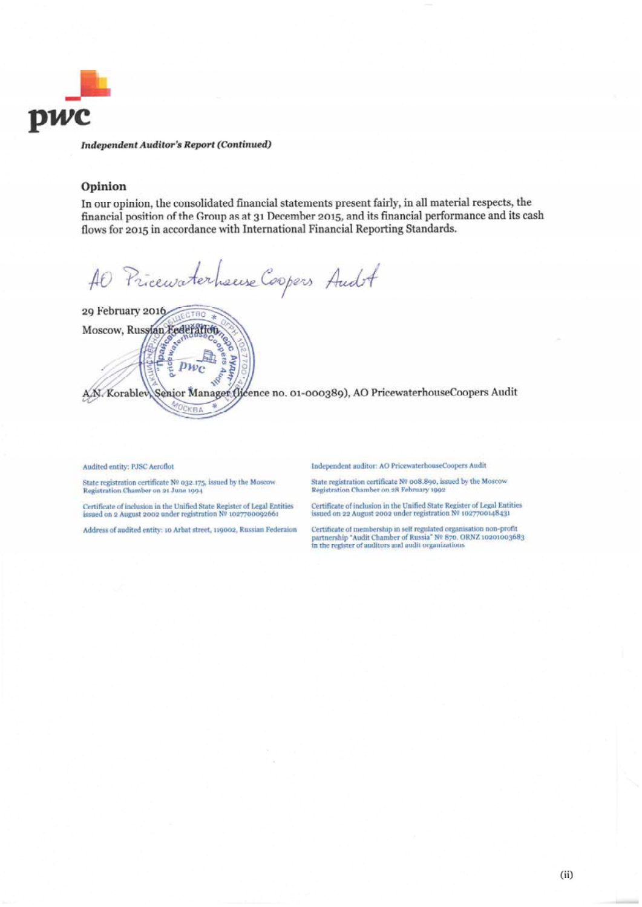*Independent Auditor's Report (Continued)*

## Opinion

In our opinion, the consolidated financial statements present fairly, in all material respects, the financial position of the Group as at 31 December 2015, and its financial performance and its cash flows for 2015 in accordance with International Financial Reporting Standards.

AO PricewaterhouseCoopers Audit

29 February 2016

Moscow, Russian Federation

A.N. Korablev, Senior Manager (licence no. 01-000389), AO PricewaterhouseCoopers Audit

Audited entity: PJSC Aeroflot

State registration certificate № 032.175, issued by the Moscow Registration Chamber on 21 June 1994

Certificate of inclusion in the Unified State Register of Legal Entities issued on 2 August 2002 under registration № 1027700092661

Address of audited entity: 10 Arbat street, 119002, Russian Federaion

Independent auditor: AO PricewaterhouseCoopers Audit

State registration certificate № 008.890, issued by the Moscow Registration Chamber on 28 February 1992

Certificate of inclusion in the Unified State Register of Legal Entities issued on 22 August 2002 under registration № 1027700148431

Certificate of membership in self regulated organisation non-profit partnership "Audit Chamber of Russia" № 870. ORNZ 10201003683 in the register of auditors and audit organizations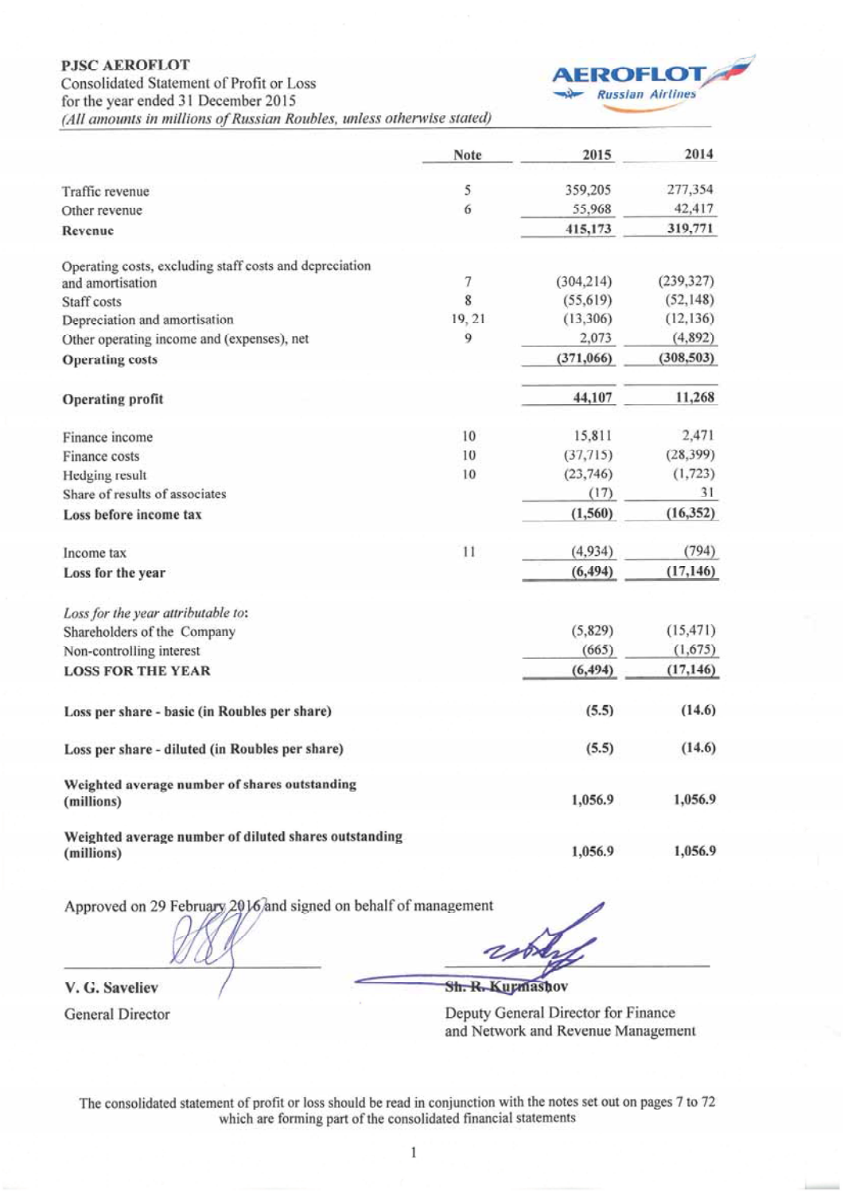**PJSC AEROFLOT**
Consolidated Statement of Profit or Loss
for the year ended 31 December 2015
*(All amounts in millions of Russian Roubles, unless otherwise stated)*

| | Note | 2015 | 2014 |
|---|---|---|---|
| Traffic revenue | 5 | 359,205 | 277,354 |
| Other revenue | 6 | 55,968 | 42,417 |
| **Revenue** | | **415,173** | **319,771** |
| Operating costs, excluding staff costs and depreciation and amortisation | 7 | (304,214) | (239,327) |
| Staff costs | 8 | (55,619) | (52,148) |
| Depreciation and amortisation | 19, 21 | (13,306) | (12,136) |
| Other operating income and (expenses), net | 9 | 2,073 | (4,892) |
| **Operating costs** | | **(371,066)** | **(308,503)** |
| **Operating profit** | | **44,107** | **11,268** |
| Finance income | 10 | 15,811 | 2,471 |
| Finance costs | 10 | (37,715) | (28,399) |
| Hedging result | 10 | (23,746) | (1,723) |
| Share of results of associates | | (17) | 31 |
| **Loss before income tax** | | **(1,560)** | **(16,352)** |
| Income tax | 11 | (4,934) | (794) |
| **Loss for the year** | | **(6,494)** | **(17,146)** |
| *Loss for the year attributable to:* | | | |
| Shareholders of the Company | | (5,829) | (15,471) |
| Non-controlling interest | | (665) | (1,675) |
| **LOSS FOR THE YEAR** | | **(6,494)** | **(17,146)** |
| **Loss per share - basic (in Roubles per share)** | | **(5.5)** | **(14.6)** |
| **Loss per share - diluted (in Roubles per share)** | | **(5.5)** | **(14.6)** |
| **Weighted average number of shares outstanding (millions)** | | **1,056.9** | **1,056.9** |
| **Weighted average number of diluted shares outstanding (millions)** | | **1,056.9** | **1,056.9** |

Approved on 29 February 2016 and signed on behalf of management

**V. G. Saveliev**
General Director

**Sh. R. Kurmashov**
Deputy General Director for Finance and Network and Revenue Management

The consolidated statement of profit or loss should be read in conjunction with the notes set out on pages 7 to 72 which are forming part of the consolidated financial statements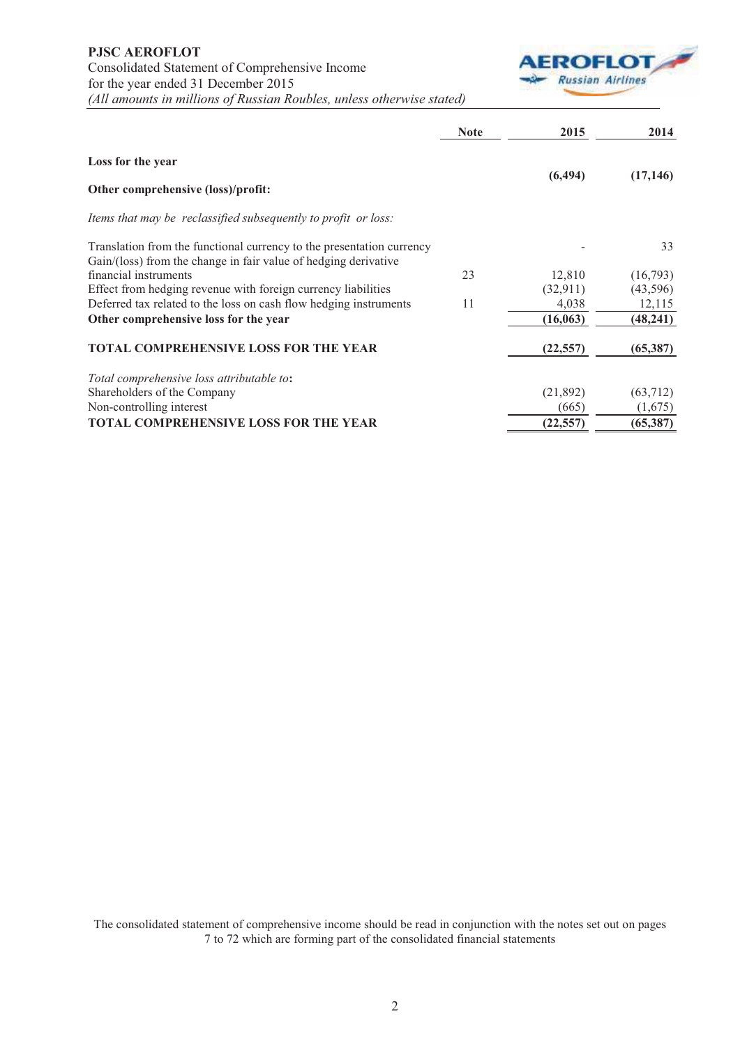**PJSC AEROFLOT**
Consolidated Statement of Comprehensive Income
for the year ended 31 December 2015
*(All amounts in millions of Russian Roubles, unless otherwise stated)*

| | Note | 2015 | 2014 |
|---|---|---|---|
| **Loss for the year** | | **(6,494)** | **(17,146)** |
| **Other comprehensive (loss)/profit:** | | | |
| *Items that may be reclassified subsequently to profit or loss:* | | | |
| Translation from the functional currency to the presentation currency | | - | 33 |
| Gain/(loss) from the change in fair value of hedging derivative financial instruments | 23 | 12,810 | (16,793) |
| Effect from hedging revenue with foreign currency liabilities | | (32,911) | (43,596) |
| Deferred tax related to the loss on cash flow hedging instruments | 11 | 4,038 | 12,115 |
| **Other comprehensive loss for the year** | | **(16,063)** | **(48,241)** |
| **TOTAL COMPREHENSIVE LOSS FOR THE YEAR** | | **(22,557)** | **(65,387)** |
| *Total comprehensive loss attributable to*: | | | |
| Shareholders of the Company | | (21,892) | (63,712) |
| Non-controlling interest | | (665) | (1,675) |
| **TOTAL COMPREHENSIVE LOSS FOR THE YEAR** | | **(22,557)** | **(65,387)** |

The consolidated statement of comprehensive income should be read in conjunction with the notes set out on pages 7 to 72 which are forming part of the consolidated financial statements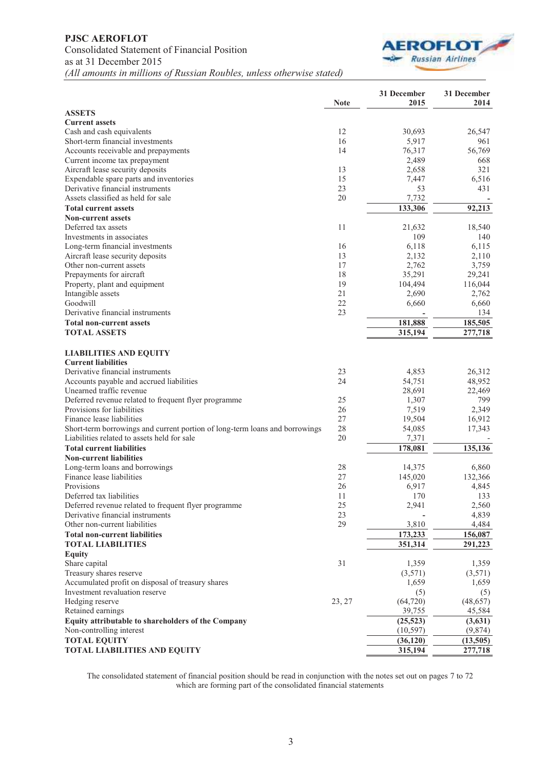**PJSC AEROFLOT**
Consolidated Statement of Financial Position
as at 31 December 2015
*(All amounts in millions of Russian Roubles, unless otherwise stated)*

| | Note | 31 December 2015 | 31 December 2014 |
|---|---|---|---|
| **ASSETS** | | | |
| **Current assets** | | | |
| Cash and cash equivalents | 12 | 30,693 | 26,547 |
| Short-term financial investments | 16 | 5,917 | 961 |
| Accounts receivable and prepayments | 14 | 76,317 | 56,769 |
| Current income tax prepayment | | 2,489 | 668 |
| Aircraft lease security deposits | 13 | 2,658 | 321 |
| Expendable spare parts and inventories | 15 | 7,447 | 6,516 |
| Derivative financial instruments | 23 | 53 | 431 |
| Assets classified as held for sale | 20 | 7,732 | - |
| **Total current assets** | | **133,306** | **92,213** |
| **Non-current assets** | | | |
| Deferred tax assets | 11 | 21,632 | 18,540 |
| Investments in associates | | 109 | 140 |
| Long-term financial investments | 16 | 6,118 | 6,115 |
| Aircraft lease security deposits | 13 | 2,132 | 2,110 |
| Other non-current assets | 17 | 2,762 | 3,759 |
| Prepayments for aircraft | 18 | 35,291 | 29,241 |
| Property, plant and equipment | 19 | 104,494 | 116,044 |
| Intangible assets | 21 | 2,690 | 2,762 |
| Goodwill | 22 | 6,660 | 6,660 |
| Derivative financial instruments | 23 | - | 134 |
| **Total non-current assets** | | **181,888** | **185,505** |
| **TOTAL ASSETS** | | **315,194** | **277,718** |
| **LIABILITIES AND EQUITY** | | | |
| **Current liabilities** | | | |
| Derivative financial instruments | 23 | 4,853 | 26,312 |
| Accounts payable and accrued liabilities | 24 | 54,751 | 48,952 |
| Unearned traffic revenue | | 28,691 | 22,469 |
| Deferred revenue related to frequent flyer programme | 25 | 1,307 | 799 |
| Provisions for liabilities | 26 | 7,519 | 2,349 |
| Finance lease liabilities | 27 | 19,504 | 16,912 |
| Short-term borrowings and current portion of long-term loans and borrowings | 28 | 54,085 | 17,343 |
| Liabilities related to assets held for sale | 20 | 7,371 | - |
| **Total current liabilities** | | **178,081** | **135,136** |
| **Non-current liabilities** | | | |
| Long-term loans and borrowings | 28 | 14,375 | 6,860 |
| Finance lease liabilities | 27 | 145,020 | 132,366 |
| Provisions | 26 | 6,917 | 4,845 |
| Deferred tax liabilities | 11 | 170 | 133 |
| Deferred revenue related to frequent flyer programme | 25 | 2,941 | 2,560 |
| Derivative financial instruments | 23 | - | 4,839 |
| Other non-current liabilities | 29 | 3,810 | 4,484 |
| **Total non-current liabilities** | | **173,233** | **156,087** |
| **TOTAL LIABILITIES** | | **351,314** | **291,223** |
| **Equity** | | | |
| Share capital | 31 | 1,359 | 1,359 |
| Treasury shares reserve | | (3,571) | (3,571) |
| Accumulated profit on disposal of treasury shares | | 1,659 | 1,659 |
| Investment revaluation reserve | | (5) | (5) |
| Hedging reserve | 23, 27 | (64,720) | (48,657) |
| Retained earnings | | 39,755 | 45,584 |
| **Equity attributable to shareholders of the Company** | | **(25,523)** | **(3,631)** |
| Non-controlling interest | | (10,597) | (9,874) |
| **TOTAL EQUITY** | | **(36,120)** | **(13,505)** |
| **TOTAL LIABILITIES AND EQUITY** | | **315,194** | **277,718** |

The consolidated statement of financial position should be read in conjunction with the notes set out on pages 7 to 72 which are forming part of the consolidated financial statements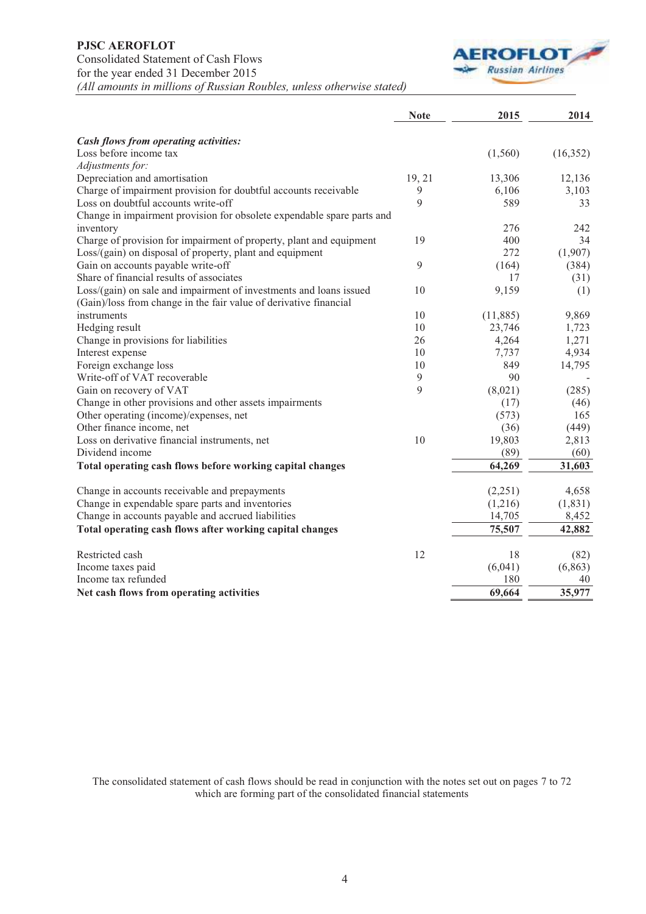**PJSC AEROFLOT**
Consolidated Statement of Cash Flows
for the year ended 31 December 2015
*(All amounts in millions of Russian Roubles, unless otherwise stated)*

| | Note | 2015 | 2014 |
|---|---|---|---|
| ***Cash flows from operating activities:*** | | | |
| Loss before income tax | | (1,560) | (16,352) |
| *Adjustments for:* | | | |
| Depreciation and amortisation | 19, 21 | 13,306 | 12,136 |
| Charge of impairment provision for doubtful accounts receivable | 9 | 6,106 | 3,103 |
| Loss on doubtful accounts write-off | 9 | 589 | 33 |
| Change in impairment provision for obsolete expendable spare parts and inventory | | 276 | 242 |
| Charge of provision for impairment of property, plant and equipment | 19 | 400 | 34 |
| Loss/(gain) on disposal of property, plant and equipment | | 272 | (1,907) |
| Gain on accounts payable write-off | 9 | (164) | (384) |
| Share of financial results of associates | | 17 | (31) |
| Loss/(gain) on sale and impairment of investments and loans issued | 10 | 9,159 | (1) |
| (Gain)/loss from change in the fair value of derivative financial instruments | 10 | (11,885) | 9,869 |
| Hedging result | 10 | 23,746 | 1,723 |
| Change in provisions for liabilities | 26 | 4,264 | 1,271 |
| Interest expense | 10 | 7,737 | 4,934 |
| Foreign exchange loss | 10 | 849 | 14,795 |
| Write-off of VAT recoverable | 9 | 90 | - |
| Gain on recovery of VAT | 9 | (8,021) | (285) |
| Change in other provisions and other assets impairments | | (17) | (46) |
| Other operating (income)/expenses, net | | (573) | 165 |
| Other finance income, net | | (36) | (449) |
| Loss on derivative financial instruments, net | 10 | 19,803 | 2,813 |
| Dividend income | | (89) | (60) |
| **Total operating cash flows before working capital changes** | | **64,269** | **31,603** |
| Change in accounts receivable and prepayments | | (2,251) | 4,658 |
| Change in expendable spare parts and inventories | | (1,216) | (1,831) |
| Change in accounts payable and accrued liabilities | | 14,705 | 8,452 |
| **Total operating cash flows after working capital changes** | | **75,507** | **42,882** |
| Restricted cash | 12 | 18 | (82) |
| Income taxes paid | | (6,041) | (6,863) |
| Income tax refunded | | 180 | 40 |
| **Net cash flows from operating activities** | | **69,664** | **35,977** |

The consolidated statement of cash flows should be read in conjunction with the notes set out on pages 7 to 72 which are forming part of the consolidated financial statements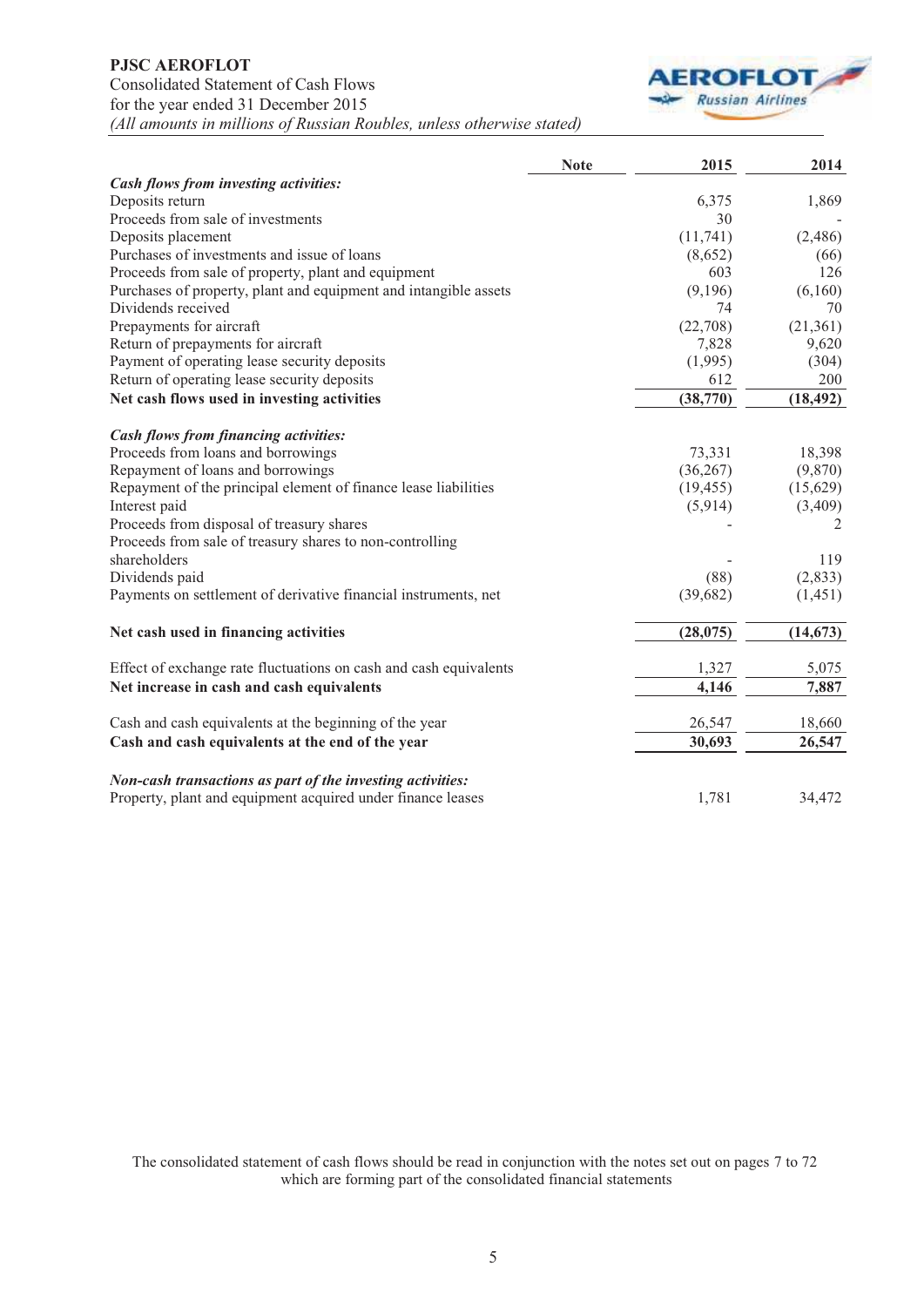**PJSC AEROFLOT**
Consolidated Statement of Cash Flows
for the year ended 31 December 2015
*(All amounts in millions of Russian Roubles, unless otherwise stated)*

| | Note | 2015 | 2014 |
|---|---|---|---|
| ***Cash flows from investing activities:*** | | | |
| Deposits return | | 6,375 | 1,869 |
| Proceeds from sale of investments | | 30 | - |
| Deposits placement | | (11,741) | (2,486) |
| Purchases of investments and issue of loans | | (8,652) | (66) |
| Proceeds from sale of property, plant and equipment | | 603 | 126 |
| Purchases of property, plant and equipment and intangible assets | | (9,196) | (6,160) |
| Dividends received | | 74 | 70 |
| Prepayments for aircraft | | (22,708) | (21,361) |
| Return of prepayments for aircraft | | 7,828 | 9,620 |
| Payment of operating lease security deposits | | (1,995) | (304) |
| Return of operating lease security deposits | | 612 | 200 |
| **Net cash flows used in investing activities** | | **(38,770)** | **(18,492)** |
| ***Cash flows from financing activities:*** | | | |
| Proceeds from loans and borrowings | | 73,331 | 18,398 |
| Repayment of loans and borrowings | | (36,267) | (9,870) |
| Repayment of the principal element of finance lease liabilities | | (19,455) | (15,629) |
| Interest paid | | (5,914) | (3,409) |
| Proceeds from disposal of treasury shares | | - | 2 |
| Proceeds from sale of treasury shares to non-controlling shareholders | | - | 119 |
| Dividends paid | | (88) | (2,833) |
| Payments on settlement of derivative financial instruments, net | | (39,682) | (1,451) |
| **Net cash used in financing activities** | | **(28,075)** | **(14,673)** |
| Effect of exchange rate fluctuations on cash and cash equivalents | | 1,327 | 5,075 |
| **Net increase in cash and cash equivalents** | | **4,146** | **7,887** |
| Cash and cash equivalents at the beginning of the year | | 26,547 | 18,660 |
| **Cash and cash equivalents at the end of the year** | | **30,693** | **26,547** |
| ***Non-cash transactions as part of the investing activities:*** | | | |
| Property, plant and equipment acquired under finance leases | | 1,781 | 34,472 |

The consolidated statement of cash flows should be read in conjunction with the notes set out on pages 7 to 72 which are forming part of the consolidated financial statements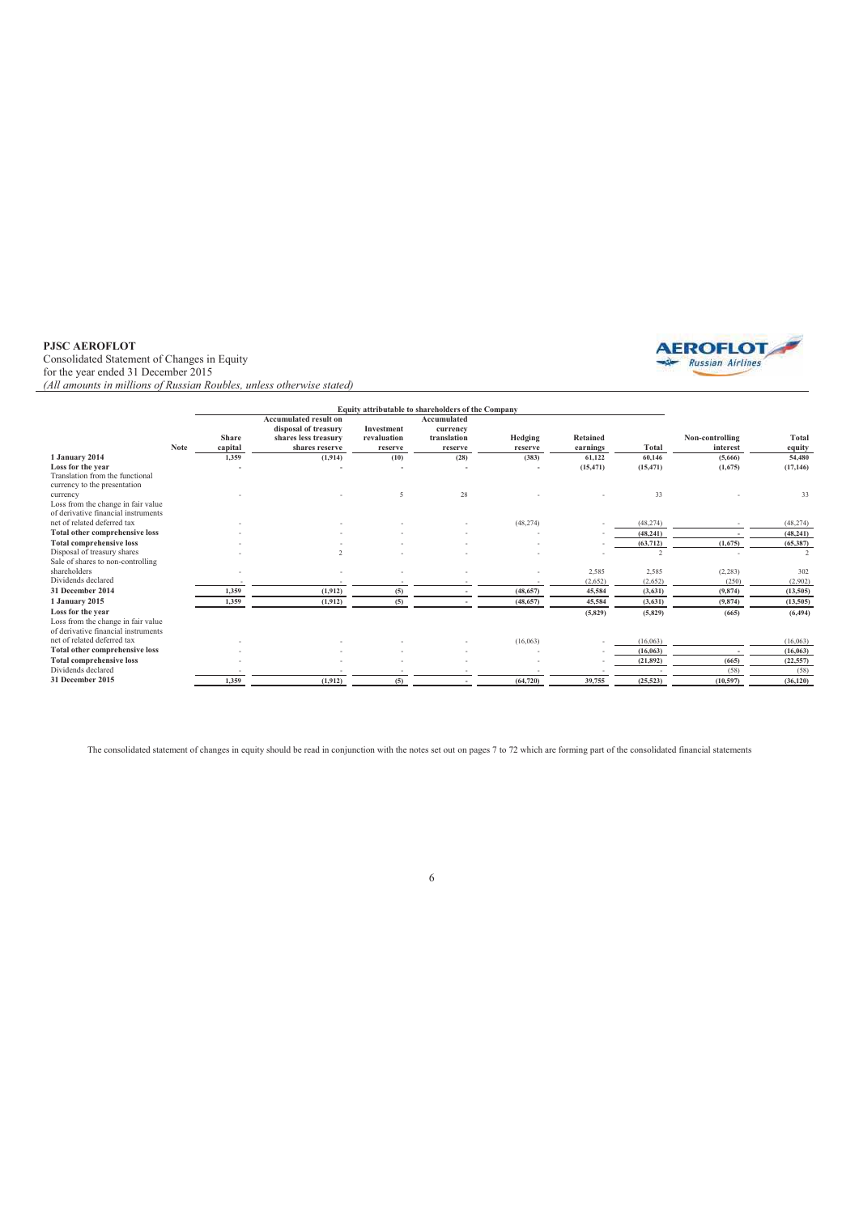**PJSC AEROFLOT**
Consolidated Statement of Changes in Equity
for the year ended 31 December 2015
*(All amounts in millions of Russian Roubles, unless otherwise stated)*

| | Note | Equity attributable to shareholders of the Company | | | | | | | | Non-controlling interest | Total equity |
|---|---|---|---|---|---|---|---|---|---|---|---|
| | | Share capital | Accumulated result on disposal of treasury shares less treasury shares reserve | Investment revaluation reserve | Accumulated currency translation reserve | Hedging reserve | Retained earnings | Total | | | |
| **1 January 2014** | | **1,359** | **(1,914)** | **(10)** | **(28)** | **(383)** | **61,122** | **60,146** | | **(5,666)** | **54,480** |
| **Loss for the year** | | **-** | **-** | **-** | **-** | **-** | **(15,471)** | **(15,471)** | | **(1,675)** | **(17,146)** |
| Translation from the functional currency to the presentation currency | | - | - | 5 | 28 | - | - | 33 | | - | 33 |
| Loss from the change in fair value of derivative financial instruments net of related deferred tax | | - | - | - | - | (48,274) | - | (48,274) | | - | (48,274) |
| **Total other comprehensive loss** | | - | - | - | - | - | - | **(48,241)** | | - | **(48,241)** |
| **Total comprehensive loss** | | - | - | - | - | - | - | **(63,712)** | | **(1,675)** | **(65,387)** |
| Disposal of treasury shares | | - | 2 | - | - | - | - | 2 | | - | 2 |
| Sale of shares to non-controlling shareholders | | - | - | - | - | - | 2,585 | 2,585 | | (2,283) | 302 |
| Dividends declared | | - | - | - | - | - | (2,652) | (2,652) | | (250) | (2,902) |
| **31 December 2014** | | **1,359** | **(1,912)** | **(5)** | **-** | **(48,657)** | **45,584** | **(3,631)** | | **(9,874)** | **(13,505)** |
| **1 January 2015** | | **1,359** | **(1,912)** | **(5)** | **-** | **(48,657)** | **45,584** | **(3,631)** | | **(9,874)** | **(13,505)** |
| **Loss for the year** | | | | | | | **(5,829)** | **(5,829)** | | **(665)** | **(6,494)** |
| Loss from the change in fair value of derivative financial instruments net of related deferred tax | | - | - | - | - | (16,063) | - | (16,063) | | | (16,063) |
| **Total other comprehensive loss** | | - | - | - | - | - | - | **(16,063)** | | **-** | **(16,063)** |
| **Total comprehensive loss** | | - | - | - | - | - | - | **(21,892)** | | **(665)** | **(22,557)** |
| Dividends declared | | - | - | - | - | - | - | - | | (58) | (58) |
| **31 December 2015** | | **1,359** | **(1,912)** | **(5)** | **-** | **(64,720)** | **39,755** | **(25,523)** | | **(10,597)** | **(36,120)** |

The consolidated statement of changes in equity should be read in conjunction with the notes set out on pages 7 to 72 which are forming part of the consolidated financial statements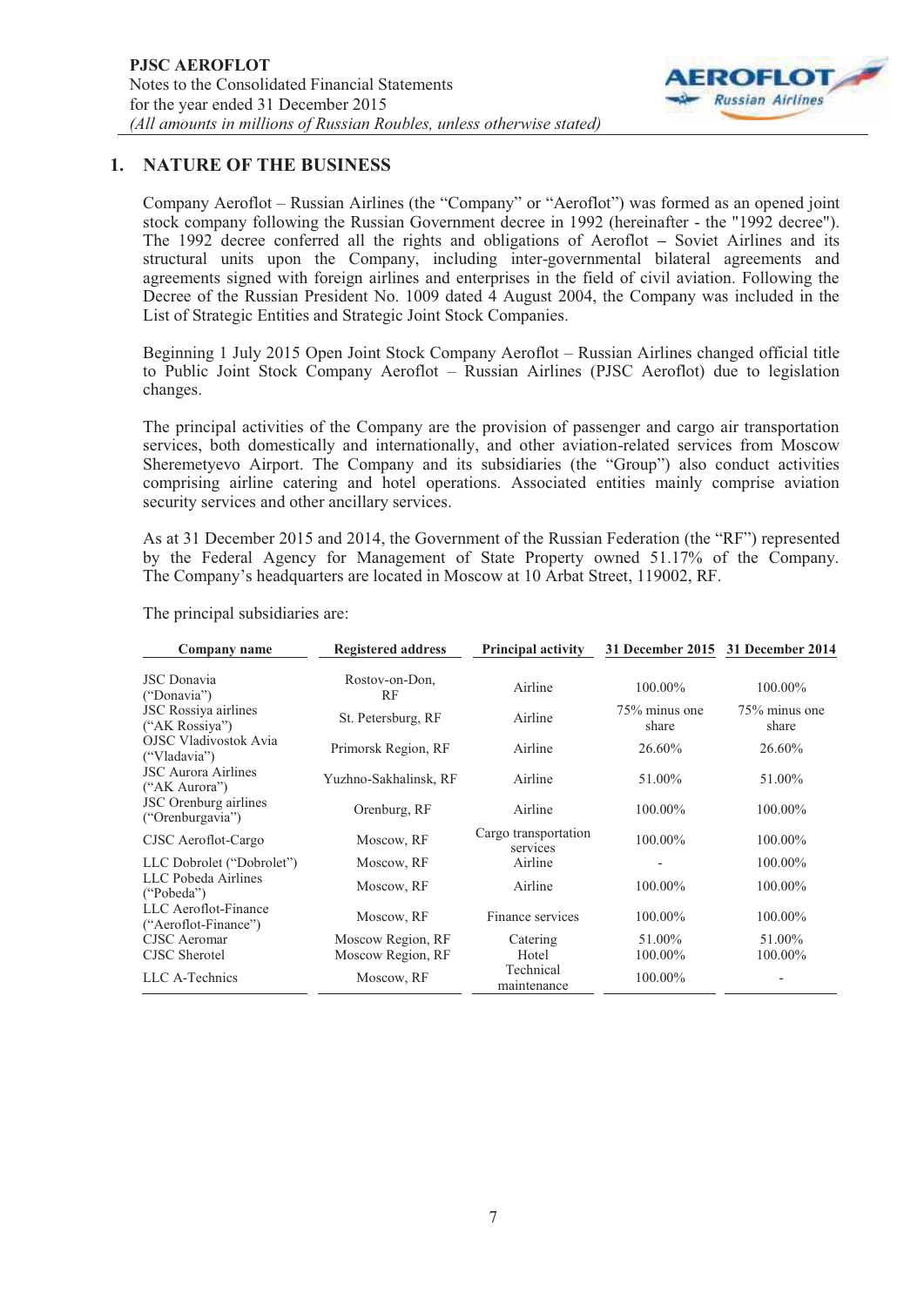## 1. NATURE OF THE BUSINESS

Company Aeroflot – Russian Airlines (the "Company" or "Aeroflot") was formed as an opened joint stock company following the Russian Government decree in 1992 (hereinafter - the "1992 decree"). The 1992 decree conferred all the rights and obligations of Aeroflot – Soviet Airlines and its structural units upon the Company, including inter-governmental bilateral agreements and agreements signed with foreign airlines and enterprises in the field of civil aviation. Following the Decree of the Russian President No. 1009 dated 4 August 2004, the Company was included in the List of Strategic Entities and Strategic Joint Stock Companies.

Beginning 1 July 2015 Open Joint Stock Company Aeroflot – Russian Airlines changed official title to Public Joint Stock Company Aeroflot – Russian Airlines (PJSC Aeroflot) due to legislation changes.

The principal activities of the Company are the provision of passenger and cargo air transportation services, both domestically and internationally, and other aviation-related services from Moscow Sheremetyevo Airport. The Company and its subsidiaries (the "Group") also conduct activities comprising airline catering and hotel operations. Associated entities mainly comprise aviation security services and other ancillary services.

As at 31 December 2015 and 2014, the Government of the Russian Federation (the "RF") represented by the Federal Agency for Management of State Property owned 51.17% of the Company. The Company's headquarters are located in Moscow at 10 Arbat Street, 119002, RF.

The principal subsidiaries are:

| Company name | Registered address | Principal activity | 31 December 2015 | 31 December 2014 |
|---|---|---|---|---|
| JSC Donavia ("Donavia") | Rostov-on-Don, RF | Airline | 100.00% | 100.00% |
| JSC Rossiya airlines ("AK Rossiya") | St. Petersburg, RF | Airline | 75% minus one share | 75% minus one share |
| OJSC Vladivostok Avia ("Vladavia") | Primorsk Region, RF | Airline | 26.60% | 26.60% |
| JSC Aurora Airlines ("AK Aurora") | Yuzhno-Sakhalinsk, RF | Airline | 51.00% | 51.00% |
| JSC Orenburg airlines ("Orenburgavia") | Orenburg, RF | Airline | 100.00% | 100.00% |
| CJSC Aeroflot-Cargo | Moscow, RF | Cargo transportation services | 100.00% | 100.00% |
| LLC Dobrolet ("Dobrolet") | Moscow, RF | Airline | - | 100.00% |
| LLC Pobeda Airlines ("Pobeda") | Moscow, RF | Airline | 100.00% | 100.00% |
| LLC Aeroflot-Finance ("Aeroflot-Finance") | Moscow, RF | Finance services | 100.00% | 100.00% |
| CJSC Aeromar | Moscow Region, RF | Catering | 51.00% | 51.00% |
| CJSC Sherotel | Moscow Region, RF | Hotel | 100.00% | 100.00% |
| LLC A-Technics | Moscow, RF | Technical maintenance | 100.00% | - |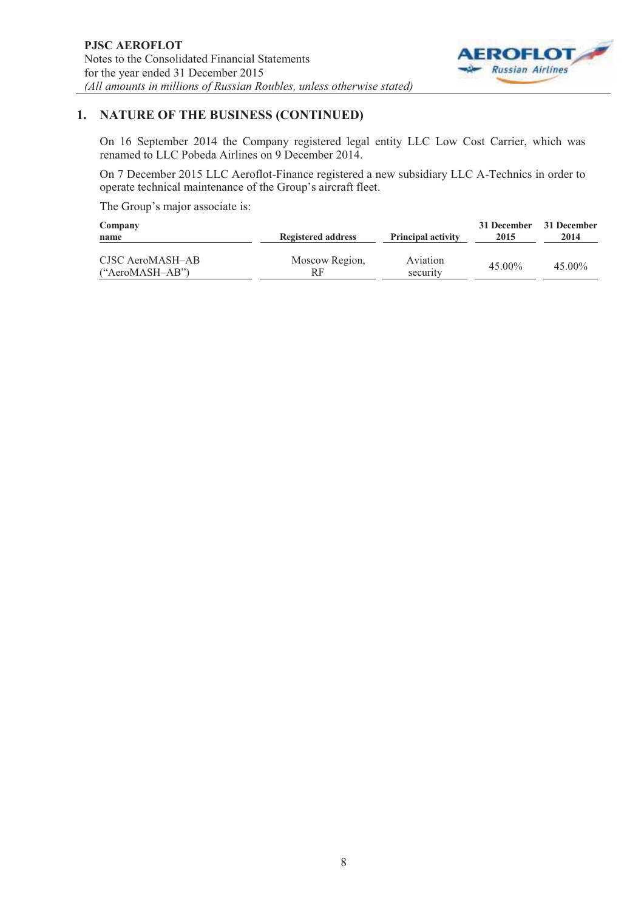## 1. NATURE OF THE BUSINESS (CONTINUED)

On 16 September 2014 the Company registered legal entity LLC Low Cost Carrier, which was renamed to LLC Pobeda Airlines on 9 December 2014.

On 7 December 2015 LLC Aeroflot-Finance registered a new subsidiary LLC A-Technics in order to operate technical maintenance of the Group's aircraft fleet.

The Group's major associate is:

| Company name | Registered address | Principal activity | 31 December 2015 | 31 December 2014 |
|---|---|---|---|---|
| CJSC AeroMASH–AB ("AeroMASH–AB") | Moscow Region, RF | Aviation security | 45.00% | 45.00% |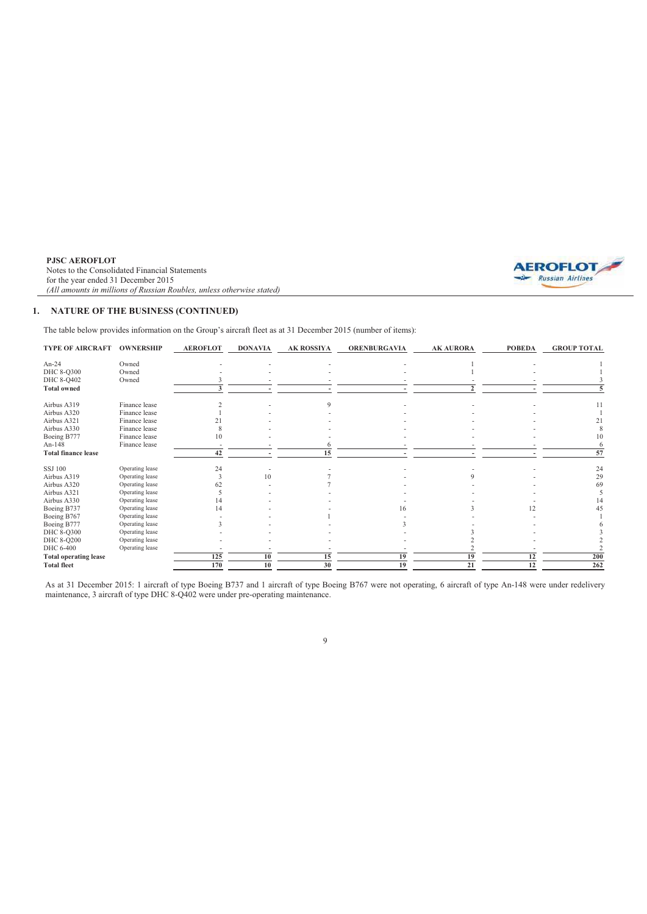## 1. NATURE OF THE BUSINESS (CONTINUED)

The table below provides information on the Group's aircraft fleet as at 31 December 2015 (number of items):

| TYPE OF AIRCRAFT | OWNERSHIP | AEROFLOT | DONAVIA | AK ROSSIYA | ORENBURGAVIA | AK AURORA | POBEDA | GROUP TOTAL |
|---|---|---|---|---|---|---|---|---|
| An-24 | Owned | - | - | - | - | 1 | - | 1 |
| DHC 8-Q300 | Owned | - | - | - | - | 1 | - | 1 |
| DHC 8-Q402 | Owned | 3 | - | - | - | - | - | 3 |
| **Total owned** | | **3** | **-** | **-** | **-** | **2** | **-** | **5** |
| Airbus A319 | Finance lease | 2 | - | 9 | - | - | - | 11 |
| Airbus A320 | Finance lease | 1 | - | - | - | - | - | 1 |
| Airbus A321 | Finance lease | 21 | - | - | - | - | - | 21 |
| Airbus A330 | Finance lease | 8 | - | - | - | - | - | 8 |
| Boeing B777 | Finance lease | 10 | - | - | - | - | - | 10 |
| An-148 | Finance lease | - | - | 6 | - | - | - | 6 |
| **Total finance lease** | | **42** | **-** | **15** | **-** | **-** | **-** | **57** |
| SSJ 100 | Operating lease | 24 | - | - | - | - | - | 24 |
| Airbus A319 | Operating lease | 3 | 10 | 7 | - | 9 | - | 29 |
| Airbus A320 | Operating lease | 62 | - | 7 | - | - | - | 69 |
| Airbus A321 | Operating lease | 5 | - | - | - | - | - | 5 |
| Airbus A330 | Operating lease | 14 | - | - | - | - | - | 14 |
| Boeing B737 | Operating lease | 14 | - | - | 16 | 3 | 12 | 45 |
| Boeing B767 | Operating lease | - | - | 1 | - | - | - | 1 |
| Boeing B777 | Operating lease | 3 | - | - | 3 | - | - | 6 |
| DHC 8-Q300 | Operating lease | - | - | - | - | 3 | - | 3 |
| DHC 8-Q200 | Operating lease | - | - | - | - | 2 | - | 2 |
| DHC 6-400 | Operating lease | - | - | - | - | 2 | - | 2 |
| **Total operating lease** | | **125** | **10** | **15** | **19** | **19** | **12** | **200** |
| **Total fleet** | | **170** | **10** | **30** | **19** | **21** | **12** | **262** |

As at 31 December 2015: 1 aircraft of type Boeing B737 and 1 aircraft of type Boeing B767 were not operating, 6 aircraft of type An-148 were under redelivery maintenance, 3 aircraft of type DHC 8-Q402 were under pre-operating maintenance.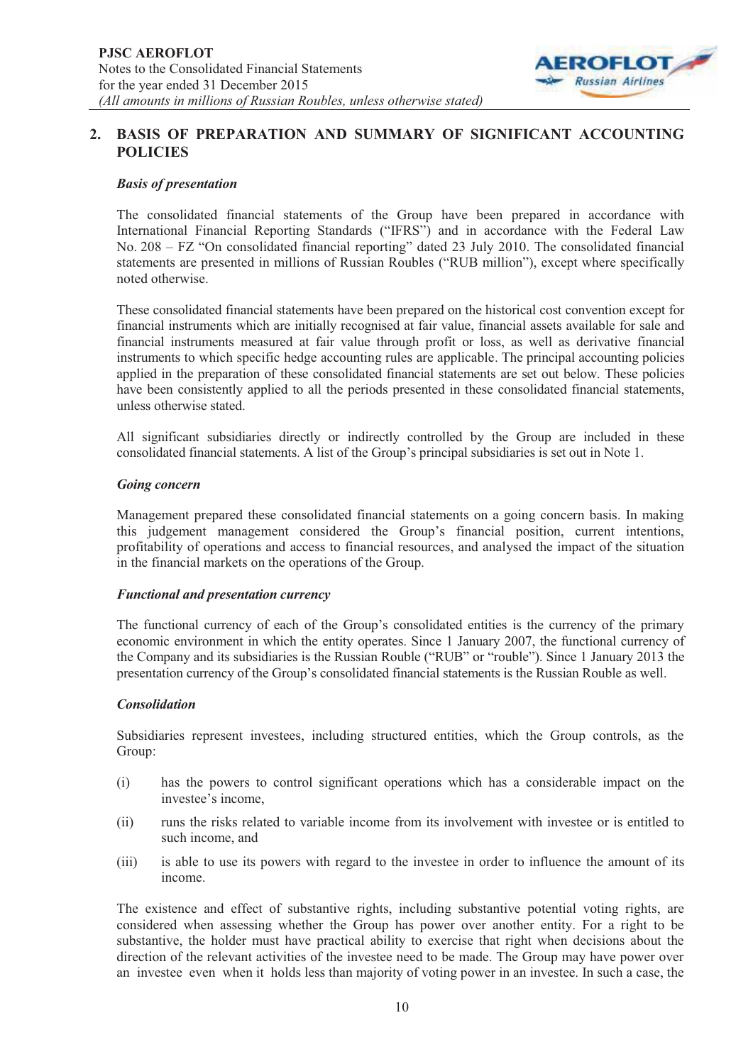## 2. BASIS OF PREPARATION AND SUMMARY OF SIGNIFICANT ACCOUNTING POLICIES

***Basis of presentation***

The consolidated financial statements of the Group have been prepared in accordance with International Financial Reporting Standards ("IFRS") and in accordance with the Federal Law No. 208 – FZ "On consolidated financial reporting" dated 23 July 2010. The consolidated financial statements are presented in millions of Russian Roubles ("RUB million"), except where specifically noted otherwise.

These consolidated financial statements have been prepared on the historical cost convention except for financial instruments which are initially recognised at fair value, financial assets available for sale and financial instruments measured at fair value through profit or loss, as well as derivative financial instruments to which specific hedge accounting rules are applicable. The principal accounting policies applied in the preparation of these consolidated financial statements are set out below. These policies have been consistently applied to all the periods presented in these consolidated financial statements, unless otherwise stated.

All significant subsidiaries directly or indirectly controlled by the Group are included in these consolidated financial statements. A list of the Group's principal subsidiaries is set out in Note 1.

***Going concern***

Management prepared these consolidated financial statements on a going concern basis. In making this judgement management considered the Group's financial position, current intentions, profitability of operations and access to financial resources, and analysed the impact of the situation in the financial markets on the operations of the Group.

***Functional and presentation currency***

The functional currency of each of the Group's consolidated entities is the currency of the primary economic environment in which the entity operates. Since 1 January 2007, the functional currency of the Company and its subsidiaries is the Russian Rouble ("RUB" or "rouble"). Since 1 January 2013 the presentation currency of the Group's consolidated financial statements is the Russian Rouble as well.

***Consolidation***

Subsidiaries represent investees, including structured entities, which the Group controls, as the Group:

(i) has the powers to control significant operations which has a considerable impact on the investee's income,

(ii) runs the risks related to variable income from its involvement with investee or is entitled to such income, and

(iii) is able to use its powers with regard to the investee in order to influence the amount of its income.

The existence and effect of substantive rights, including substantive potential voting rights, are considered when assessing whether the Group has power over another entity. For a right to be substantive, the holder must have practical ability to exercise that right when decisions about the direction of the relevant activities of the investee need to be made. The Group may have power over an investee even when it holds less than majority of voting power in an investee. In such a case, the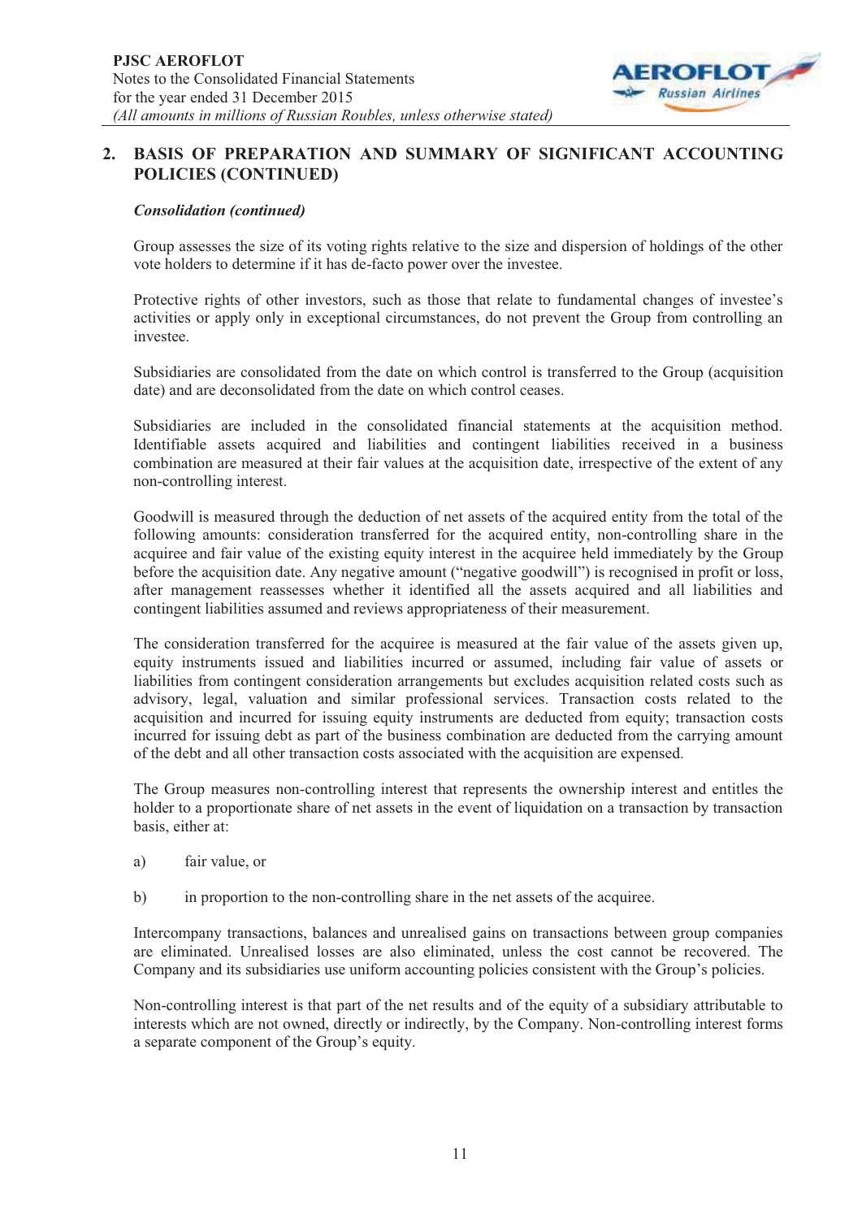## 2. BASIS OF PREPARATION AND SUMMARY OF SIGNIFICANT ACCOUNTING POLICIES (CONTINUED)

***Consolidation (continued)***

Group assesses the size of its voting rights relative to the size and dispersion of holdings of the other vote holders to determine if it has de-facto power over the investee.

Protective rights of other investors, such as those that relate to fundamental changes of investee's activities or apply only in exceptional circumstances, do not prevent the Group from controlling an investee.

Subsidiaries are consolidated from the date on which control is transferred to the Group (acquisition date) and are deconsolidated from the date on which control ceases.

Subsidiaries are included in the consolidated financial statements at the acquisition method. Identifiable assets acquired and liabilities and contingent liabilities received in a business combination are measured at their fair values at the acquisition date, irrespective of the extent of any non-controlling interest.

Goodwill is measured through the deduction of net assets of the acquired entity from the total of the following amounts: consideration transferred for the acquired entity, non-controlling share in the acquiree and fair value of the existing equity interest in the acquiree held immediately by the Group before the acquisition date. Any negative amount ("negative goodwill") is recognised in profit or loss, after management reassesses whether it identified all the assets acquired and all liabilities and contingent liabilities assumed and reviews appropriateness of their measurement.

The consideration transferred for the acquiree is measured at the fair value of the assets given up, equity instruments issued and liabilities incurred or assumed, including fair value of assets or liabilities from contingent consideration arrangements but excludes acquisition related costs such as advisory, legal, valuation and similar professional services. Transaction costs related to the acquisition and incurred for issuing equity instruments are deducted from equity; transaction costs incurred for issuing debt as part of the business combination are deducted from the carrying amount of the debt and all other transaction costs associated with the acquisition are expensed.

The Group measures non-controlling interest that represents the ownership interest and entitles the holder to a proportionate share of net assets in the event of liquidation on a transaction by transaction basis, either at:

a) fair value, or

b) in proportion to the non-controlling share in the net assets of the acquiree.

Intercompany transactions, balances and unrealised gains on transactions between group companies are eliminated. Unrealised losses are also eliminated, unless the cost cannot be recovered. The Company and its subsidiaries use uniform accounting policies consistent with the Group's policies.

Non-controlling interest is that part of the net results and of the equity of a subsidiary attributable to interests which are not owned, directly or indirectly, by the Company. Non-controlling interest forms a separate component of the Group's equity.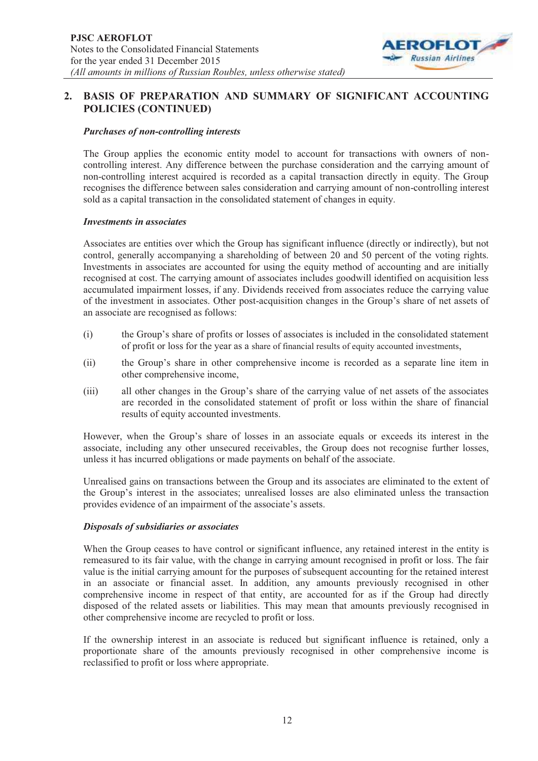## 2. BASIS OF PREPARATION AND SUMMARY OF SIGNIFICANT ACCOUNTING POLICIES (CONTINUED)

***Purchases of non-controlling interests***

The Group applies the economic entity model to account for transactions with owners of non-controlling interest. Any difference between the purchase consideration and the carrying amount of non-controlling interest acquired is recorded as a capital transaction directly in equity. The Group recognises the difference between sales consideration and carrying amount of non-controlling interest sold as a capital transaction in the consolidated statement of changes in equity.

***Investments in associates***

Associates are entities over which the Group has significant influence (directly or indirectly), but not control, generally accompanying a shareholding of between 20 and 50 percent of the voting rights. Investments in associates are accounted for using the equity method of accounting and are initially recognised at cost. The carrying amount of associates includes goodwill identified on acquisition less accumulated impairment losses, if any. Dividends received from associates reduce the carrying value of the investment in associates. Other post-acquisition changes in the Group's share of net assets of an associate are recognised as follows:

(i) the Group's share of profits or losses of associates is included in the consolidated statement of profit or loss for the year as a share of financial results of equity accounted investments,

(ii) the Group's share in other comprehensive income is recorded as a separate line item in other comprehensive income,

(iii) all other changes in the Group's share of the carrying value of net assets of the associates are recorded in the consolidated statement of profit or loss within the share of financial results of equity accounted investments.

However, when the Group's share of losses in an associate equals or exceeds its interest in the associate, including any other unsecured receivables, the Group does not recognise further losses, unless it has incurred obligations or made payments on behalf of the associate.

Unrealised gains on transactions between the Group and its associates are eliminated to the extent of the Group's interest in the associates; unrealised losses are also eliminated unless the transaction provides evidence of an impairment of the associate's assets.

***Disposals of subsidiaries or associates***

When the Group ceases to have control or significant influence, any retained interest in the entity is remeasured to its fair value, with the change in carrying amount recognised in profit or loss. The fair value is the initial carrying amount for the purposes of subsequent accounting for the retained interest in an associate or financial asset. In addition, any amounts previously recognised in other comprehensive income in respect of that entity, are accounted for as if the Group had directly disposed of the related assets or liabilities. This may mean that amounts previously recognised in other comprehensive income are recycled to profit or loss.

If the ownership interest in an associate is reduced but significant influence is retained, only a proportionate share of the amounts previously recognised in other comprehensive income is reclassified to profit or loss where appropriate.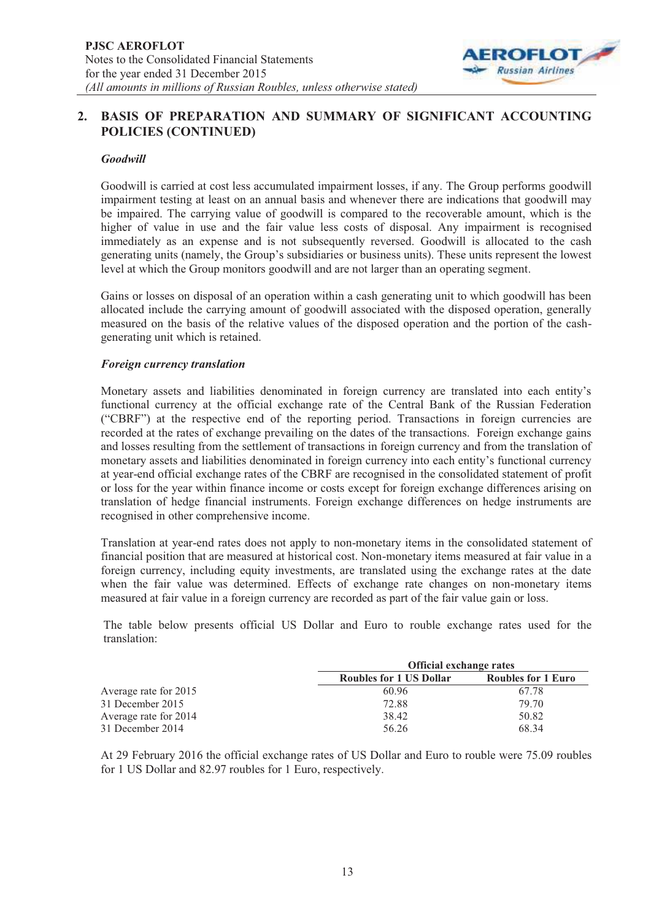## 2. BASIS OF PREPARATION AND SUMMARY OF SIGNIFICANT ACCOUNTING POLICIES (CONTINUED)

***Goodwill***

Goodwill is carried at cost less accumulated impairment losses, if any. The Group performs goodwill impairment testing at least on an annual basis and whenever there are indications that goodwill may be impaired. The carrying value of goodwill is compared to the recoverable amount, which is the higher of value in use and the fair value less costs of disposal. Any impairment is recognised immediately as an expense and is not subsequently reversed. Goodwill is allocated to the cash generating units (namely, the Group's subsidiaries or business units). These units represent the lowest level at which the Group monitors goodwill and are not larger than an operating segment.

Gains or losses on disposal of an operation within a cash generating unit to which goodwill has been allocated include the carrying amount of goodwill associated with the disposed operation, generally measured on the basis of the relative values of the disposed operation and the portion of the cash-generating unit which is retained.

***Foreign currency translation***

Monetary assets and liabilities denominated in foreign currency are translated into each entity's functional currency at the official exchange rate of the Central Bank of the Russian Federation ("CBRF") at the respective end of the reporting period. Transactions in foreign currencies are recorded at the rates of exchange prevailing on the dates of the transactions. Foreign exchange gains and losses resulting from the settlement of transactions in foreign currency and from the translation of monetary assets and liabilities denominated in foreign currency into each entity's functional currency at year-end official exchange rates of the CBRF are recognised in the consolidated statement of profit or loss for the year within finance income or costs except for foreign exchange differences arising on translation of hedge financial instruments. Foreign exchange differences on hedge instruments are recognised in other comprehensive income.

Translation at year-end rates does not apply to non-monetary items in the consolidated statement of financial position that are measured at historical cost. Non-monetary items measured at fair value in a foreign currency, including equity investments, are translated using the exchange rates at the date when the fair value was determined. Effects of exchange rate changes on non-monetary items measured at fair value in a foreign currency are recorded as part of the fair value gain or loss.

The table below presents official US Dollar and Euro to rouble exchange rates used for the translation:

| | Official exchange rates | |
|---|---|---|
| | **Roubles for 1 US Dollar** | **Roubles for 1 Euro** |
| Average rate for 2015 | 60.96 | 67.78 |
| 31 December 2015 | 72.88 | 79.70 |
| Average rate for 2014 | 38.42 | 50.82 |
| 31 December 2014 | 56.26 | 68.34 |

At 29 February 2016 the official exchange rates of US Dollar and Euro to rouble were 75.09 roubles for 1 US Dollar and 82.97 roubles for 1 Euro, respectively.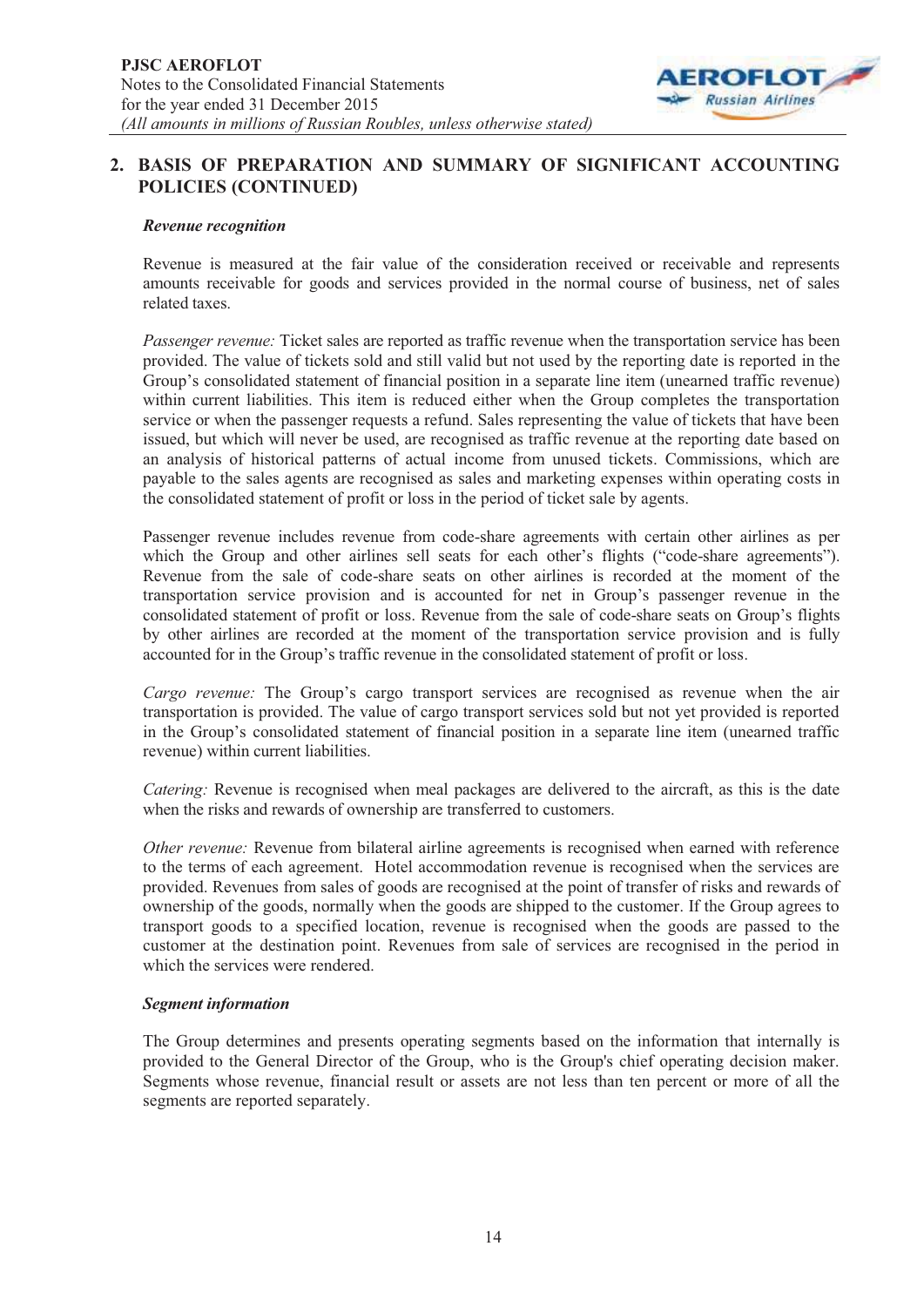## 2. BASIS OF PREPARATION AND SUMMARY OF SIGNIFICANT ACCOUNTING POLICIES (CONTINUED)

***Revenue recognition***

Revenue is measured at the fair value of the consideration received or receivable and represents amounts receivable for goods and services provided in the normal course of business, net of sales related taxes.

*Passenger revenue:* Ticket sales are reported as traffic revenue when the transportation service has been provided. The value of tickets sold and still valid but not used by the reporting date is reported in the Group's consolidated statement of financial position in a separate line item (unearned traffic revenue) within current liabilities. This item is reduced either when the Group completes the transportation service or when the passenger requests a refund. Sales representing the value of tickets that have been issued, but which will never be used, are recognised as traffic revenue at the reporting date based on an analysis of historical patterns of actual income from unused tickets. Commissions, which are payable to the sales agents are recognised as sales and marketing expenses within operating costs in the consolidated statement of profit or loss in the period of ticket sale by agents.

Passenger revenue includes revenue from code-share agreements with certain other airlines as per which the Group and other airlines sell seats for each other's flights ("code-share agreements"). Revenue from the sale of code-share seats on other airlines is recorded at the moment of the transportation service provision and is accounted for net in Group's passenger revenue in the consolidated statement of profit or loss. Revenue from the sale of code-share seats on Group's flights by other airlines are recorded at the moment of the transportation service provision and is fully accounted for in the Group's traffic revenue in the consolidated statement of profit or loss.

*Cargo revenue:* The Group's cargo transport services are recognised as revenue when the air transportation is provided. The value of cargo transport services sold but not yet provided is reported in the Group's consolidated statement of financial position in a separate line item (unearned traffic revenue) within current liabilities.

*Catering:* Revenue is recognised when meal packages are delivered to the aircraft, as this is the date when the risks and rewards of ownership are transferred to customers.

*Other revenue:* Revenue from bilateral airline agreements is recognised when earned with reference to the terms of each agreement. Hotel accommodation revenue is recognised when the services are provided. Revenues from sales of goods are recognised at the point of transfer of risks and rewards of ownership of the goods, normally when the goods are shipped to the customer. If the Group agrees to transport goods to a specified location, revenue is recognised when the goods are passed to the customer at the destination point. Revenues from sale of services are recognised in the period in which the services were rendered.

***Segment information***

The Group determines and presents operating segments based on the information that internally is provided to the General Director of the Group, who is the Group's chief operating decision maker. Segments whose revenue, financial result or assets are not less than ten percent or more of all the segments are reported separately.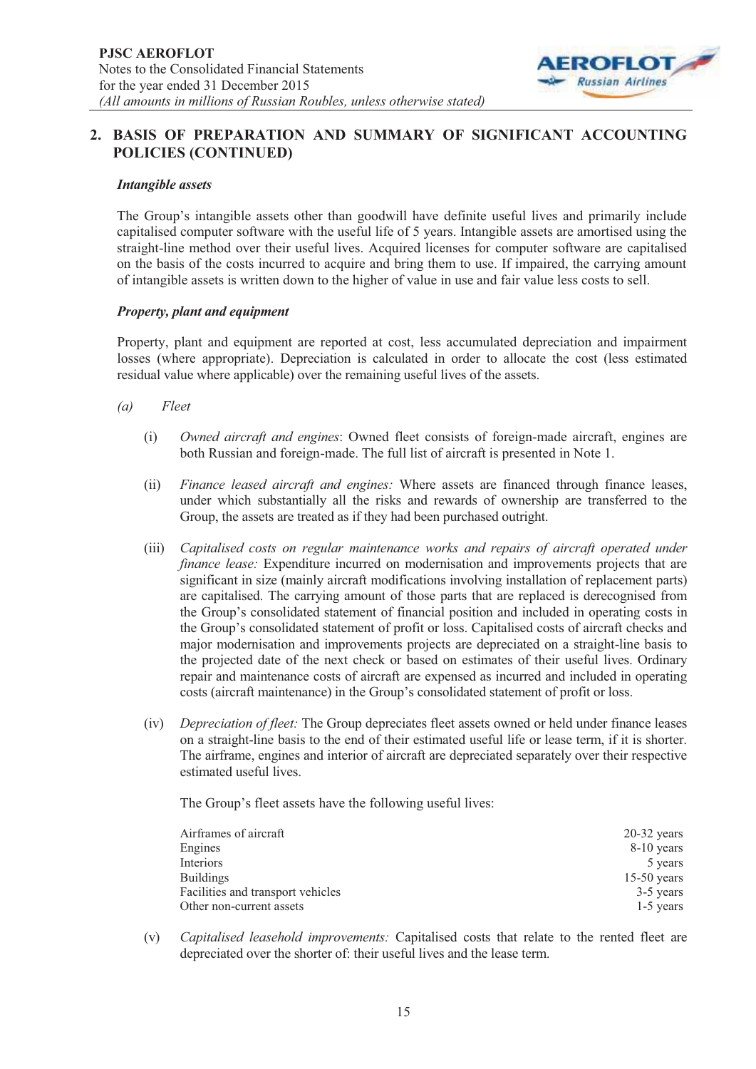## 2. BASIS OF PREPARATION AND SUMMARY OF SIGNIFICANT ACCOUNTING POLICIES (CONTINUED)

***Intangible assets***

The Group's intangible assets other than goodwill have definite useful lives and primarily include capitalised computer software with the useful life of 5 years. Intangible assets are amortised using the straight-line method over their useful lives. Acquired licenses for computer software are capitalised on the basis of the costs incurred to acquire and bring them to use. If impaired, the carrying amount of intangible assets is written down to the higher of value in use and fair value less costs to sell.

***Property, plant and equipment***

Property, plant and equipment are reported at cost, less accumulated depreciation and impairment losses (where appropriate). Depreciation is calculated in order to allocate the cost (less estimated residual value where applicable) over the remaining useful lives of the assets.

*(a) Fleet*

(i) *Owned aircraft and engines*: Owned fleet consists of foreign-made aircraft, engines are both Russian and foreign-made. The full list of aircraft is presented in Note 1.

(ii) *Finance leased aircraft and engines:* Where assets are financed through finance leases, under which substantially all the risks and rewards of ownership are transferred to the Group, the assets are treated as if they had been purchased outright.

(iii) *Capitalised costs on regular maintenance works and repairs of aircraft operated under finance lease:* Expenditure incurred on modernisation and improvements projects that are significant in size (mainly aircraft modifications involving installation of replacement parts) are capitalised. The carrying amount of those parts that are replaced is derecognised from the Group's consolidated statement of financial position and included in operating costs in the Group's consolidated statement of profit or loss. Capitalised costs of aircraft checks and major modernisation and improvements projects are depreciated on a straight-line basis to the projected date of the next check or based on estimates of their useful lives. Ordinary repair and maintenance costs of aircraft are expensed as incurred and included in operating costs (aircraft maintenance) in the Group's consolidated statement of profit or loss.

(iv) *Depreciation of fleet:* The Group depreciates fleet assets owned or held under finance leases on a straight-line basis to the end of their estimated useful life or lease term, if it is shorter. The airframe, engines and interior of aircraft are depreciated separately over their respective estimated useful lives.

The Group's fleet assets have the following useful lives:

| | |
|---|---|
| Airframes of aircraft | 20-32 years |
| Engines | 8-10 years |
| Interiors | 5 years |
| Buildings | 15-50 years |
| Facilities and transport vehicles | 3-5 years |
| Other non-current assets | 1-5 years |

(v) *Capitalised leasehold improvements:* Capitalised costs that relate to the rented fleet are depreciated over the shorter of: their useful lives and the lease term.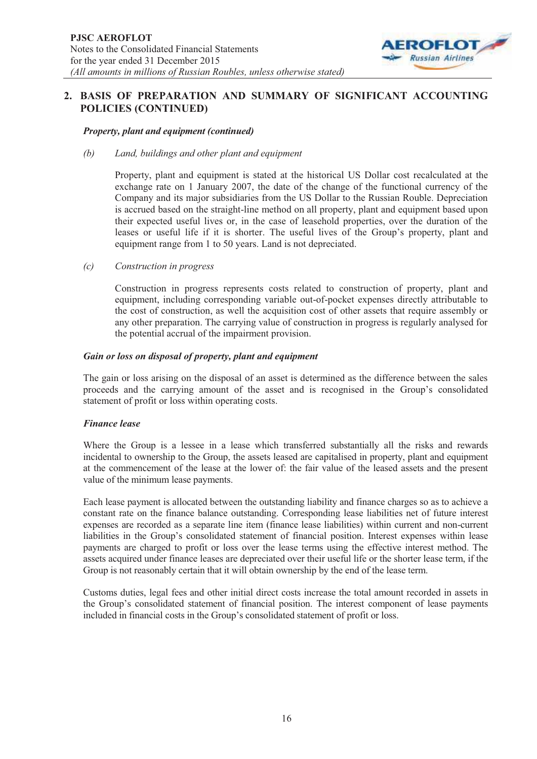## 2. BASIS OF PREPARATION AND SUMMARY OF SIGNIFICANT ACCOUNTING POLICIES (CONTINUED)

***Property, plant and equipment (continued)***

*(b) Land, buildings and other plant and equipment*

Property, plant and equipment is stated at the historical US Dollar cost recalculated at the exchange rate on 1 January 2007, the date of the change of the functional currency of the Company and its major subsidiaries from the US Dollar to the Russian Rouble. Depreciation is accrued based on the straight-line method on all property, plant and equipment based upon their expected useful lives or, in the case of leasehold properties, over the duration of the leases or useful life if it is shorter. The useful lives of the Group's property, plant and equipment range from 1 to 50 years. Land is not depreciated.

*(c) Construction in progress*

Construction in progress represents costs related to construction of property, plant and equipment, including corresponding variable out-of-pocket expenses directly attributable to the cost of construction, as well the acquisition cost of other assets that require assembly or any other preparation. The carrying value of construction in progress is regularly analysed for the potential accrual of the impairment provision.

***Gain or loss on disposal of property, plant and equipment***

The gain or loss arising on the disposal of an asset is determined as the difference between the sales proceeds and the carrying amount of the asset and is recognised in the Group's consolidated statement of profit or loss within operating costs.

***Finance lease***

Where the Group is a lessee in a lease which transferred substantially all the risks and rewards incidental to ownership to the Group, the assets leased are capitalised in property, plant and equipment at the commencement of the lease at the lower of: the fair value of the leased assets and the present value of the minimum lease payments.

Each lease payment is allocated between the outstanding liability and finance charges so as to achieve a constant rate on the finance balance outstanding. Corresponding lease liabilities net of future interest expenses are recorded as a separate line item (finance lease liabilities) within current and non-current liabilities in the Group's consolidated statement of financial position. Interest expenses within lease payments are charged to profit or loss over the lease terms using the effective interest method. The assets acquired under finance leases are depreciated over their useful life or the shorter lease term, if the Group is not reasonably certain that it will obtain ownership by the end of the lease term.

Customs duties, legal fees and other initial direct costs increase the total amount recorded in assets in the Group's consolidated statement of financial position. The interest component of lease payments included in financial costs in the Group's consolidated statement of profit or loss.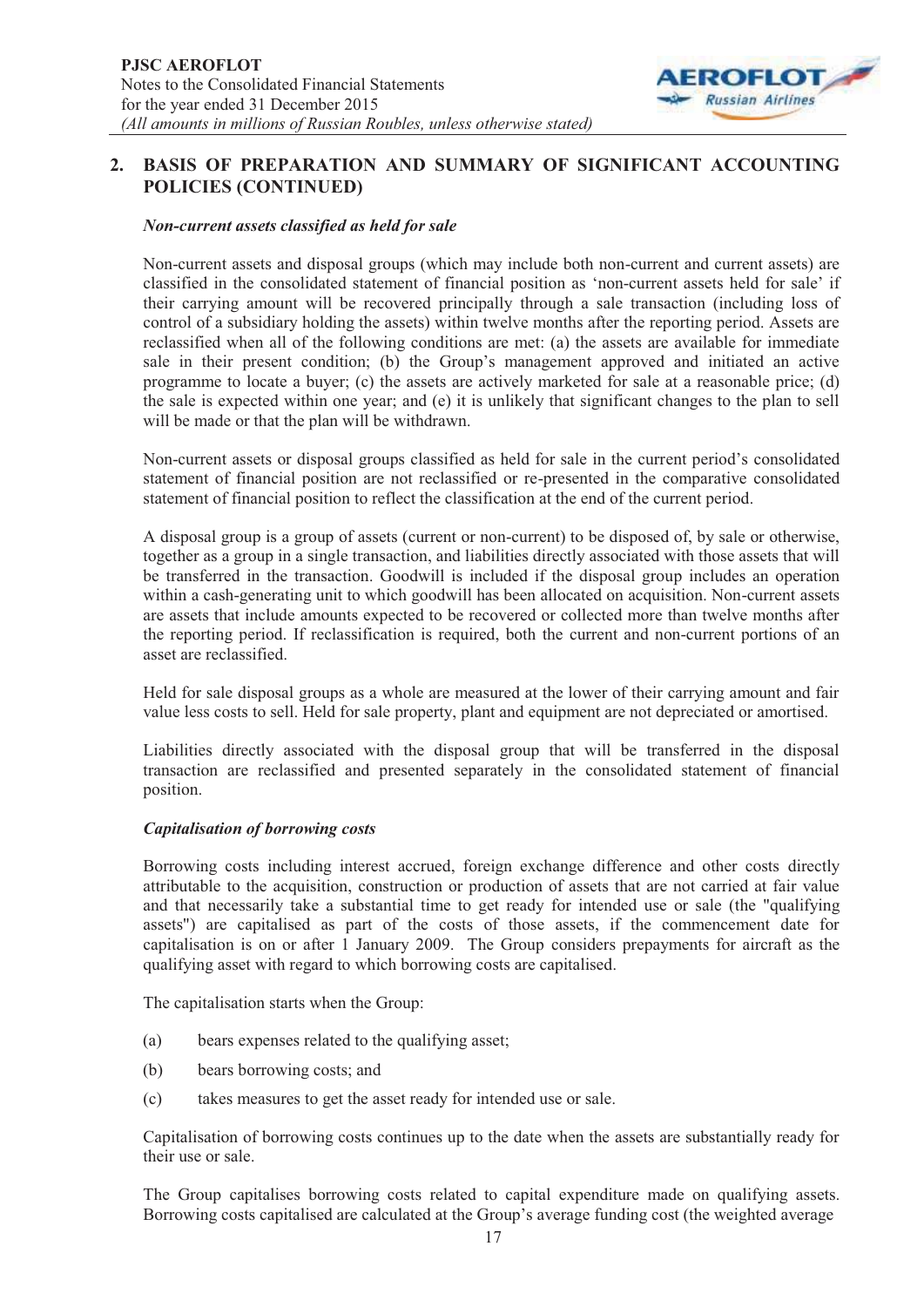## 2. BASIS OF PREPARATION AND SUMMARY OF SIGNIFICANT ACCOUNTING POLICIES (CONTINUED)

***Non-current assets classified as held for sale***

Non-current assets and disposal groups (which may include both non-current and current assets) are classified in the consolidated statement of financial position as 'non-current assets held for sale' if their carrying amount will be recovered principally through a sale transaction (including loss of control of a subsidiary holding the assets) within twelve months after the reporting period. Assets are reclassified when all of the following conditions are met: (a) the assets are available for immediate sale in their present condition; (b) the Group's management approved and initiated an active programme to locate a buyer; (c) the assets are actively marketed for sale at a reasonable price; (d) the sale is expected within one year; and (e) it is unlikely that significant changes to the plan to sell will be made or that the plan will be withdrawn.

Non-current assets or disposal groups classified as held for sale in the current period's consolidated statement of financial position are not reclassified or re-presented in the comparative consolidated statement of financial position to reflect the classification at the end of the current period.

A disposal group is a group of assets (current or non-current) to be disposed of, by sale or otherwise, together as a group in a single transaction, and liabilities directly associated with those assets that will be transferred in the transaction. Goodwill is included if the disposal group includes an operation within a cash-generating unit to which goodwill has been allocated on acquisition. Non-current assets are assets that include amounts expected to be recovered or collected more than twelve months after the reporting period. If reclassification is required, both the current and non-current portions of an asset are reclassified.

Held for sale disposal groups as a whole are measured at the lower of their carrying amount and fair value less costs to sell. Held for sale property, plant and equipment are not depreciated or amortised.

Liabilities directly associated with the disposal group that will be transferred in the disposal transaction are reclassified and presented separately in the consolidated statement of financial position.

***Capitalisation of borrowing costs***

Borrowing costs including interest accrued, foreign exchange difference and other costs directly attributable to the acquisition, construction or production of assets that are not carried at fair value and that necessarily take a substantial time to get ready for intended use or sale (the "qualifying assets") are capitalised as part of the costs of those assets, if the commencement date for capitalisation is on or after 1 January 2009. The Group considers prepayments for aircraft as the qualifying asset with regard to which borrowing costs are capitalised.

The capitalisation starts when the Group:

(a) bears expenses related to the qualifying asset;

(b) bears borrowing costs; and

(c) takes measures to get the asset ready for intended use or sale.

Capitalisation of borrowing costs continues up to the date when the assets are substantially ready for their use or sale.

The Group capitalises borrowing costs related to capital expenditure made on qualifying assets. Borrowing costs capitalised are calculated at the Group's average funding cost (the weighted average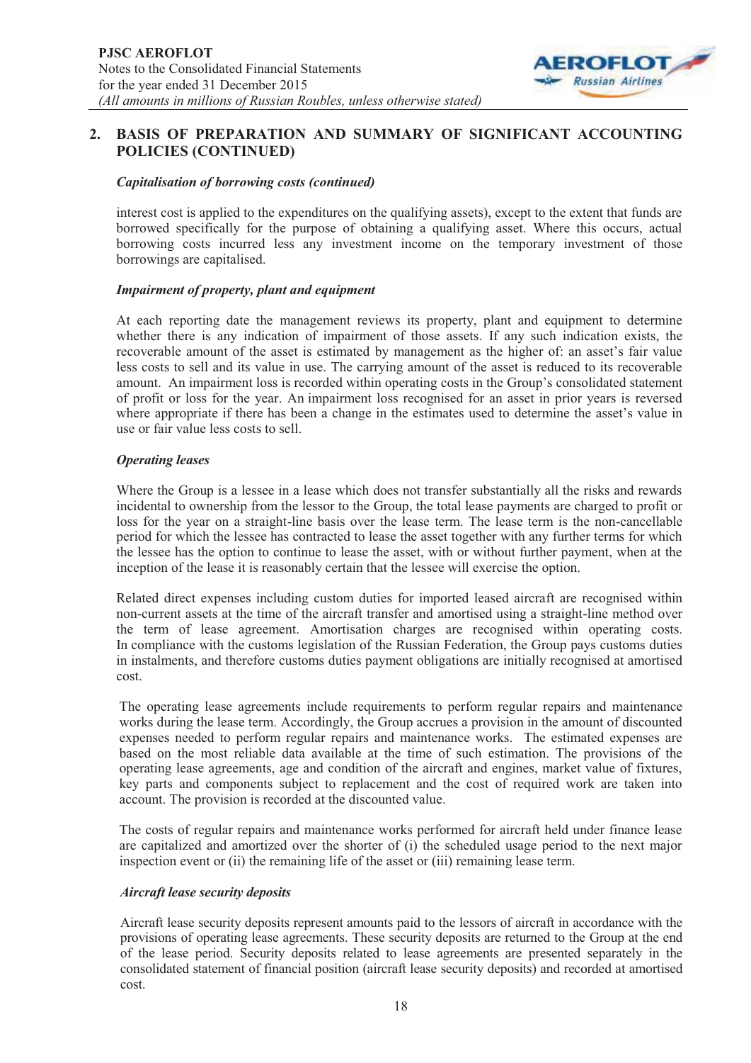## 2. BASIS OF PREPARATION AND SUMMARY OF SIGNIFICANT ACCOUNTING POLICIES (CONTINUED)

***Capitalisation of borrowing costs (continued)***

interest cost is applied to the expenditures on the qualifying assets), except to the extent that funds are borrowed specifically for the purpose of obtaining a qualifying asset. Where this occurs, actual borrowing costs incurred less any investment income on the temporary investment of those borrowings are capitalised.

***Impairment of property, plant and equipment***

At each reporting date the management reviews its property, plant and equipment to determine whether there is any indication of impairment of those assets. If any such indication exists, the recoverable amount of the asset is estimated by management as the higher of: an asset's fair value less costs to sell and its value in use. The carrying amount of the asset is reduced to its recoverable amount. An impairment loss is recorded within operating costs in the Group's consolidated statement of profit or loss for the year. An impairment loss recognised for an asset in prior years is reversed where appropriate if there has been a change in the estimates used to determine the asset's value in use or fair value less costs to sell.

***Operating leases***

Where the Group is a lessee in a lease which does not transfer substantially all the risks and rewards incidental to ownership from the lessor to the Group, the total lease payments are charged to profit or loss for the year on a straight-line basis over the lease term. The lease term is the non-cancellable period for which the lessee has contracted to lease the asset together with any further terms for which the lessee has the option to continue to lease the asset, with or without further payment, when at the inception of the lease it is reasonably certain that the lessee will exercise the option.

Related direct expenses including custom duties for imported leased aircraft are recognised within non-current assets at the time of the aircraft transfer and amortised using a straight-line method over the term of lease agreement. Amortisation charges are recognised within operating costs. In compliance with the customs legislation of the Russian Federation, the Group pays customs duties in instalments, and therefore customs duties payment obligations are initially recognised at amortised cost.

The operating lease agreements include requirements to perform regular repairs and maintenance works during the lease term. Accordingly, the Group accrues a provision in the amount of discounted expenses needed to perform regular repairs and maintenance works. The estimated expenses are based on the most reliable data available at the time of such estimation. The provisions of the operating lease agreements, age and condition of the aircraft and engines, market value of fixtures, key parts and components subject to replacement and the cost of required work are taken into account. The provision is recorded at the discounted value.

The costs of regular repairs and maintenance works performed for aircraft held under finance lease are capitalized and amortized over the shorter of (i) the scheduled usage period to the next major inspection event or (ii) the remaining life of the asset or (iii) remaining lease term.

***Aircraft lease security deposits***

Aircraft lease security deposits represent amounts paid to the lessors of aircraft in accordance with the provisions of operating lease agreements. These security deposits are returned to the Group at the end of the lease period. Security deposits related to lease agreements are presented separately in the consolidated statement of financial position (aircraft lease security deposits) and recorded at amortised cost.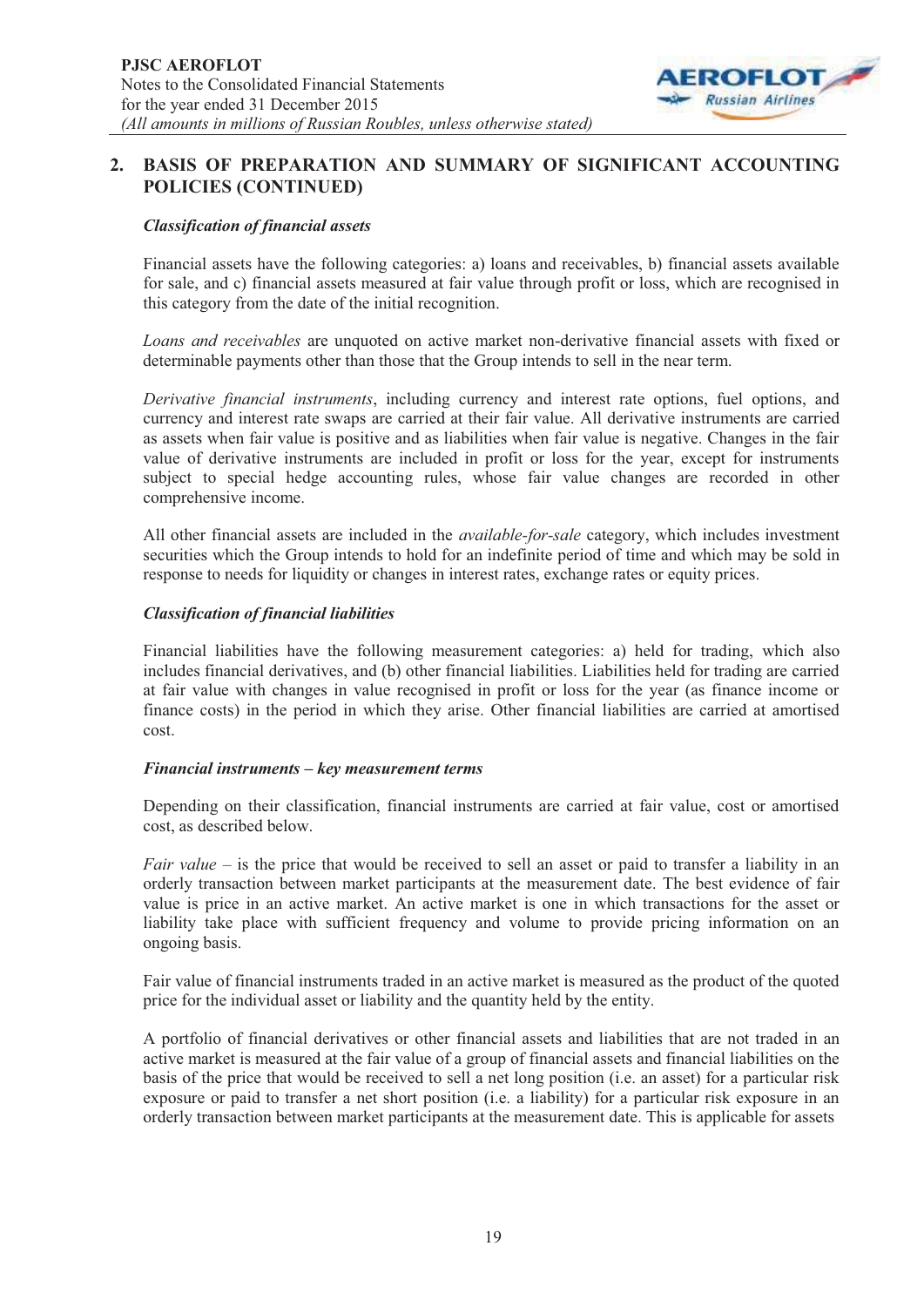## 2. BASIS OF PREPARATION AND SUMMARY OF SIGNIFICANT ACCOUNTING POLICIES (CONTINUED)

***Classification of financial assets***

Financial assets have the following categories: a) loans and receivables, b) financial assets available for sale, and c) financial assets measured at fair value through profit or loss, which are recognised in this category from the date of the initial recognition.

*Loans and receivables* are unquoted on active market non-derivative financial assets with fixed or determinable payments other than those that the Group intends to sell in the near term.

*Derivative financial instruments*, including currency and interest rate options, fuel options, and currency and interest rate swaps are carried at their fair value. All derivative instruments are carried as assets when fair value is positive and as liabilities when fair value is negative. Changes in the fair value of derivative instruments are included in profit or loss for the year, except for instruments subject to special hedge accounting rules, whose fair value changes are recorded in other comprehensive income.

All other financial assets are included in the *available-for-sale* category, which includes investment securities which the Group intends to hold for an indefinite period of time and which may be sold in response to needs for liquidity or changes in interest rates, exchange rates or equity prices.

***Classification of financial liabilities***

Financial liabilities have the following measurement categories: a) held for trading, which also includes financial derivatives, and (b) other financial liabilities. Liabilities held for trading are carried at fair value with changes in value recognised in profit or loss for the year (as finance income or finance costs) in the period in which they arise. Other financial liabilities are carried at amortised cost.

***Financial instruments – key measurement terms***

Depending on their classification, financial instruments are carried at fair value, cost or amortised cost, as described below.

*Fair value* – is the price that would be received to sell an asset or paid to transfer a liability in an orderly transaction between market participants at the measurement date. The best evidence of fair value is price in an active market. An active market is one in which transactions for the asset or liability take place with sufficient frequency and volume to provide pricing information on an ongoing basis.

Fair value of financial instruments traded in an active market is measured as the product of the quoted price for the individual asset or liability and the quantity held by the entity.

A portfolio of financial derivatives or other financial assets and liabilities that are not traded in an active market is measured at the fair value of a group of financial assets and financial liabilities on the basis of the price that would be received to sell a net long position (i.e. an asset) for a particular risk exposure or paid to transfer a net short position (i.e. a liability) for a particular risk exposure in an orderly transaction between market participants at the measurement date. This is applicable for assets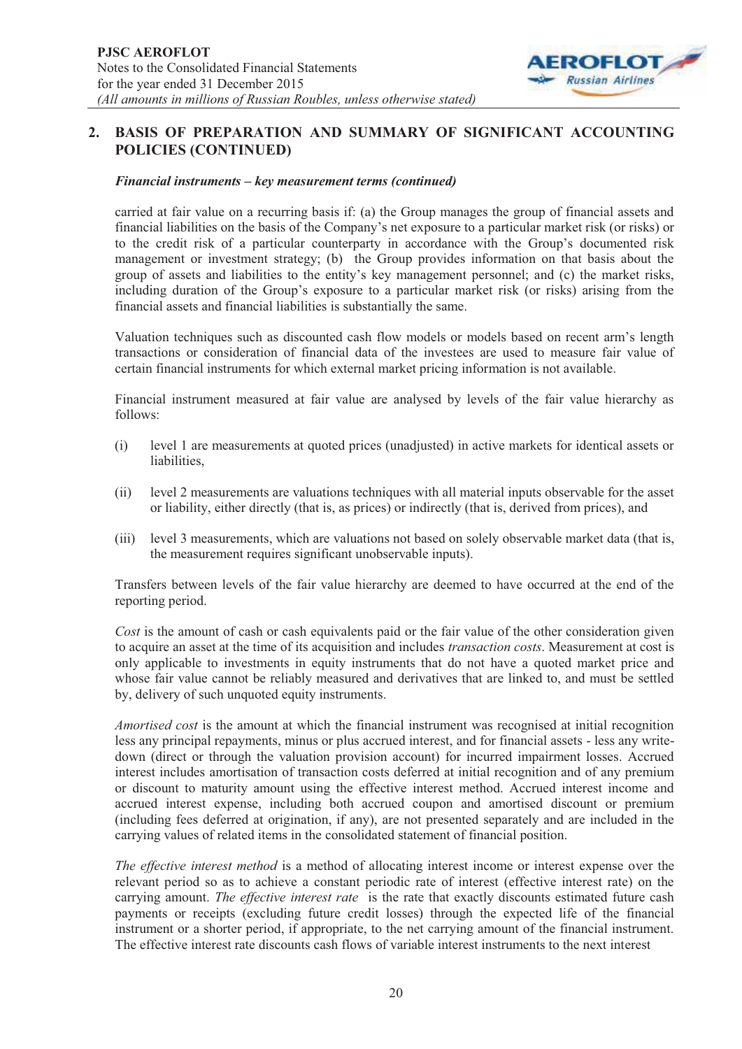## 2. BASIS OF PREPARATION AND SUMMARY OF SIGNIFICANT ACCOUNTING POLICIES (CONTINUED)

***Financial instruments – key measurement terms (continued)***

carried at fair value on a recurring basis if: (a) the Group manages the group of financial assets and financial liabilities on the basis of the Company's net exposure to a particular market risk (or risks) or to the credit risk of a particular counterparty in accordance with the Group's documented risk management or investment strategy; (b) the Group provides information on that basis about the group of assets and liabilities to the entity's key management personnel; and (c) the market risks, including duration of the Group's exposure to a particular market risk (or risks) arising from the financial assets and financial liabilities is substantially the same.

Valuation techniques such as discounted cash flow models or models based on recent arm's length transactions or consideration of financial data of the investees are used to measure fair value of certain financial instruments for which external market pricing information is not available.

Financial instrument measured at fair value are analysed by levels of the fair value hierarchy as follows:

(i) level 1 are measurements at quoted prices (unadjusted) in active markets for identical assets or liabilities,

(ii) level 2 measurements are valuations techniques with all material inputs observable for the asset or liability, either directly (that is, as prices) or indirectly (that is, derived from prices), and

(iii) level 3 measurements, which are valuations not based on solely observable market data (that is, the measurement requires significant unobservable inputs).

Transfers between levels of the fair value hierarchy are deemed to have occurred at the end of the reporting period.

*Cost* is the amount of cash or cash equivalents paid or the fair value of the other consideration given to acquire an asset at the time of its acquisition and includes *transaction costs*. Measurement at cost is only applicable to investments in equity instruments that do not have a quoted market price and whose fair value cannot be reliably measured and derivatives that are linked to, and must be settled by, delivery of such unquoted equity instruments.

*Amortised cost* is the amount at which the financial instrument was recognised at initial recognition less any principal repayments, minus or plus accrued interest, and for financial assets - less any write-down (direct or through the valuation provision account) for incurred impairment losses. Accrued interest includes amortisation of transaction costs deferred at initial recognition and of any premium or discount to maturity amount using the effective interest method. Accrued interest income and accrued interest expense, including both accrued coupon and amortised discount or premium (including fees deferred at origination, if any), are not presented separately and are included in the carrying values of related items in the consolidated statement of financial position.

*The effective interest method* is a method of allocating interest income or interest expense over the relevant period so as to achieve a constant periodic rate of interest (effective interest rate) on the carrying amount. *The effective interest rate* is the rate that exactly discounts estimated future cash payments or receipts (excluding future credit losses) through the expected life of the financial instrument or a shorter period, if appropriate, to the net carrying amount of the financial instrument. The effective interest rate discounts cash flows of variable interest instruments to the next interest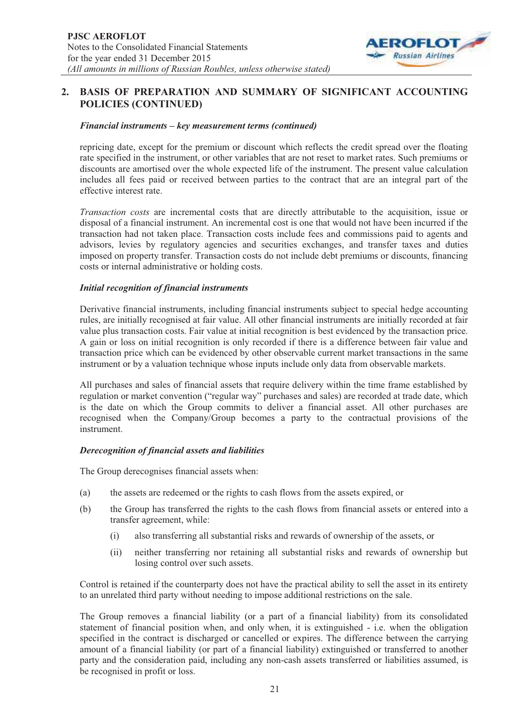## 2. BASIS OF PREPARATION AND SUMMARY OF SIGNIFICANT ACCOUNTING POLICIES (CONTINUED)

***Financial instruments – key measurement terms (continued)***

repricing date, except for the premium or discount which reflects the credit spread over the floating rate specified in the instrument, or other variables that are not reset to market rates. Such premiums or discounts are amortised over the whole expected life of the instrument. The present value calculation includes all fees paid or received between parties to the contract that are an integral part of the effective interest rate.

*Transaction costs* are incremental costs that are directly attributable to the acquisition, issue or disposal of a financial instrument. An incremental cost is one that would not have been incurred if the transaction had not taken place. Transaction costs include fees and commissions paid to agents and advisors, levies by regulatory agencies and securities exchanges, and transfer taxes and duties imposed on property transfer. Transaction costs do not include debt premiums or discounts, financing costs or internal administrative or holding costs.

***Initial recognition of financial instruments***

Derivative financial instruments, including financial instruments subject to special hedge accounting rules, are initially recognised at fair value. All other financial instruments are initially recorded at fair value plus transaction costs. Fair value at initial recognition is best evidenced by the transaction price. A gain or loss on initial recognition is only recorded if there is a difference between fair value and transaction price which can be evidenced by other observable current market transactions in the same instrument or by a valuation technique whose inputs include only data from observable markets.

All purchases and sales of financial assets that require delivery within the time frame established by regulation or market convention ("regular way" purchases and sales) are recorded at trade date, which is the date on which the Group commits to deliver a financial asset. All other purchases are recognised when the Company/Group becomes a party to the contractual provisions of the instrument.

***Derecognition of financial assets and liabilities***

The Group derecognises financial assets when:

(a) the assets are redeemed or the rights to cash flows from the assets expired, or

(b) the Group has transferred the rights to the cash flows from financial assets or entered into a transfer agreement, while:

   (i) also transferring all substantial risks and rewards of ownership of the assets, or

   (ii) neither transferring nor retaining all substantial risks and rewards of ownership but losing control over such assets.

Control is retained if the counterparty does not have the practical ability to sell the asset in its entirety to an unrelated third party without needing to impose additional restrictions on the sale.

The Group removes a financial liability (or a part of a financial liability) from its consolidated statement of financial position when, and only when, it is extinguished - i.e. when the obligation specified in the contract is discharged or cancelled or expires. The difference between the carrying amount of a financial liability (or part of a financial liability) extinguished or transferred to another party and the consideration paid, including any non-cash assets transferred or liabilities assumed, is be recognised in profit or loss.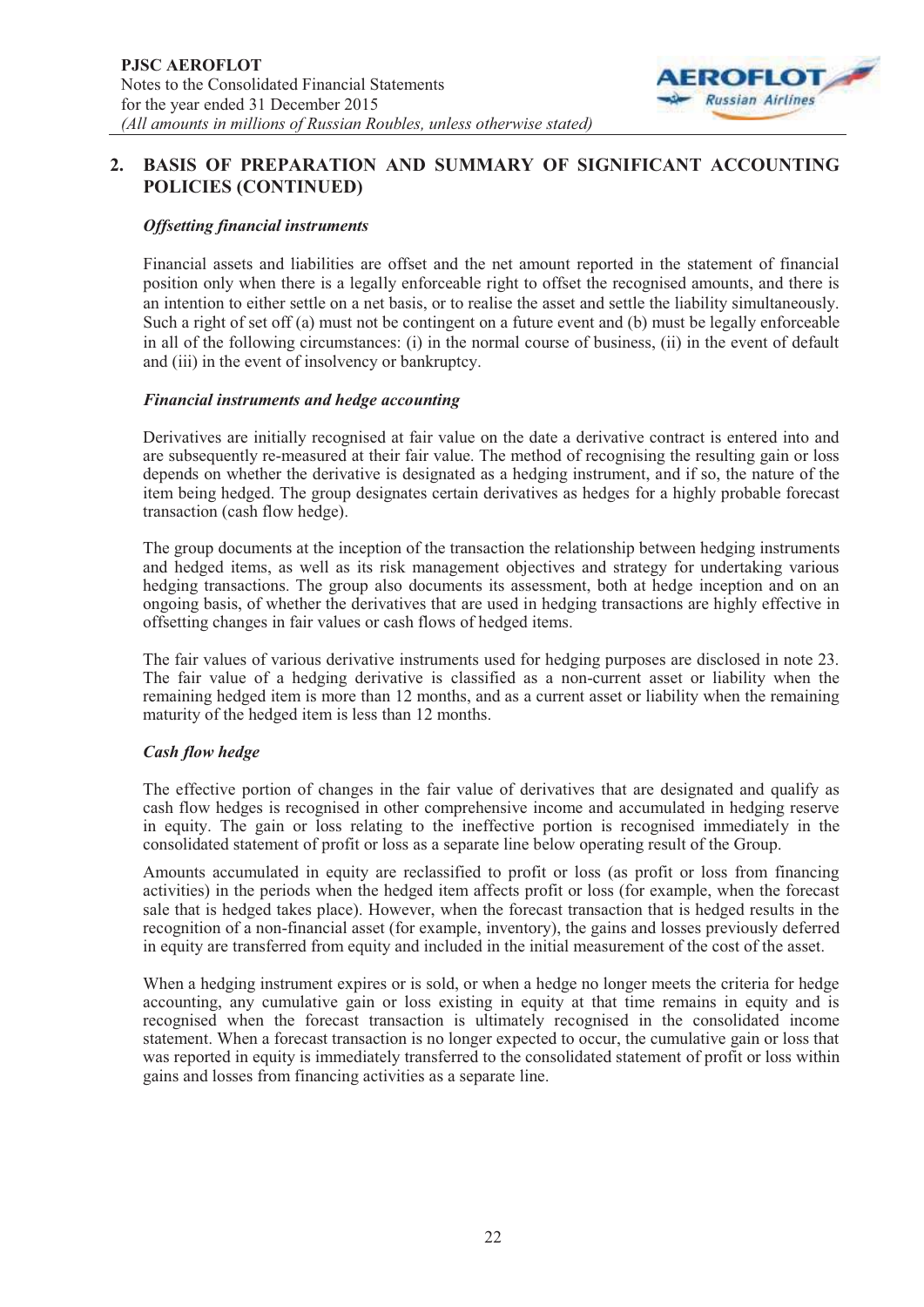## 2. BASIS OF PREPARATION AND SUMMARY OF SIGNIFICANT ACCOUNTING POLICIES (CONTINUED)

***Offsetting financial instruments***

Financial assets and liabilities are offset and the net amount reported in the statement of financial position only when there is a legally enforceable right to offset the recognised amounts, and there is an intention to either settle on a net basis, or to realise the asset and settle the liability simultaneously. Such a right of set off (a) must not be contingent on a future event and (b) must be legally enforceable in all of the following circumstances: (i) in the normal course of business, (ii) in the event of default and (iii) in the event of insolvency or bankruptcy.

***Financial instruments and hedge accounting***

Derivatives are initially recognised at fair value on the date a derivative contract is entered into and are subsequently re-measured at their fair value. The method of recognising the resulting gain or loss depends on whether the derivative is designated as a hedging instrument, and if so, the nature of the item being hedged. The group designates certain derivatives as hedges for a highly probable forecast transaction (cash flow hedge).

The group documents at the inception of the transaction the relationship between hedging instruments and hedged items, as well as its risk management objectives and strategy for undertaking various hedging transactions. The group also documents its assessment, both at hedge inception and on an ongoing basis, of whether the derivatives that are used in hedging transactions are highly effective in offsetting changes in fair values or cash flows of hedged items.

The fair values of various derivative instruments used for hedging purposes are disclosed in note 23. The fair value of a hedging derivative is classified as a non-current asset or liability when the remaining hedged item is more than 12 months, and as a current asset or liability when the remaining maturity of the hedged item is less than 12 months.

***Cash flow hedge***

The effective portion of changes in the fair value of derivatives that are designated and qualify as cash flow hedges is recognised in other comprehensive income and accumulated in hedging reserve in equity. The gain or loss relating to the ineffective portion is recognised immediately in the consolidated statement of profit or loss as a separate line below operating result of the Group.

Amounts accumulated in equity are reclassified to profit or loss (as profit or loss from financing activities) in the periods when the hedged item affects profit or loss (for example, when the forecast sale that is hedged takes place). However, when the forecast transaction that is hedged results in the recognition of a non-financial asset (for example, inventory), the gains and losses previously deferred in equity are transferred from equity and included in the initial measurement of the cost of the asset.

When a hedging instrument expires or is sold, or when a hedge no longer meets the criteria for hedge accounting, any cumulative gain or loss existing in equity at that time remains in equity and is recognised when the forecast transaction is ultimately recognised in the consolidated income statement. When a forecast transaction is no longer expected to occur, the cumulative gain or loss that was reported in equity is immediately transferred to the consolidated statement of profit or loss within gains and losses from financing activities as a separate line.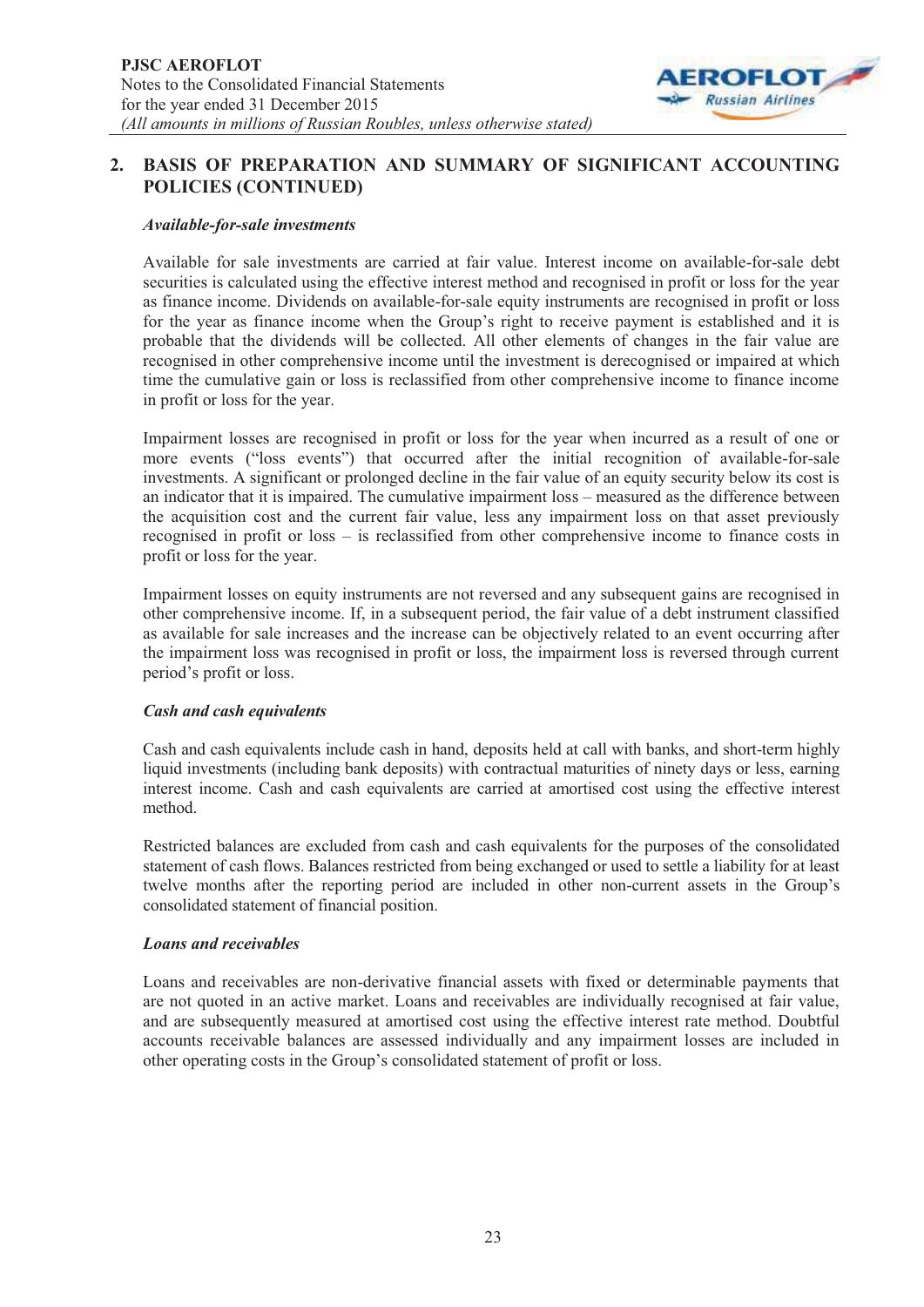## 2. BASIS OF PREPARATION AND SUMMARY OF SIGNIFICANT ACCOUNTING POLICIES (CONTINUED)

***Available-for-sale investments***

Available for sale investments are carried at fair value. Interest income on available-for-sale debt securities is calculated using the effective interest method and recognised in profit or loss for the year as finance income. Dividends on available-for-sale equity instruments are recognised in profit or loss for the year as finance income when the Group's right to receive payment is established and it is probable that the dividends will be collected. All other elements of changes in the fair value are recognised in other comprehensive income until the investment is derecognised or impaired at which time the cumulative gain or loss is reclassified from other comprehensive income to finance income in profit or loss for the year.

Impairment losses are recognised in profit or loss for the year when incurred as a result of one or more events ("loss events") that occurred after the initial recognition of available-for-sale investments. A significant or prolonged decline in the fair value of an equity security below its cost is an indicator that it is impaired. The cumulative impairment loss – measured as the difference between the acquisition cost and the current fair value, less any impairment loss on that asset previously recognised in profit or loss – is reclassified from other comprehensive income to finance costs in profit or loss for the year.

Impairment losses on equity instruments are not reversed and any subsequent gains are recognised in other comprehensive income. If, in a subsequent period, the fair value of a debt instrument classified as available for sale increases and the increase can be objectively related to an event occurring after the impairment loss was recognised in profit or loss, the impairment loss is reversed through current period's profit or loss.

***Cash and cash equivalents***

Cash and cash equivalents include cash in hand, deposits held at call with banks, and short-term highly liquid investments (including bank deposits) with contractual maturities of ninety days or less, earning interest income. Cash and cash equivalents are carried at amortised cost using the effective interest method.

Restricted balances are excluded from cash and cash equivalents for the purposes of the consolidated statement of cash flows. Balances restricted from being exchanged or used to settle a liability for at least twelve months after the reporting period are included in other non-current assets in the Group's consolidated statement of financial position.

***Loans and receivables***

Loans and receivables are non-derivative financial assets with fixed or determinable payments that are not quoted in an active market. Loans and receivables are individually recognised at fair value, and are subsequently measured at amortised cost using the effective interest rate method. Doubtful accounts receivable balances are assessed individually and any impairment losses are included in other operating costs in the Group's consolidated statement of profit or loss.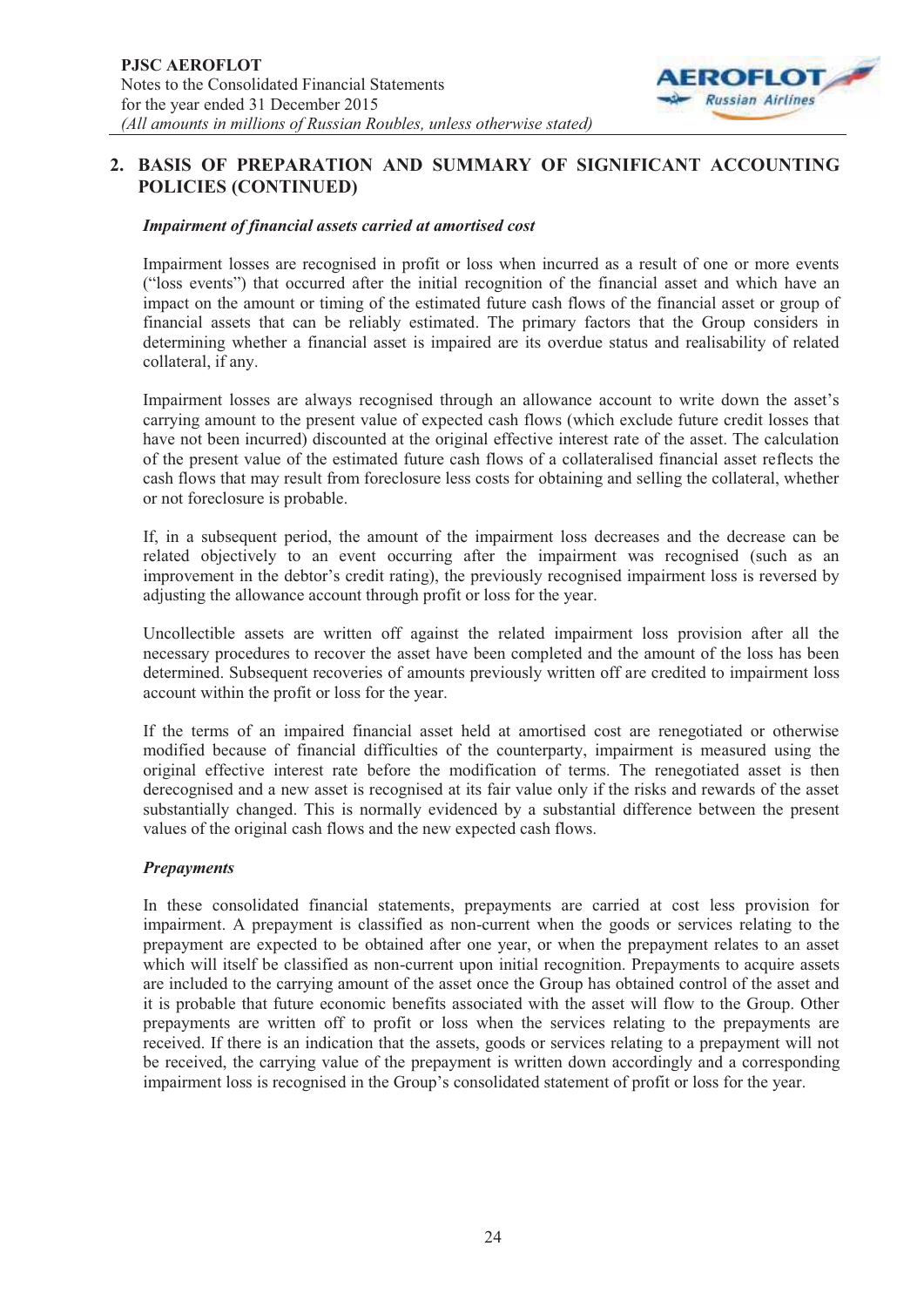## 2. BASIS OF PREPARATION AND SUMMARY OF SIGNIFICANT ACCOUNTING POLICIES (CONTINUED)

***Impairment of financial assets carried at amortised cost***

Impairment losses are recognised in profit or loss when incurred as a result of one or more events ("loss events") that occurred after the initial recognition of the financial asset and which have an impact on the amount or timing of the estimated future cash flows of the financial asset or group of financial assets that can be reliably estimated. The primary factors that the Group considers in determining whether a financial asset is impaired are its overdue status and realisability of related collateral, if any.

Impairment losses are always recognised through an allowance account to write down the asset's carrying amount to the present value of expected cash flows (which exclude future credit losses that have not been incurred) discounted at the original effective interest rate of the asset. The calculation of the present value of the estimated future cash flows of a collateralised financial asset reflects the cash flows that may result from foreclosure less costs for obtaining and selling the collateral, whether or not foreclosure is probable.

If, in a subsequent period, the amount of the impairment loss decreases and the decrease can be related objectively to an event occurring after the impairment was recognised (such as an improvement in the debtor's credit rating), the previously recognised impairment loss is reversed by adjusting the allowance account through profit or loss for the year.

Uncollectible assets are written off against the related impairment loss provision after all the necessary procedures to recover the asset have been completed and the amount of the loss has been determined. Subsequent recoveries of amounts previously written off are credited to impairment loss account within the profit or loss for the year.

If the terms of an impaired financial asset held at amortised cost are renegotiated or otherwise modified because of financial difficulties of the counterparty, impairment is measured using the original effective interest rate before the modification of terms. The renegotiated asset is then derecognised and a new asset is recognised at its fair value only if the risks and rewards of the asset substantially changed. This is normally evidenced by a substantial difference between the present values of the original cash flows and the new expected cash flows.

***Prepayments***

In these consolidated financial statements, prepayments are carried at cost less provision for impairment. A prepayment is classified as non-current when the goods or services relating to the prepayment are expected to be obtained after one year, or when the prepayment relates to an asset which will itself be classified as non-current upon initial recognition. Prepayments to acquire assets are included to the carrying amount of the asset once the Group has obtained control of the asset and it is probable that future economic benefits associated with the asset will flow to the Group. Other prepayments are written off to profit or loss when the services relating to the prepayments are received. If there is an indication that the assets, goods or services relating to a prepayment will not be received, the carrying value of the prepayment is written down accordingly and a corresponding impairment loss is recognised in the Group's consolidated statement of profit or loss for the year.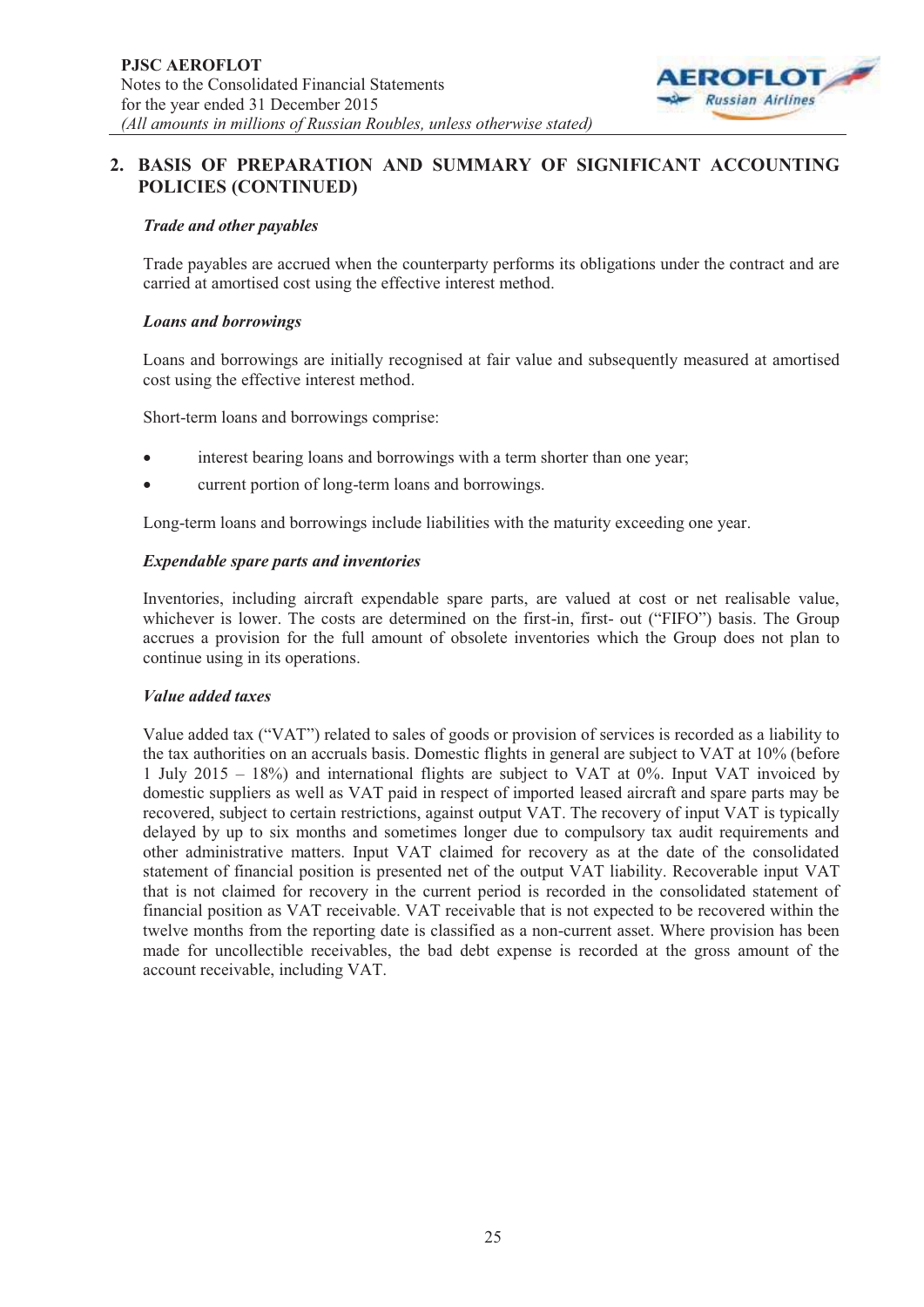## 2. BASIS OF PREPARATION AND SUMMARY OF SIGNIFICANT ACCOUNTING POLICIES (CONTINUED)

***Trade and other payables***

Trade payables are accrued when the counterparty performs its obligations under the contract and are carried at amortised cost using the effective interest method.

***Loans and borrowings***

Loans and borrowings are initially recognised at fair value and subsequently measured at amortised cost using the effective interest method.

Short-term loans and borrowings comprise:

- interest bearing loans and borrowings with a term shorter than one year;
- current portion of long-term loans and borrowings.

Long-term loans and borrowings include liabilities with the maturity exceeding one year.

***Expendable spare parts and inventories***

Inventories, including aircraft expendable spare parts, are valued at cost or net realisable value, whichever is lower. The costs are determined on the first-in, first- out ("FIFO") basis. The Group accrues a provision for the full amount of obsolete inventories which the Group does not plan to continue using in its operations.

***Value added taxes***

Value added tax ("VAT") related to sales of goods or provision of services is recorded as a liability to the tax authorities on an accruals basis. Domestic flights in general are subject to VAT at 10% (before 1 July 2015 – 18%) and international flights are subject to VAT at 0%. Input VAT invoiced by domestic suppliers as well as VAT paid in respect of imported leased aircraft and spare parts may be recovered, subject to certain restrictions, against output VAT. The recovery of input VAT is typically delayed by up to six months and sometimes longer due to compulsory tax audit requirements and other administrative matters. Input VAT claimed for recovery as at the date of the consolidated statement of financial position is presented net of the output VAT liability. Recoverable input VAT that is not claimed for recovery in the current period is recorded in the consolidated statement of financial position as VAT receivable. VAT receivable that is not expected to be recovered within the twelve months from the reporting date is classified as a non-current asset. Where provision has been made for uncollectible receivables, the bad debt expense is recorded at the gross amount of the account receivable, including VAT.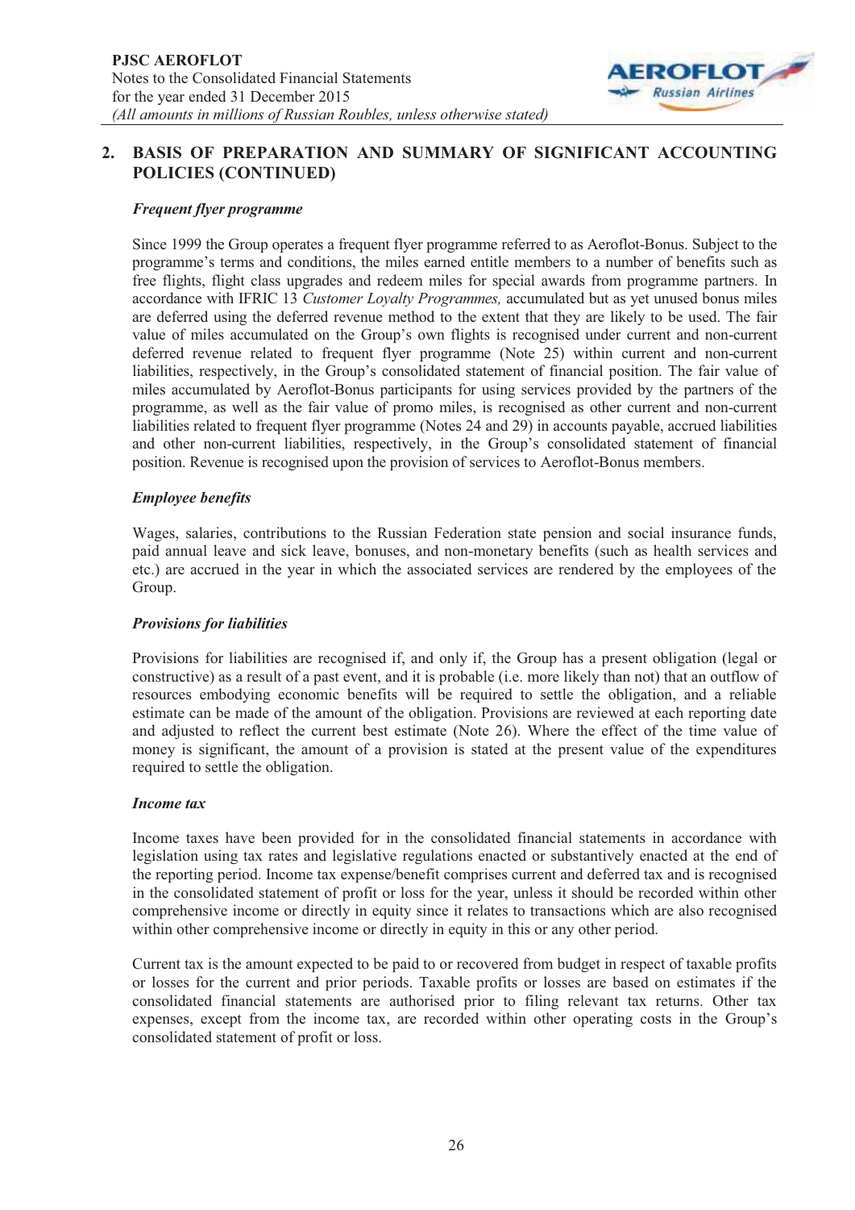## 2. BASIS OF PREPARATION AND SUMMARY OF SIGNIFICANT ACCOUNTING POLICIES (CONTINUED)

***Frequent flyer programme***

Since 1999 the Group operates a frequent flyer programme referred to as Aeroflot-Bonus. Subject to the programme's terms and conditions, the miles earned entitle members to a number of benefits such as free flights, flight class upgrades and redeem miles for special awards from programme partners. In accordance with IFRIC 13 *Customer Loyalty Programmes,* accumulated but as yet unused bonus miles are deferred using the deferred revenue method to the extent that they are likely to be used. The fair value of miles accumulated on the Group's own flights is recognised under current and non-current deferred revenue related to frequent flyer programme (Note 25) within current and non-current liabilities, respectively, in the Group's consolidated statement of financial position. The fair value of miles accumulated by Aeroflot-Bonus participants for using services provided by the partners of the programme, as well as the fair value of promo miles, is recognised as other current and non-current liabilities related to frequent flyer programme (Notes 24 and 29) in accounts payable, accrued liabilities and other non-current liabilities, respectively, in the Group's consolidated statement of financial position. Revenue is recognised upon the provision of services to Aeroflot-Bonus members.

***Employee benefits***

Wages, salaries, contributions to the Russian Federation state pension and social insurance funds, paid annual leave and sick leave, bonuses, and non-monetary benefits (such as health services and etc.) are accrued in the year in which the associated services are rendered by the employees of the Group.

***Provisions for liabilities***

Provisions for liabilities are recognised if, and only if, the Group has a present obligation (legal or constructive) as a result of a past event, and it is probable (i.e. more likely than not) that an outflow of resources embodying economic benefits will be required to settle the obligation, and a reliable estimate can be made of the amount of the obligation. Provisions are reviewed at each reporting date and adjusted to reflect the current best estimate (Note 26). Where the effect of the time value of money is significant, the amount of a provision is stated at the present value of the expenditures required to settle the obligation.

***Income tax***

Income taxes have been provided for in the consolidated financial statements in accordance with legislation using tax rates and legislative regulations enacted or substantively enacted at the end of the reporting period. Income tax expense/benefit comprises current and deferred tax and is recognised in the consolidated statement of profit or loss for the year, unless it should be recorded within other comprehensive income or directly in equity since it relates to transactions which are also recognised within other comprehensive income or directly in equity in this or any other period.

Current tax is the amount expected to be paid to or recovered from budget in respect of taxable profits or losses for the current and prior periods. Taxable profits or losses are based on estimates if the consolidated financial statements are authorised prior to filing relevant tax returns. Other tax expenses, except from the income tax, are recorded within other operating costs in the Group's consolidated statement of profit or loss.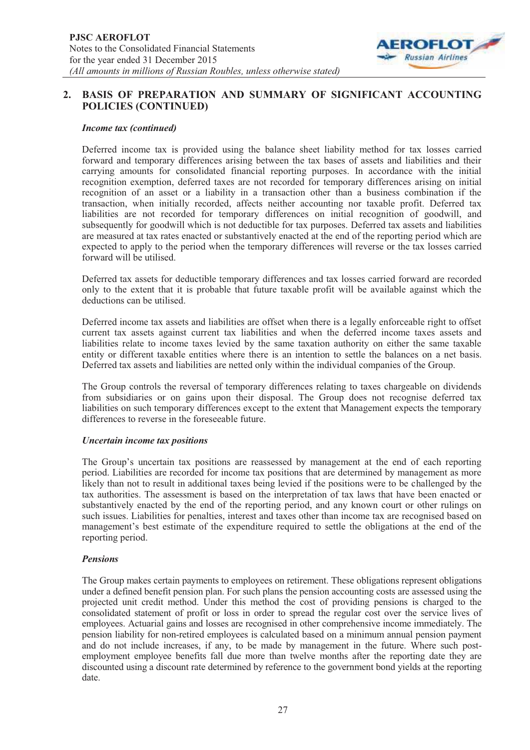## 2. BASIS OF PREPARATION AND SUMMARY OF SIGNIFICANT ACCOUNTING POLICIES (CONTINUED)

***Income tax (continued)***

Deferred income tax is provided using the balance sheet liability method for tax losses carried forward and temporary differences arising between the tax bases of assets and liabilities and their carrying amounts for consolidated financial reporting purposes. In accordance with the initial recognition exemption, deferred taxes are not recorded for temporary differences arising on initial recognition of an asset or a liability in a transaction other than a business combination if the transaction, when initially recorded, affects neither accounting nor taxable profit. Deferred tax liabilities are not recorded for temporary differences on initial recognition of goodwill, and subsequently for goodwill which is not deductible for tax purposes. Deferred tax assets and liabilities are measured at tax rates enacted or substantively enacted at the end of the reporting period which are expected to apply to the period when the temporary differences will reverse or the tax losses carried forward will be utilised.

Deferred tax assets for deductible temporary differences and tax losses carried forward are recorded only to the extent that it is probable that future taxable profit will be available against which the deductions can be utilised.

Deferred income tax assets and liabilities are offset when there is a legally enforceable right to offset current tax assets against current tax liabilities and when the deferred income taxes assets and liabilities relate to income taxes levied by the same taxation authority on either the same taxable entity or different taxable entities where there is an intention to settle the balances on a net basis. Deferred tax assets and liabilities are netted only within the individual companies of the Group.

The Group controls the reversal of temporary differences relating to taxes chargeable on dividends from subsidiaries or on gains upon their disposal. The Group does not recognise deferred tax liabilities on such temporary differences except to the extent that Management expects the temporary differences to reverse in the foreseeable future.

***Uncertain income tax positions***

The Group's uncertain tax positions are reassessed by management at the end of each reporting period. Liabilities are recorded for income tax positions that are determined by management as more likely than not to result in additional taxes being levied if the positions were to be challenged by the tax authorities. The assessment is based on the interpretation of tax laws that have been enacted or substantively enacted by the end of the reporting period, and any known court or other rulings on such issues. Liabilities for penalties, interest and taxes other than income tax are recognised based on management's best estimate of the expenditure required to settle the obligations at the end of the reporting period.

***Pensions***

The Group makes certain payments to employees on retirement. These obligations represent obligations under a defined benefit pension plan. For such plans the pension accounting costs are assessed using the projected unit credit method. Under this method the cost of providing pensions is charged to the consolidated statement of profit or loss in order to spread the regular cost over the service lives of employees. Actuarial gains and losses are recognised in other comprehensive income immediately. The pension liability for non-retired employees is calculated based on a minimum annual pension payment and do not include increases, if any, to be made by management in the future. Where such post-employment employee benefits fall due more than twelve months after the reporting date they are discounted using a discount rate determined by reference to the government bond yields at the reporting date.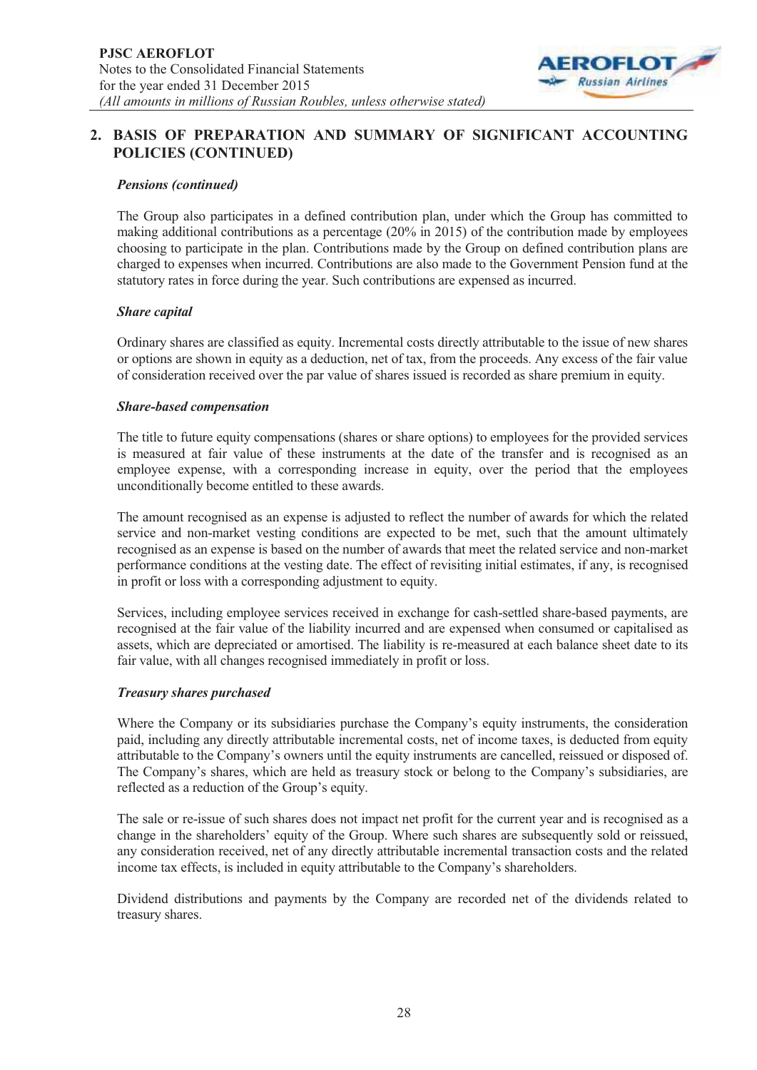## 2. BASIS OF PREPARATION AND SUMMARY OF SIGNIFICANT ACCOUNTING POLICIES (CONTINUED)

***Pensions (continued)***

The Group also participates in a defined contribution plan, under which the Group has committed to making additional contributions as a percentage (20% in 2015) of the contribution made by employees choosing to participate in the plan. Contributions made by the Group on defined contribution plans are charged to expenses when incurred. Contributions are also made to the Government Pension fund at the statutory rates in force during the year. Such contributions are expensed as incurred.

***Share capital***

Ordinary shares are classified as equity. Incremental costs directly attributable to the issue of new shares or options are shown in equity as a deduction, net of tax, from the proceeds. Any excess of the fair value of consideration received over the par value of shares issued is recorded as share premium in equity.

***Share-based compensation***

The title to future equity compensations (shares or share options) to employees for the provided services is measured at fair value of these instruments at the date of the transfer and is recognised as an employee expense, with a corresponding increase in equity, over the period that the employees unconditionally become entitled to these awards.

The amount recognised as an expense is adjusted to reflect the number of awards for which the related service and non-market vesting conditions are expected to be met, such that the amount ultimately recognised as an expense is based on the number of awards that meet the related service and non-market performance conditions at the vesting date. The effect of revisiting initial estimates, if any, is recognised in profit or loss with a corresponding adjustment to equity.

Services, including employee services received in exchange for cash-settled share-based payments, are recognised at the fair value of the liability incurred and are expensed when consumed or capitalised as assets, which are depreciated or amortised. The liability is re-measured at each balance sheet date to its fair value, with all changes recognised immediately in profit or loss.

***Treasury shares purchased***

Where the Company or its subsidiaries purchase the Company's equity instruments, the consideration paid, including any directly attributable incremental costs, net of income taxes, is deducted from equity attributable to the Company's owners until the equity instruments are cancelled, reissued or disposed of. The Company's shares, which are held as treasury stock or belong to the Company's subsidiaries, are reflected as a reduction of the Group's equity.

The sale or re-issue of such shares does not impact net profit for the current year and is recognised as a change in the shareholders' equity of the Group. Where such shares are subsequently sold or reissued, any consideration received, net of any directly attributable incremental transaction costs and the related income tax effects, is included in equity attributable to the Company's shareholders.

Dividend distributions and payments by the Company are recorded net of the dividends related to treasury shares.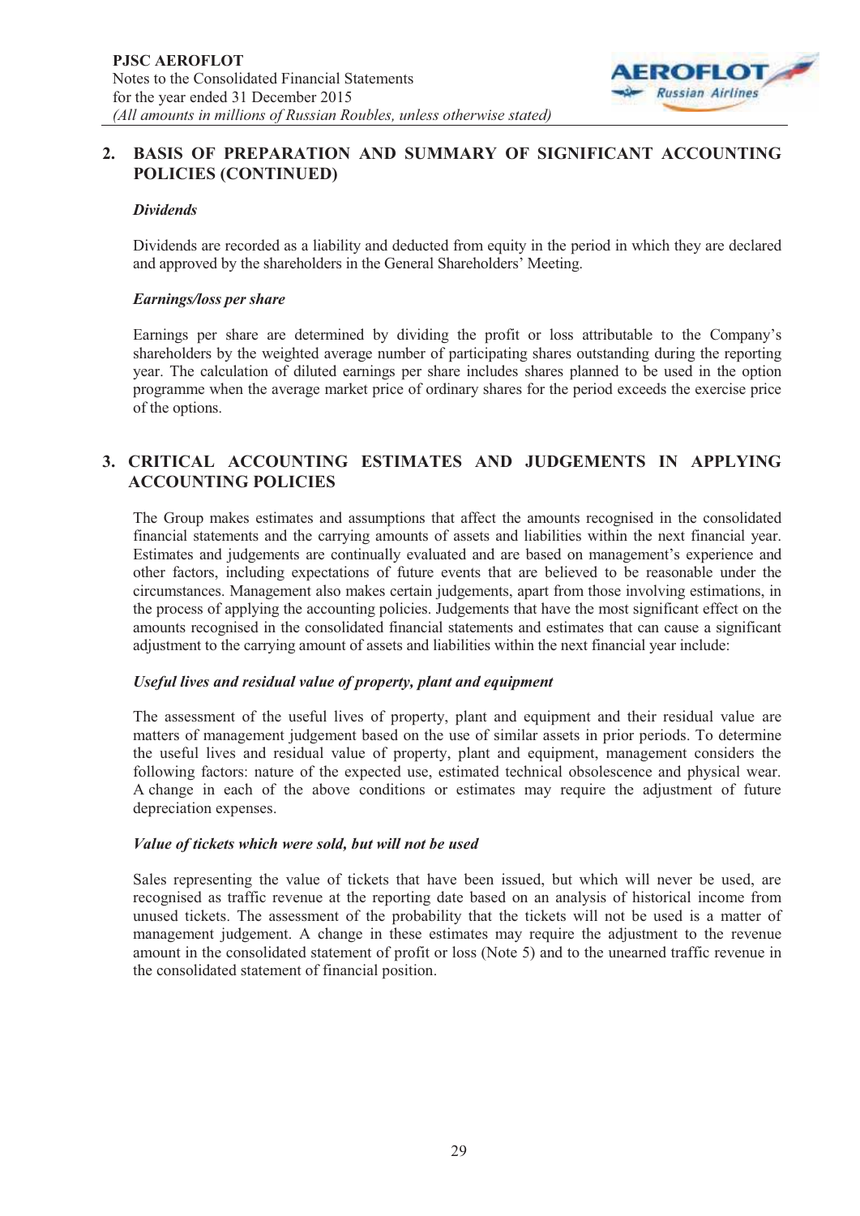## 2. BASIS OF PREPARATION AND SUMMARY OF SIGNIFICANT ACCOUNTING POLICIES (CONTINUED)

### *Dividends*

Dividends are recorded as a liability and deducted from equity in the period in which they are declared and approved by the shareholders in the General Shareholders' Meeting.

### *Earnings/loss per share*

Earnings per share are determined by dividing the profit or loss attributable to the Company's shareholders by the weighted average number of participating shares outstanding during the reporting year. The calculation of diluted earnings per share includes shares planned to be used in the option programme when the average market price of ordinary shares for the period exceeds the exercise price of the options.

## 3. CRITICAL ACCOUNTING ESTIMATES AND JUDGEMENTS IN APPLYING ACCOUNTING POLICIES

The Group makes estimates and assumptions that affect the amounts recognised in the consolidated financial statements and the carrying amounts of assets and liabilities within the next financial year. Estimates and judgements are continually evaluated and are based on management's experience and other factors, including expectations of future events that are believed to be reasonable under the circumstances. Management also makes certain judgements, apart from those involving estimations, in the process of applying the accounting policies. Judgements that have the most significant effect on the amounts recognised in the consolidated financial statements and estimates that can cause a significant adjustment to the carrying amount of assets and liabilities within the next financial year include:

### *Useful lives and residual value of property, plant and equipment*

The assessment of the useful lives of property, plant and equipment and their residual value are matters of management judgement based on the use of similar assets in prior periods. To determine the useful lives and residual value of property, plant and equipment, management considers the following factors: nature of the expected use, estimated technical obsolescence and physical wear. A change in each of the above conditions or estimates may require the adjustment of future depreciation expenses.

### *Value of tickets which were sold, but will not be used*

Sales representing the value of tickets that have been issued, but which will never be used, are recognised as traffic revenue at the reporting date based on an analysis of historical income from unused tickets. The assessment of the probability that the tickets will not be used is a matter of management judgement. A change in these estimates may require the adjustment to the revenue amount in the consolidated statement of profit or loss (Note 5) and to the unearned traffic revenue in the consolidated statement of financial position.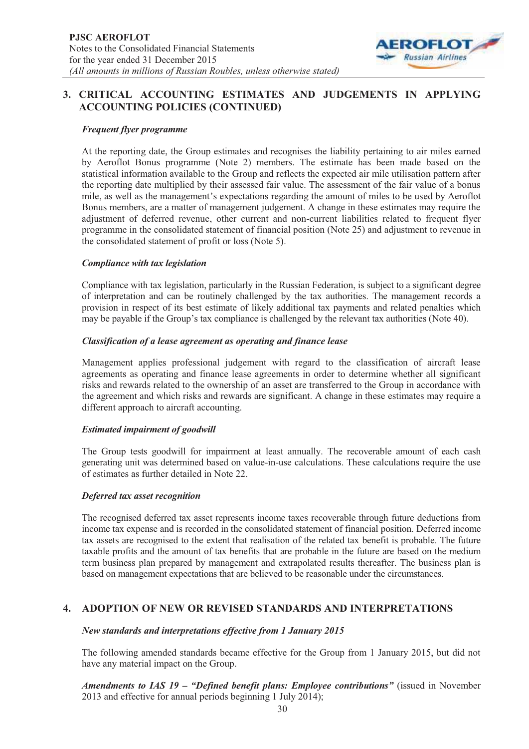## 3. CRITICAL ACCOUNTING ESTIMATES AND JUDGEMENTS IN APPLYING ACCOUNTING POLICIES (CONTINUED)

***Frequent flyer programme***

At the reporting date, the Group estimates and recognises the liability pertaining to air miles earned by Aeroflot Bonus programme (Note 2) members. The estimate has been made based on the statistical information available to the Group and reflects the expected air mile utilisation pattern after the reporting date multiplied by their assessed fair value. The assessment of the fair value of a bonus mile, as well as the management's expectations regarding the amount of miles to be used by Aeroflot Bonus members, are a matter of management judgement. A change in these estimates may require the adjustment of deferred revenue, other current and non-current liabilities related to frequent flyer programme in the consolidated statement of financial position (Note 25) and adjustment to revenue in the consolidated statement of profit or loss (Note 5).

***Compliance with tax legislation***

Compliance with tax legislation, particularly in the Russian Federation, is subject to a significant degree of interpretation and can be routinely challenged by the tax authorities. The management records a provision in respect of its best estimate of likely additional tax payments and related penalties which may be payable if the Group's tax compliance is challenged by the relevant tax authorities (Note 40).

***Classification of a lease agreement as operating and finance lease***

Management applies professional judgement with regard to the classification of aircraft lease agreements as operating and finance lease agreements in order to determine whether all significant risks and rewards related to the ownership of an asset are transferred to the Group in accordance with the agreement and which risks and rewards are significant. A change in these estimates may require a different approach to aircraft accounting.

***Estimated impairment of goodwill***

The Group tests goodwill for impairment at least annually. The recoverable amount of each cash generating unit was determined based on value-in-use calculations. These calculations require the use of estimates as further detailed in Note 22.

***Deferred tax asset recognition***

The recognised deferred tax asset represents income taxes recoverable through future deductions from income tax expense and is recorded in the consolidated statement of financial position. Deferred income tax assets are recognised to the extent that realisation of the related tax benefit is probable. The future taxable profits and the amount of tax benefits that are probable in the future are based on the medium term business plan prepared by management and extrapolated results thereafter. The business plan is based on management expectations that are believed to be reasonable under the circumstances.

## 4. ADOPTION OF NEW OR REVISED STANDARDS AND INTERPRETATIONS

***New standards and interpretations effective from 1 January 2015***

The following amended standards became effective for the Group from 1 January 2015, but did not have any material impact on the Group.

***Amendments to IAS 19 – "Defined benefit plans: Employee contributions"*** (issued in November 2013 and effective for annual periods beginning 1 July 2014);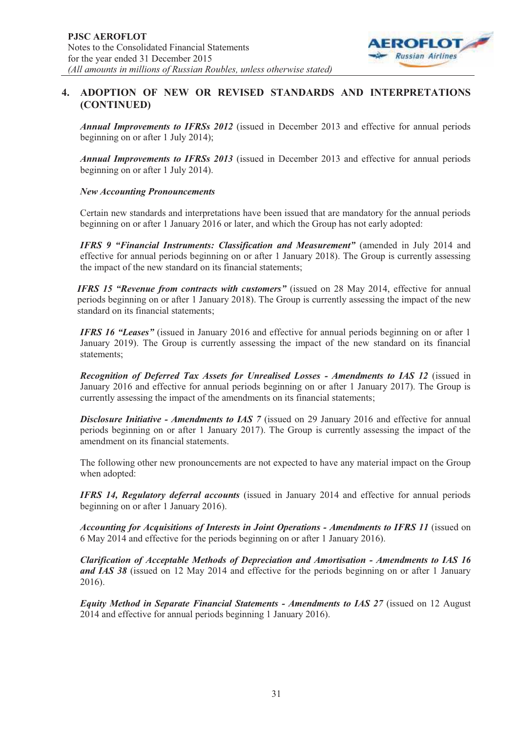## 4. ADOPTION OF NEW OR REVISED STANDARDS AND INTERPRETATIONS (CONTINUED)

***Annual Improvements to IFRSs 2012*** (issued in December 2013 and effective for annual periods beginning on or after 1 July 2014);

***Annual Improvements to IFRSs 2013*** (issued in December 2013 and effective for annual periods beginning on or after 1 July 2014).

***New Accounting Pronouncements***

Certain new standards and interpretations have been issued that are mandatory for the annual periods beginning on or after 1 January 2016 or later, and which the Group has not early adopted:

***IFRS 9 "Financial Instruments: Classification and Measurement"*** (amended in July 2014 and effective for annual periods beginning on or after 1 January 2018). The Group is currently assessing the impact of the new standard on its financial statements;

***IFRS 15 "Revenue from contracts with customers"*** (issued on 28 May 2014, effective for annual periods beginning on or after 1 January 2018). The Group is currently assessing the impact of the new standard on its financial statements;

***IFRS 16 "Leases"*** (issued in January 2016 and effective for annual periods beginning on or after 1 January 2019). The Group is currently assessing the impact of the new standard on its financial statements;

***Recognition of Deferred Tax Assets for Unrealised Losses - Amendments to IAS 12*** (issued in January 2016 and effective for annual periods beginning on or after 1 January 2017). The Group is currently assessing the impact of the amendments on its financial statements;

***Disclosure Initiative - Amendments to IAS 7*** (issued on 29 January 2016 and effective for annual periods beginning on or after 1 January 2017). The Group is currently assessing the impact of the amendment on its financial statements.

The following other new pronouncements are not expected to have any material impact on the Group when adopted:

***IFRS 14, Regulatory deferral accounts*** (issued in January 2014 and effective for annual periods beginning on or after 1 January 2016).

***Accounting for Acquisitions of Interests in Joint Operations - Amendments to IFRS 11*** (issued on 6 May 2014 and effective for the periods beginning on or after 1 January 2016).

***Clarification of Acceptable Methods of Depreciation and Amortisation - Amendments to IAS 16 and IAS 38*** (issued on 12 May 2014 and effective for the periods beginning on or after 1 January 2016).

***Equity Method in Separate Financial Statements - Amendments to IAS 27*** (issued on 12 August 2014 and effective for annual periods beginning 1 January 2016).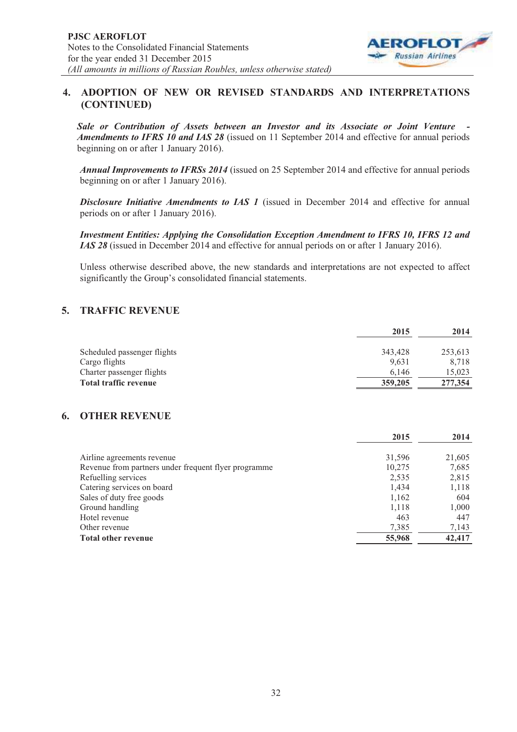## 4. ADOPTION OF NEW OR REVISED STANDARDS AND INTERPRETATIONS (CONTINUED)

***Sale or Contribution of Assets between an Investor and its Associate or Joint Venture - Amendments to IFRS 10 and IAS 28*** (issued on 11 September 2014 and effective for annual periods beginning on or after 1 January 2016).

***Annual Improvements to IFRSs 2014*** (issued on 25 September 2014 and effective for annual periods beginning on or after 1 January 2016).

***Disclosure Initiative Amendments to IAS 1*** (issued in December 2014 and effective for annual periods on or after 1 January 2016).

***Investment Entities: Applying the Consolidation Exception Amendment to IFRS 10, IFRS 12 and IAS 28*** (issued in December 2014 and effective for annual periods on or after 1 January 2016).

Unless otherwise described above, the new standards and interpretations are not expected to affect significantly the Group's consolidated financial statements.

## 5. TRAFFIC REVENUE

| | 2015 | 2014 |
|---|---|---|
| Scheduled passenger flights | 343,428 | 253,613 |
| Cargo flights | 9,631 | 8,718 |
| Charter passenger flights | 6,146 | 15,023 |
| **Total traffic revenue** | **359,205** | **277,354** |

## 6. OTHER REVENUE

| | 2015 | 2014 |
|---|---|---|
| Airline agreements revenue | 31,596 | 21,605 |
| Revenue from partners under frequent flyer programme | 10,275 | 7,685 |
| Refuelling services | 2,535 | 2,815 |
| Catering services on board | 1,434 | 1,118 |
| Sales of duty free goods | 1,162 | 604 |
| Ground handling | 1,118 | 1,000 |
| Hotel revenue | 463 | 447 |
| Other revenue | 7,385 | 7,143 |
| **Total other revenue** | **55,968** | **42,417** |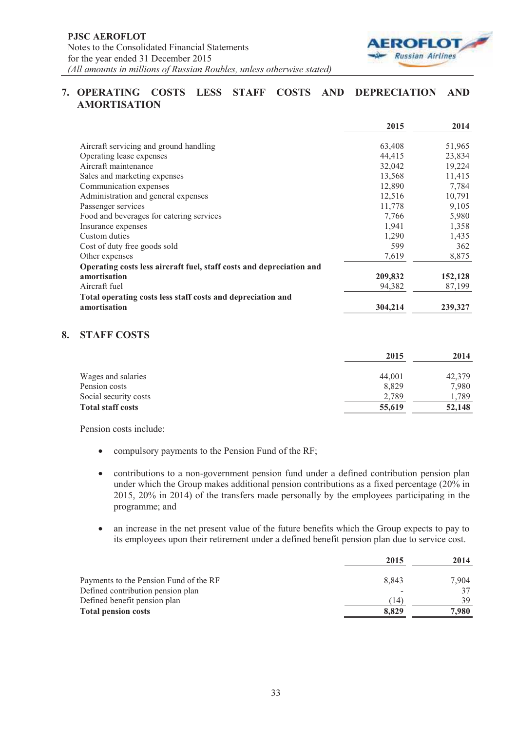## 7. OPERATING COSTS LESS STAFF COSTS AND DEPRECIATION AND AMORTISATION

| | 2015 | 2014 |
|---|---|---|
| Aircraft servicing and ground handling | 63,408 | 51,965 |
| Operating lease expenses | 44,415 | 23,834 |
| Aircraft maintenance | 32,042 | 19,224 |
| Sales and marketing expenses | 13,568 | 11,415 |
| Communication expenses | 12,890 | 7,784 |
| Administration and general expenses | 12,516 | 10,791 |
| Passenger services | 11,778 | 9,105 |
| Food and beverages for catering services | 7,766 | 5,980 |
| Insurance expenses | 1,941 | 1,358 |
| Custom duties | 1,290 | 1,435 |
| Cost of duty free goods sold | 599 | 362 |
| Other expenses | 7,619 | 8,875 |
| **Operating costs less aircraft fuel, staff costs and depreciation and amortisation** | **209,832** | **152,128** |
| Aircraft fuel | 94,382 | 87,199 |
| **Total operating costs less staff costs and depreciation and amortisation** | **304,214** | **239,327** |

## 8. STAFF COSTS

| | 2015 | 2014 |
|---|---|---|
| Wages and salaries | 44,001 | 42,379 |
| Pension costs | 8,829 | 7,980 |
| Social security costs | 2,789 | 1,789 |
| **Total staff costs** | **55,619** | **52,148** |

Pension costs include:

- compulsory payments to the Pension Fund of the RF;
- contributions to a non-government pension fund under a defined contribution pension plan under which the Group makes additional pension contributions as a fixed percentage (20% in 2015, 20% in 2014) of the transfers made personally by the employees participating in the programme; and
- an increase in the net present value of the future benefits which the Group expects to pay to its employees upon their retirement under a defined benefit pension plan due to service cost.

| | 2015 | 2014 |
|---|---|---|
| Payments to the Pension Fund of the RF | 8,843 | 7,904 |
| Defined contribution pension plan | - | 37 |
| Defined benefit pension plan | (14) | 39 |
| **Total pension costs** | **8,829** | **7,980** |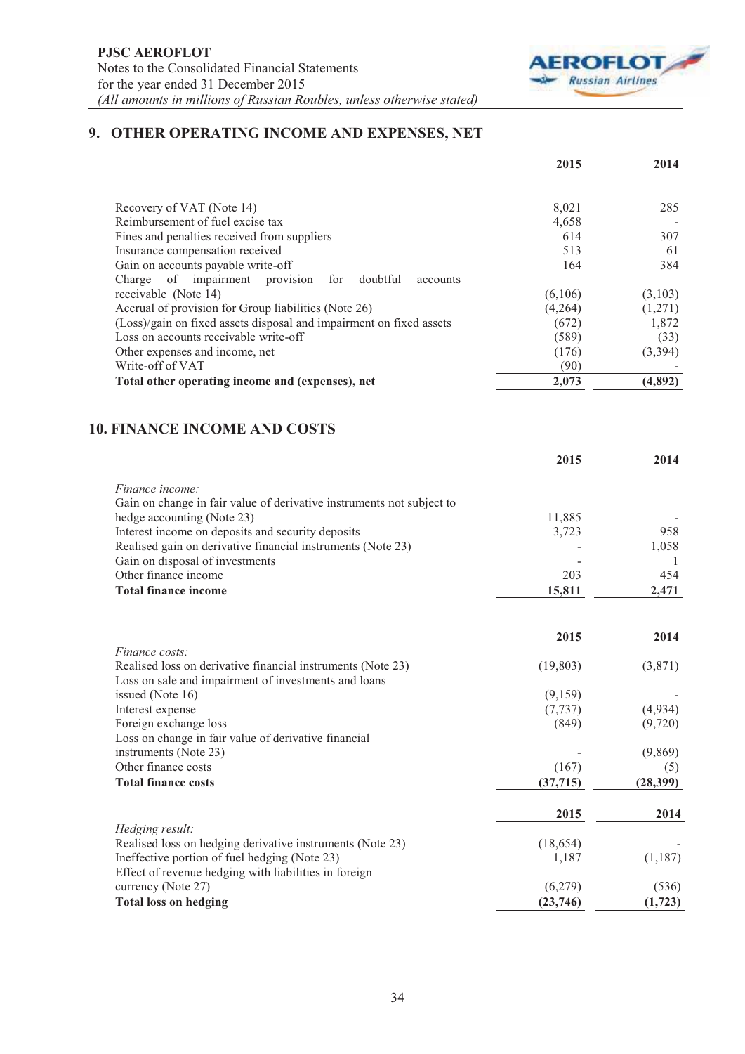## 9. OTHER OPERATING INCOME AND EXPENSES, NET

| | 2015 | 2014 |
|---|---|---|
| Recovery of VAT (Note 14) | 8,021 | 285 |
| Reimbursement of fuel excise tax | 4,658 | - |
| Fines and penalties received from suppliers | 614 | 307 |
| Insurance compensation received | 513 | 61 |
| Gain on accounts payable write-off | 164 | 384 |
| Charge of impairment provision for doubtful accounts receivable (Note 14) | (6,106) | (3,103) |
| Accrual of provision for Group liabilities (Note 26) | (4,264) | (1,271) |
| (Loss)/gain on fixed assets disposal and impairment on fixed assets | (672) | 1,872 |
| Loss on accounts receivable write-off | (589) | (33) |
| Other expenses and income, net | (176) | (3,394) |
| Write-off of VAT | (90) | - |
| **Total other operating income and (expenses), net** | **2,073** | **(4,892)** |

## 10. FINANCE INCOME AND COSTS

| | 2015 | 2014 |
|---|---|---|
| *Finance income:* | | |
| Gain on change in fair value of derivative instruments not subject to hedge accounting (Note 23) | 11,885 | - |
| Interest income on deposits and security deposits | 3,723 | 958 |
| Realised gain on derivative financial instruments (Note 23) | - | 1,058 |
| Gain on disposal of investments | - | 1 |
| Other finance income | 203 | 454 |
| **Total finance income** | **15,811** | **2,471** |

| | 2015 | 2014 |
|---|---|---|
| *Finance costs:* | | |
| Realised loss on derivative financial instruments (Note 23) | (19,803) | (3,871) |
| Loss on sale and impairment of investments and loans issued (Note 16) | (9,159) | - |
| Interest expense | (7,737) | (4,934) |
| Foreign exchange loss | (849) | (9,720) |
| Loss on change in fair value of derivative financial instruments (Note 23) | - | (9,869) |
| Other finance costs | (167) | (5) |
| **Total finance costs** | **(37,715)** | **(28,399)** |

| | 2015 | 2014 |
|---|---|---|
| *Hedging result:* | | |
| Realised loss on hedging derivative instruments (Note 23) | (18,654) | - |
| Ineffective portion of fuel hedging (Note 23) | 1,187 | (1,187) |
| Effect of revenue hedging with liabilities in foreign currency (Note 27) | (6,279) | (536) |
| **Total loss on hedging** | **(23,746)** | **(1,723)** |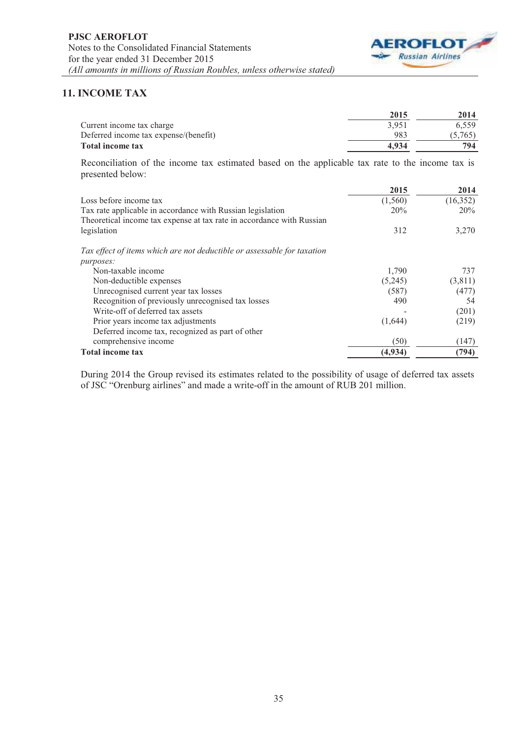## 11. INCOME TAX

| | 2015 | 2014 |
|---|---|---|
| Current income tax charge | 3,951 | 6,559 |
| Deferred income tax expense/(benefit) | 983 | (5,765) |
| **Total income tax** | **4,934** | **794** |

Reconciliation of the income tax estimated based on the applicable tax rate to the income tax is presented below:

| | 2015 | 2014 |
|---|---|---|
| Loss before income tax | (1,560) | (16,352) |
| Tax rate applicable in accordance with Russian legislation | 20% | 20% |
| Theoretical income tax expense at tax rate in accordance with Russian legislation | 312 | 3,270 |
| *Tax effect of items which are not deductible or assessable for taxation purposes:* | | |
| Non-taxable income | 1,790 | 737 |
| Non-deductible expenses | (5,245) | (3,811) |
| Unrecognised current year tax losses | (587) | (477) |
| Recognition of previously unrecognised tax losses | 490 | 54 |
| Write-off of deferred tax assets | - | (201) |
| Prior years income tax adjustments | (1,644) | (219) |
| Deferred income tax, recognized as part of other comprehensive income | (50) | (147) |
| **Total income tax** | **(4,934)** | **(794)** |

During 2014 the Group revised its estimates related to the possibility of usage of deferred tax assets of JSC "Orenburg airlines" and made a write-off in the amount of RUB 201 million.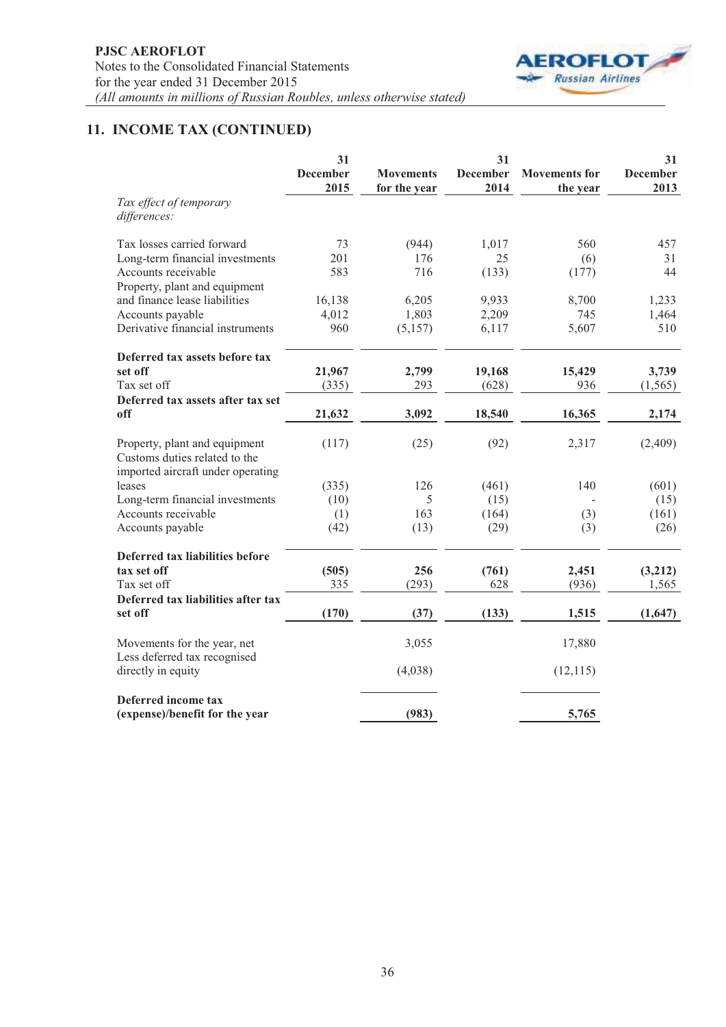## 11. INCOME TAX (CONTINUED)

| | 31 December 2015 | Movements for the year | 31 December 2014 | Movements for the year | 31 December 2013 |
|---|---|---|---|---|---|
| *Tax effect of temporary differences:* | | | | | |
| Tax losses carried forward | 73 | (944) | 1,017 | 560 | 457 |
| Long-term financial investments | 201 | 176 | 25 | (6) | 31 |
| Accounts receivable | 583 | 716 | (133) | (177) | 44 |
| Property, plant and equipment and finance lease liabilities | 16,138 | 6,205 | 9,933 | 8,700 | 1,233 |
| Accounts payable | 4,012 | 1,803 | 2,209 | 745 | 1,464 |
| Derivative financial instruments | 960 | (5,157) | 6,117 | 5,607 | 510 |
| **Deferred tax assets before tax set off** | **21,967** | **2,799** | **19,168** | **15,429** | **3,739** |
| Tax set off | (335) | 293 | (628) | 936 | (1,565) |
| **Deferred tax assets after tax set off** | **21,632** | **3,092** | **18,540** | **16,365** | **2,174** |
| Property, plant and equipment | (117) | (25) | (92) | 2,317 | (2,409) |
| Customs duties related to the imported aircraft under operating leases | (335) | 126 | (461) | 140 | (601) |
| Long-term financial investments | (10) | 5 | (15) | - | (15) |
| Accounts receivable | (1) | 163 | (164) | (3) | (161) |
| Accounts payable | (42) | (13) | (29) | (3) | (26) |
| **Deferred tax liabilities before tax set off** | **(505)** | **256** | **(761)** | **2,451** | **(3,212)** |
| Tax set off | 335 | (293) | 628 | (936) | 1,565 |
| **Deferred tax liabilities after tax set off** | **(170)** | **(37)** | **(133)** | **1,515** | **(1,647)** |
| Movements for the year, net | | 3,055 | | 17,880 | |
| Less deferred tax recognised directly in equity | | (4,038) | | (12,115) | |
| **Deferred income tax (expense)/benefit for the year** | | **(983)** | | **5,765** | |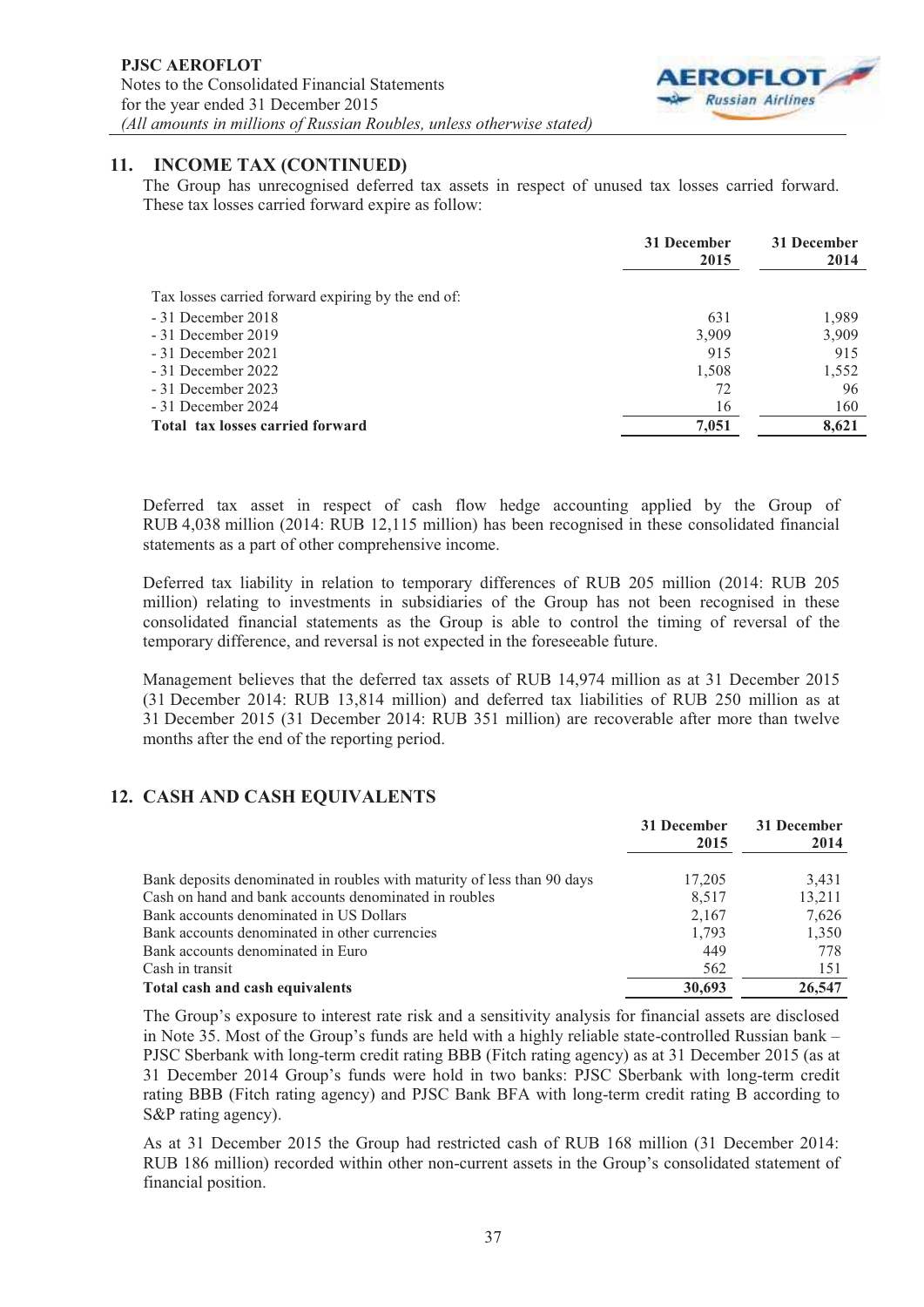## 11. INCOME TAX (CONTINUED)

The Group has unrecognised deferred tax assets in respect of unused tax losses carried forward. These tax losses carried forward expire as follow:

| | 31 December 2015 | 31 December 2014 |
|---|---|---|
| Tax losses carried forward expiring by the end of: | | |
| - 31 December 2018 | 631 | 1,989 |
| - 31 December 2019 | 3,909 | 3,909 |
| - 31 December 2021 | 915 | 915 |
| - 31 December 2022 | 1,508 | 1,552 |
| - 31 December 2023 | 72 | 96 |
| - 31 December 2024 | 16 | 160 |
| **Total tax losses carried forward** | **7,051** | **8,621** |

Deferred tax asset in respect of cash flow hedge accounting applied by the Group of RUB 4,038 million (2014: RUB 12,115 million) has been recognised in these consolidated financial statements as a part of other comprehensive income.

Deferred tax liability in relation to temporary differences of RUB 205 million (2014: RUB 205 million) relating to investments in subsidiaries of the Group has not been recognised in these consolidated financial statements as the Group is able to control the timing of reversal of the temporary difference, and reversal is not expected in the foreseeable future.

Management believes that the deferred tax assets of RUB 14,974 million as at 31 December 2015 (31 December 2014: RUB 13,814 million) and deferred tax liabilities of RUB 250 million as at 31 December 2015 (31 December 2014: RUB 351 million) are recoverable after more than twelve months after the end of the reporting period.

## 12. CASH AND CASH EQUIVALENTS

| | 31 December 2015 | 31 December 2014 |
|---|---|---|
| Bank deposits denominated in roubles with maturity of less than 90 days | 17,205 | 3,431 |
| Cash on hand and bank accounts denominated in roubles | 8,517 | 13,211 |
| Bank accounts denominated in US Dollars | 2,167 | 7,626 |
| Bank accounts denominated in other currencies | 1,793 | 1,350 |
| Bank accounts denominated in Euro | 449 | 778 |
| Cash in transit | 562 | 151 |
| **Total cash and cash equivalents** | **30,693** | **26,547** |

The Group's exposure to interest rate risk and a sensitivity analysis for financial assets are disclosed in Note 35. Most of the Group's funds are held with a highly reliable state-controlled Russian bank – PJSC Sberbank with long-term credit rating BBB (Fitch rating agency) as at 31 December 2015 (as at 31 December 2014 Group's funds were hold in two banks: PJSC Sberbank with long-term credit rating BBB (Fitch rating agency) and PJSC Bank BFA with long-term credit rating B according to S&P rating agency).

As at 31 December 2015 the Group had restricted cash of RUB 168 million (31 December 2014: RUB 186 million) recorded within other non-current assets in the Group's consolidated statement of financial position.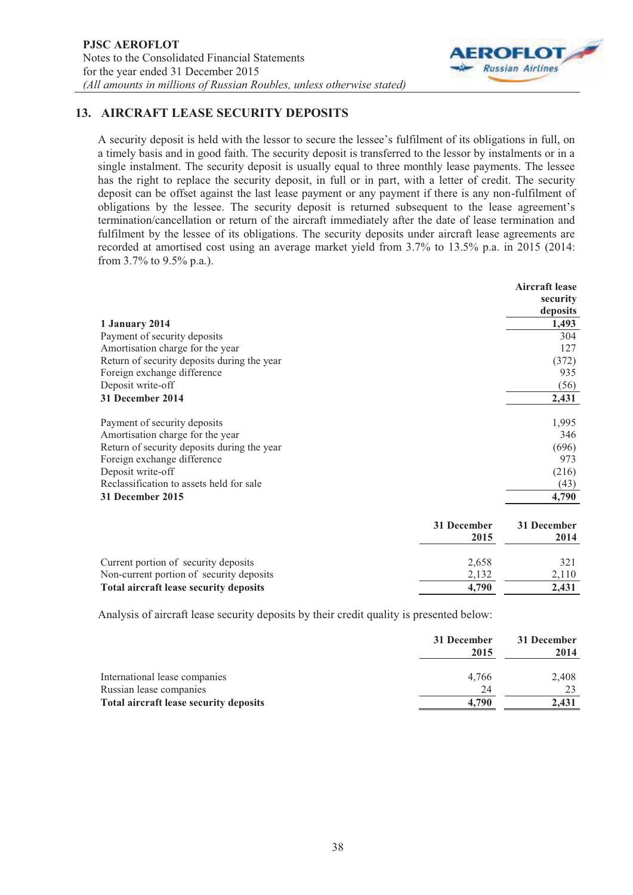## 13. AIRCRAFT LEASE SECURITY DEPOSITS

A security deposit is held with the lessor to secure the lessee's fulfilment of its obligations in full, on a timely basis and in good faith. The security deposit is transferred to the lessor by instalments or in a single instalment. The security deposit is usually equal to three monthly lease payments. The lessee has the right to replace the security deposit, in full or in part, with a letter of credit. The security deposit can be offset against the last lease payment or any payment if there is any non-fulfilment of obligations by the lessee. The security deposit is returned subsequent to the lease agreement's termination/cancellation or return of the aircraft immediately after the date of lease termination and fulfilment by the lessee of its obligations. The security deposits under aircraft lease agreements are recorded at amortised cost using an average market yield from 3.7% to 13.5% p.a. in 2015 (2014: from 3.7% to 9.5% p.a.).

| | Aircraft lease security deposits |
|---|---|
| **1 January 2014** | **1,493** |
| Payment of security deposits | 304 |
| Amortisation charge for the year | 127 |
| Return of security deposits during the year | (372) |
| Foreign exchange difference | 935 |
| Deposit write-off | (56) |
| **31 December 2014** | **2,431** |
| | |
| Payment of security deposits | 1,995 |
| Amortisation charge for the year | 346 |
| Return of security deposits during the year | (696) |
| Foreign exchange difference | 973 |
| Deposit write-off | (216) |
| Reclassification to assets held for sale | (43) |
| **31 December 2015** | **4,790** |

| | 31 December 2015 | 31 December 2014 |
|---|---|---|
| Current portion of security deposits | 2,658 | 321 |
| Non-current portion of security deposits | 2,132 | 2,110 |
| **Total aircraft lease security deposits** | **4,790** | **2,431** |

Analysis of aircraft lease security deposits by their credit quality is presented below:

| | 31 December 2015 | 31 December 2014 |
|---|---|---|
| International lease companies | 4,766 | 2,408 |
| Russian lease companies | 24 | 23 |
| **Total aircraft lease security deposits** | **4,790** | **2,431** |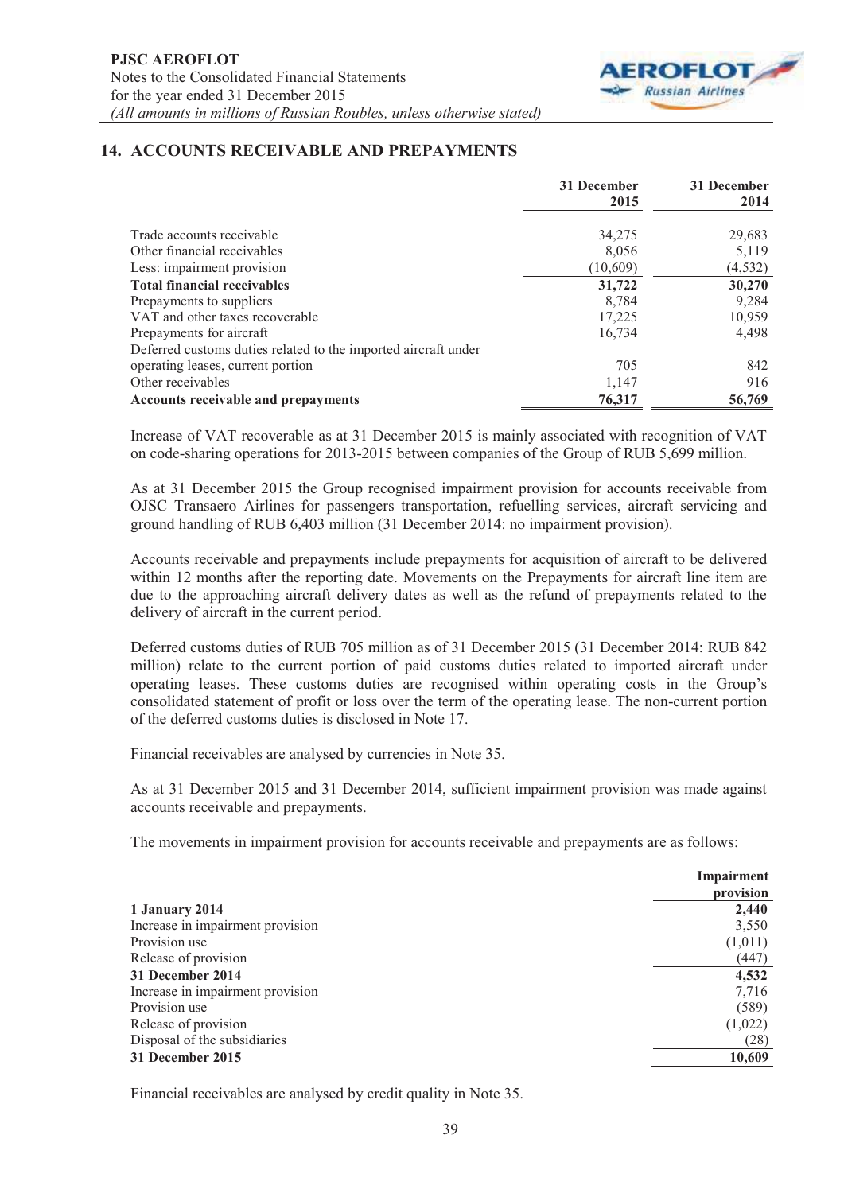## 14. ACCOUNTS RECEIVABLE AND PREPAYMENTS

| | 31 December 2015 | 31 December 2014 |
|---|---|---|
| Trade accounts receivable | 34,275 | 29,683 |
| Other financial receivables | 8,056 | 5,119 |
| Less: impairment provision | (10,609) | (4,532) |
| **Total financial receivables** | **31,722** | **30,270** |
| Prepayments to suppliers | 8,784 | 9,284 |
| VAT and other taxes recoverable | 17,225 | 10,959 |
| Prepayments for aircraft | 16,734 | 4,498 |
| Deferred customs duties related to the imported aircraft under operating leases, current portion | 705 | 842 |
| Other receivables | 1,147 | 916 |
| **Accounts receivable and prepayments** | **76,317** | **56,769** |

Increase of VAT recoverable as at 31 December 2015 is mainly associated with recognition of VAT on code-sharing operations for 2013-2015 between companies of the Group of RUB 5,699 million.

As at 31 December 2015 the Group recognised impairment provision for accounts receivable from OJSC Transaero Airlines for passengers transportation, refuelling services, aircraft servicing and ground handling of RUB 6,403 million (31 December 2014: no impairment provision).

Accounts receivable and prepayments include prepayments for acquisition of aircraft to be delivered within 12 months after the reporting date. Movements on the Prepayments for aircraft line item are due to the approaching aircraft delivery dates as well as the refund of prepayments related to the delivery of aircraft in the current period.

Deferred customs duties of RUB 705 million as of 31 December 2015 (31 December 2014: RUB 842 million) relate to the current portion of paid customs duties related to imported aircraft under operating leases. These customs duties are recognised within operating costs in the Group's consolidated statement of profit or loss over the term of the operating lease. The non-current portion of the deferred customs duties is disclosed in Note 17.

Financial receivables are analysed by currencies in Note 35.

As at 31 December 2015 and 31 December 2014, sufficient impairment provision was made against accounts receivable and prepayments.

The movements in impairment provision for accounts receivable and prepayments are as follows:

| | Impairment provision |
|---|---|
| **1 January 2014** | **2,440** |
| Increase in impairment provision | 3,550 |
| Provision use | (1,011) |
| Release of provision | (447) |
| **31 December 2014** | **4,532** |
| Increase in impairment provision | 7,716 |
| Provision use | (589) |
| Release of provision | (1,022) |
| Disposal of the subsidiaries | (28) |
| **31 December 2015** | **10,609** |

Financial receivables are analysed by credit quality in Note 35.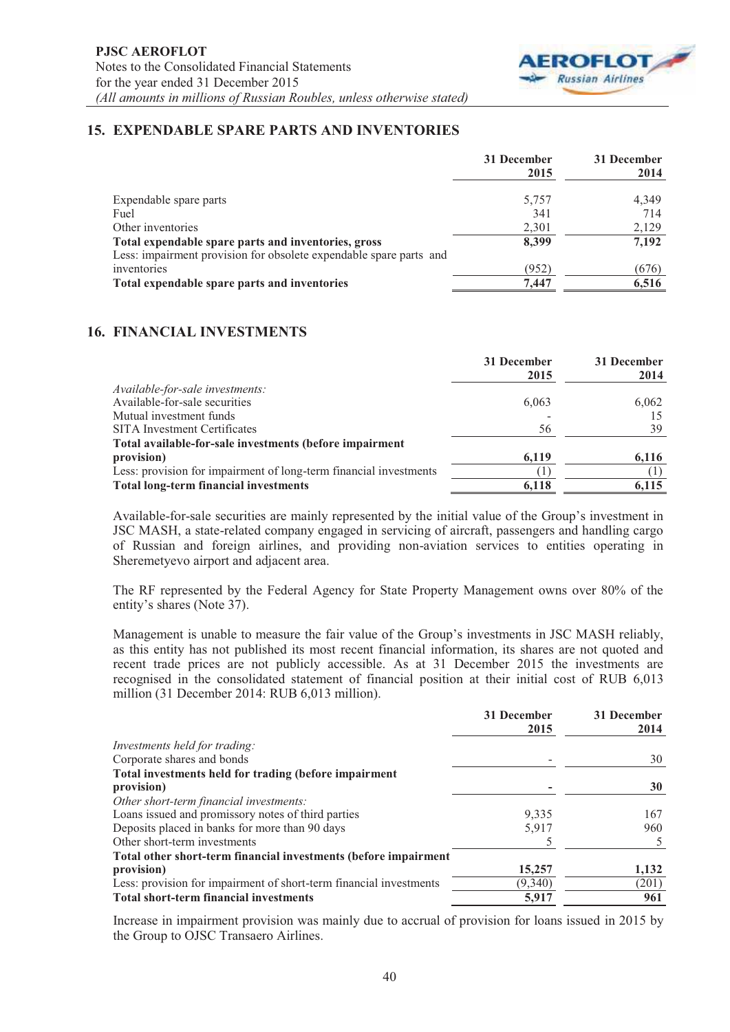## 15. EXPENDABLE SPARE PARTS AND INVENTORIES

| | 31 December 2015 | 31 December 2014 |
|---|---|---|
| Expendable spare parts | 5,757 | 4,349 |
| Fuel | 341 | 714 |
| Other inventories | 2,301 | 2,129 |
| **Total expendable spare parts and inventories, gross** | **8,399** | **7,192** |
| Less: impairment provision for obsolete expendable spare parts and inventories | (952) | (676) |
| **Total expendable spare parts and inventories** | **7,447** | **6,516** |

## 16. FINANCIAL INVESTMENTS

| | 31 December 2015 | 31 December 2014 |
|---|---|---|
| *Available-for-sale investments:* | | |
| Available-for-sale securities | 6,063 | 6,062 |
| Mutual investment funds | - | 15 |
| SITA Investment Certificates | 56 | 39 |
| **Total available-for-sale investments (before impairment provision)** | **6,119** | **6,116** |
| Less: provision for impairment of long-term financial investments | (1) | (1) |
| **Total long-term financial investments** | **6,118** | **6,115** |

Available-for-sale securities are mainly represented by the initial value of the Group's investment in JSC MASH, a state-related company engaged in servicing of aircraft, passengers and handling cargo of Russian and foreign airlines, and providing non-aviation services to entities operating in Sheremetyevo airport and adjacent area.

The RF represented by the Federal Agency for State Property Management owns over 80% of the entity's shares (Note 37).

Management is unable to measure the fair value of the Group's investments in JSC MASH reliably, as this entity has not published its most recent financial information, its shares are not quoted and recent trade prices are not publicly accessible. As at 31 December 2015 the investments are recognised in the consolidated statement of financial position at their initial cost of RUB 6,013 million (31 December 2014: RUB 6,013 million).

| | 31 December 2015 | 31 December 2014 |
|---|---|---|
| *Investments held for trading:* | | |
| Corporate shares and bonds | - | 30 |
| **Total investments held for trading (before impairment provision)** | **-** | **30** |
| *Other short-term financial investments:* | | |
| Loans issued and promissory notes of third parties | 9,335 | 167 |
| Deposits placed in banks for more than 90 days | 5,917 | 960 |
| Other short-term investments | 5 | 5 |
| **Total other short-term financial investments (before impairment provision)** | **15,257** | **1,132** |
| Less: provision for impairment of short-term financial investments | (9,340) | (201) |
| **Total short-term financial investments** | **5,917** | **961** |

Increase in impairment provision was mainly due to accrual of provision for loans issued in 2015 by the Group to OJSC Transaero Airlines.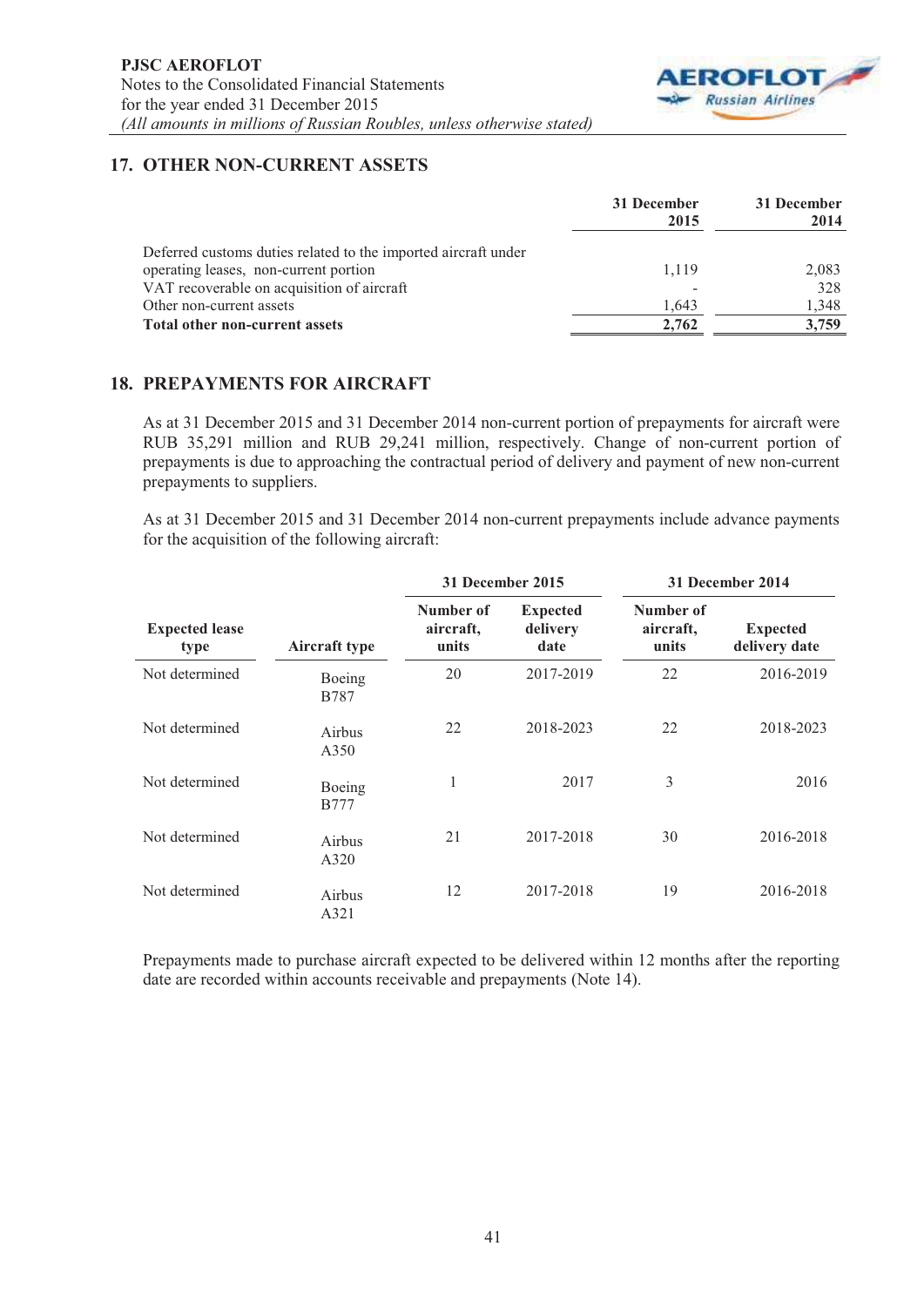## 17. OTHER NON-CURRENT ASSETS

| | 31 December 2015 | 31 December 2014 |
|---|---|---|
| Deferred customs duties related to the imported aircraft under operating leases, non-current portion | 1,119 | 2,083 |
| VAT recoverable on acquisition of aircraft | - | 328 |
| Other non-current assets | 1,643 | 1,348 |
| **Total other non-current assets** | **2,762** | **3,759** |

## 18. PREPAYMENTS FOR AIRCRAFT

As at 31 December 2015 and 31 December 2014 non-current portion of prepayments for aircraft were RUB 35,291 million and RUB 29,241 million, respectively. Change of non-current portion of prepayments is due to approaching the contractual period of delivery and payment of new non-current prepayments to suppliers.

As at 31 December 2015 and 31 December 2014 non-current prepayments include advance payments for the acquisition of the following aircraft:

| | | 31 December 2015 | | 31 December 2014 | |
|---|---|---|---|---|---|
| **Expected lease type** | **Aircraft type** | **Number of aircraft, units** | **Expected delivery date** | **Number of aircraft, units** | **Expected delivery date** |
| Not determined | Boeing B787 | 20 | 2017-2019 | 22 | 2016-2019 |
| Not determined | Airbus A350 | 22 | 2018-2023 | 22 | 2018-2023 |
| Not determined | Boeing B777 | 1 | 2017 | 3 | 2016 |
| Not determined | Airbus A320 | 21 | 2017-2018 | 30 | 2016-2018 |
| Not determined | Airbus A321 | 12 | 2017-2018 | 19 | 2016-2018 |

Prepayments made to purchase aircraft expected to be delivered within 12 months after the reporting date are recorded within accounts receivable and prepayments (Note 14).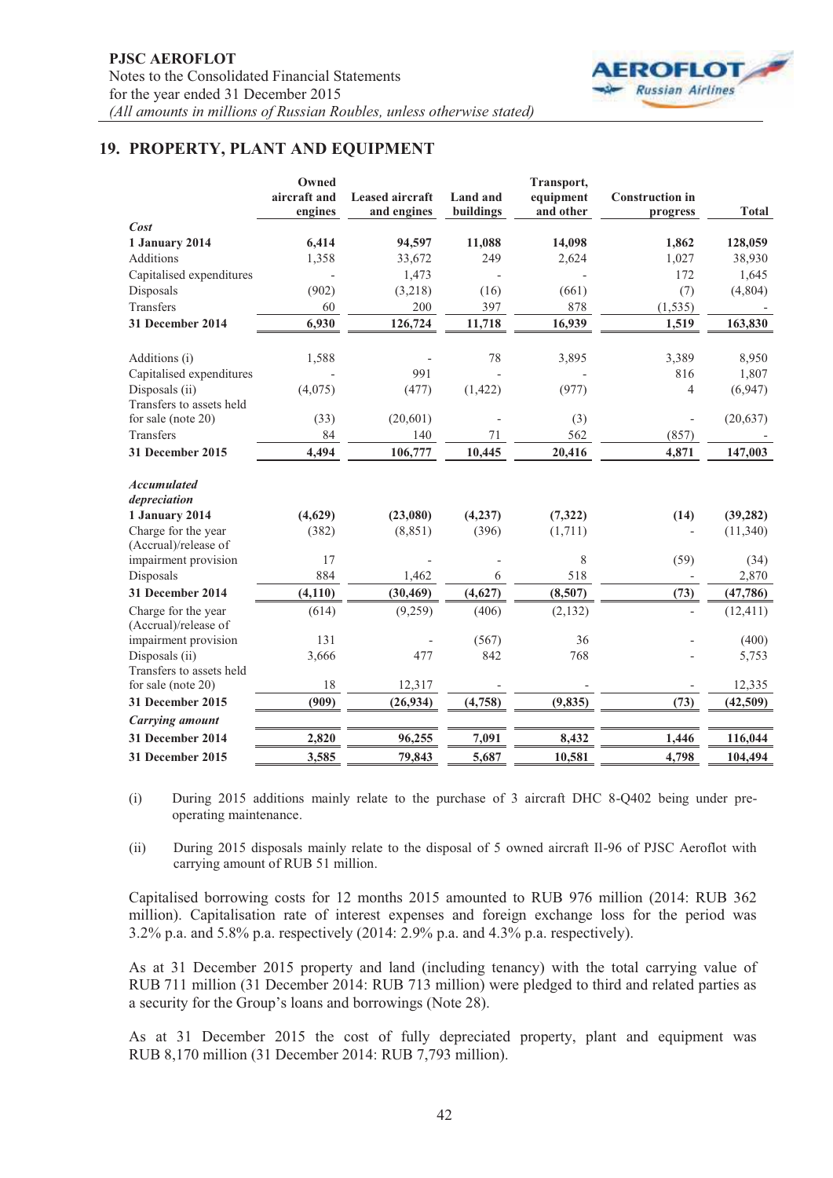## 19. PROPERTY, PLANT AND EQUIPMENT

| | Owned aircraft and engines | Leased aircraft and engines | Land and buildings | Transport, equipment and other | Construction in progress | Total |
|---|---|---|---|---|---|---|
| ***Cost*** | | | | | | |
| **1 January 2014** | **6,414** | **94,597** | **11,088** | **14,098** | **1,862** | **128,059** |
| Additions | 1,358 | 33,672 | 249 | 2,624 | 1,027 | 38,930 |
| Capitalised expenditures | - | 1,473 | - | - | 172 | 1,645 |
| Disposals | (902) | (3,218) | (16) | (661) | (7) | (4,804) |
| Transfers | 60 | 200 | 397 | 878 | (1,535) | - |
| **31 December 2014** | **6,930** | **126,724** | **11,718** | **16,939** | **1,519** | **163,830** |
| Additions (i) | 1,588 | - | 78 | 3,895 | 3,389 | 8,950 |
| Capitalised expenditures | - | 991 | - | - | 816 | 1,807 |
| Disposals (ii) | (4,075) | (477) | (1,422) | (977) | 4 | (6,947) |
| Transfers to assets held for sale (note 20) | (33) | (20,601) | - | (3) | - | (20,637) |
| Transfers | 84 | 140 | 71 | 562 | (857) | - |
| **31 December 2015** | **4,494** | **106,777** | **10,445** | **20,416** | **4,871** | **147,003** |
| ***Accumulated depreciation*** | | | | | | |
| **1 January 2014** | **(4,629)** | **(23,080)** | **(4,237)** | **(7,322)** | **(14)** | **(39,282)** |
| Charge for the year | (382) | (8,851) | (396) | (1,711) | - | (11,340) |
| (Accrual)/release of impairment provision | 17 | - | - | 8 | (59) | (34) |
| Disposals | 884 | 1,462 | 6 | 518 | - | 2,870 |
| **31 December 2014** | **(4,110)** | **(30,469)** | **(4,627)** | **(8,507)** | **(73)** | **(47,786)** |
| Charge for the year | (614) | (9,259) | (406) | (2,132) | - | (12,411) |
| (Accrual)/release of impairment provision | 131 | - | (567) | 36 | - | (400) |
| Disposals (ii) | 3,666 | 477 | 842 | 768 | - | 5,753 |
| Transfers to assets held for sale (note 20) | 18 | 12,317 | - | - | - | 12,335 |
| **31 December 2015** | **(909)** | **(26,934)** | **(4,758)** | **(9,835)** | **(73)** | **(42,509)** |
| ***Carrying amount*** | | | | | | |
| **31 December 2014** | **2,820** | **96,255** | **7,091** | **8,432** | **1,446** | **116,044** |
| **31 December 2015** | **3,585** | **79,843** | **5,687** | **10,581** | **4,798** | **104,494** |

(i) During 2015 additions mainly relate to the purchase of 3 aircraft DHC 8-Q402 being under pre-operating maintenance.

(ii) During 2015 disposals mainly relate to the disposal of 5 owned aircraft Il-96 of PJSC Aeroflot with carrying amount of RUB 51 million.

Capitalised borrowing costs for 12 months 2015 amounted to RUB 976 million (2014: RUB 362 million). Capitalisation rate of interest expenses and foreign exchange loss for the period was 3.2% p.a. and 5.8% p.a. respectively (2014: 2.9% p.a. and 4.3% p.a. respectively).

As at 31 December 2015 property and land (including tenancy) with the total carrying value of RUB 711 million (31 December 2014: RUB 713 million) were pledged to third and related parties as a security for the Group's loans and borrowings (Note 28).

As at 31 December 2015 the cost of fully depreciated property, plant and equipment was RUB 8,170 million (31 December 2014: RUB 7,793 million).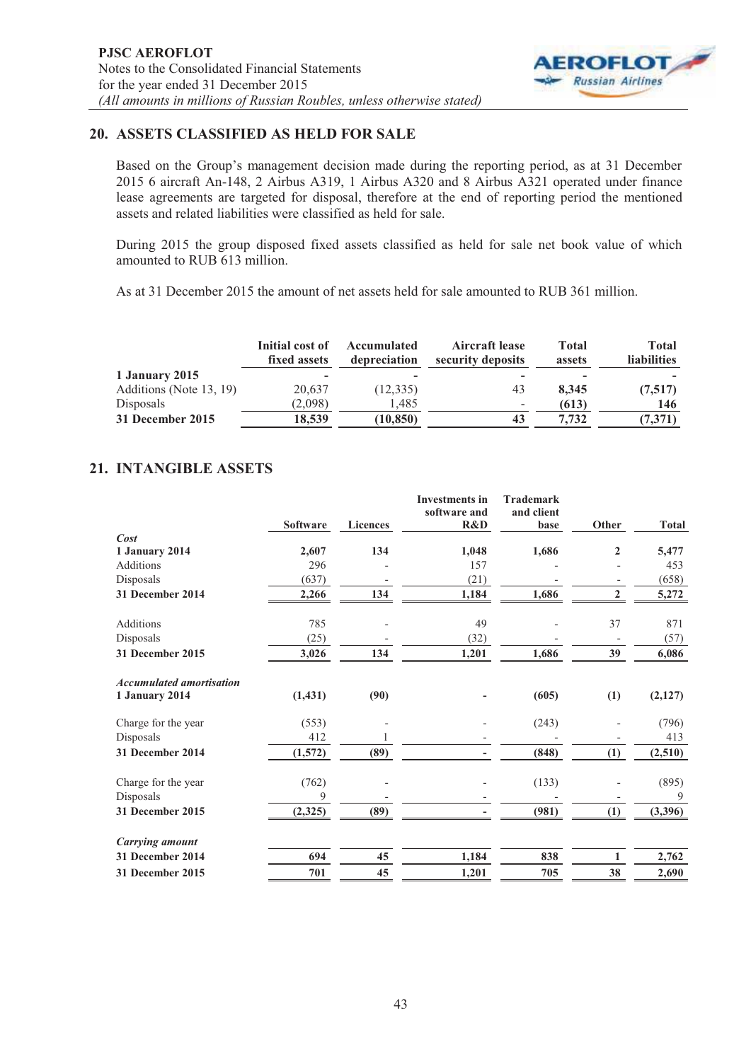## 20. ASSETS CLASSIFIED AS HELD FOR SALE

Based on the Group's management decision made during the reporting period, as at 31 December 2015 6 aircraft An-148, 2 Airbus A319, 1 Airbus A320 and 8 Airbus A321 operated under finance lease agreements are targeted for disposal, therefore at the end of reporting period the mentioned assets and related liabilities were classified as held for sale.

During 2015 the group disposed fixed assets classified as held for sale net book value of which amounted to RUB 613 million.

As at 31 December 2015 the amount of net assets held for sale amounted to RUB 361 million.

| | Initial cost of fixed assets | Accumulated depreciation | Aircraft lease security deposits | Total assets | Total liabilities |
|---|---|---|---|---|---|
| **1 January 2015** | - | - | - | - | - |
| Additions (Note 13, 19) | 20,637 | (12,335) | 43 | **8,345** | **(7,517)** |
| Disposals | (2,098) | 1,485 | - | **(613)** | **146** |
| **31 December 2015** | **18,539** | **(10,850)** | **43** | **7,732** | **(7,371)** |

## 21. INTANGIBLE ASSETS

| | Software | Licences | Investments in software and R&D | Trademark and client base | Other | Total |
|---|---|---|---|---|---|---|
| ***Cost*** | | | | | | |
| **1 January 2014** | **2,607** | **134** | **1,048** | **1,686** | **2** | **5,477** |
| Additions | 296 | - | 157 | - | - | 453 |
| Disposals | (637) | - | (21) | - | - | (658) |
| **31 December 2014** | **2,266** | **134** | **1,184** | **1,686** | **2** | **5,272** |
| Additions | 785 | - | 49 | - | 37 | 871 |
| Disposals | (25) | - | (32) | - | - | (57) |
| **31 December 2015** | **3,026** | **134** | **1,201** | **1,686** | **39** | **6,086** |
| ***Accumulated amortisation*** | | | | | | |
| **1 January 2014** | **(1,431)** | **(90)** | **-** | **(605)** | **(1)** | **(2,127)** |
| Charge for the year | (553) | - | - | (243) | - | (796) |
| Disposals | 412 | 1 | - | - | - | 413 |
| **31 December 2014** | **(1,572)** | **(89)** | **-** | **(848)** | **(1)** | **(2,510)** |
| Charge for the year | (762) | - | - | (133) | - | (895) |
| Disposals | 9 | - | - | - | - | 9 |
| **31 December 2015** | **(2,325)** | **(89)** | **-** | **(981)** | **(1)** | **(3,396)** |
| ***Carrying amount*** | | | | | | |
| **31 December 2014** | **694** | **45** | **1,184** | **838** | **1** | **2,762** |
| **31 December 2015** | **701** | **45** | **1,201** | **705** | **38** | **2,690** |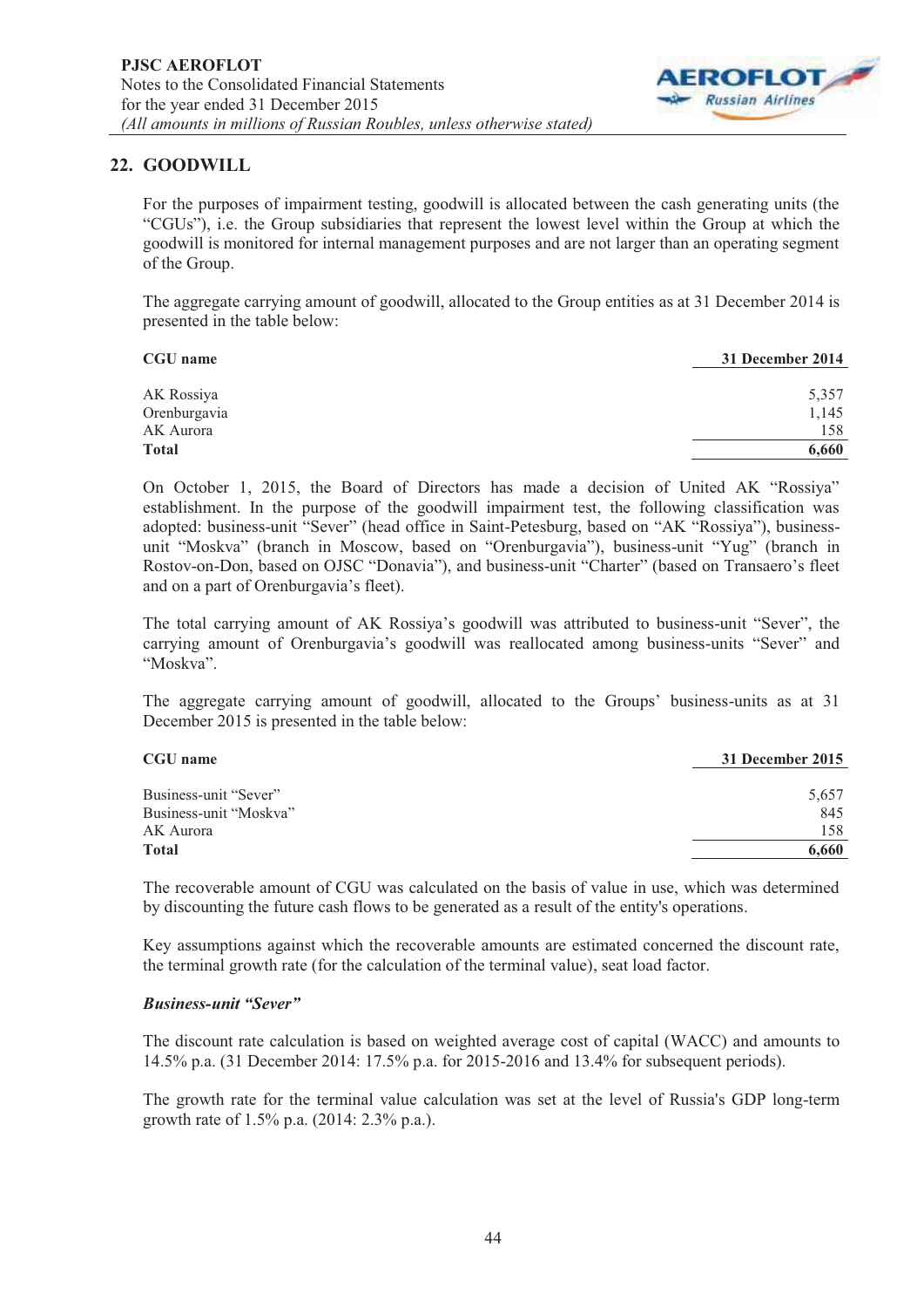## 22. GOODWILL

For the purposes of impairment testing, goodwill is allocated between the cash generating units (the "CGUs"), i.e. the Group subsidiaries that represent the lowest level within the Group at which the goodwill is monitored for internal management purposes and are not larger than an operating segment of the Group.

The aggregate carrying amount of goodwill, allocated to the Group entities as at 31 December 2014 is presented in the table below:

| CGU name | 31 December 2014 |
|---|---|
| AK Rossiya | 5,357 |
| Orenburgavia | 1,145 |
| AK Aurora | 158 |
| **Total** | **6,660** |

On October 1, 2015, the Board of Directors has made a decision of United AK "Rossiya" establishment. In the purpose of the goodwill impairment test, the following classification was adopted: business-unit "Sever" (head office in Saint-Petesburg, based on "AK "Rossiya"), business-unit "Moskva" (branch in Moscow, based on "Orenburgavia"), business-unit "Yug" (branch in Rostov-on-Don, based on OJSC "Donavia"), and business-unit "Charter" (based on Transaero's fleet and on a part of Orenburgavia's fleet).

The total carrying amount of AK Rossiya's goodwill was attributed to business-unit "Sever", the carrying amount of Orenburgavia's goodwill was reallocated among business-units "Sever" and "Moskva".

The aggregate carrying amount of goodwill, allocated to the Groups' business-units as at 31 December 2015 is presented in the table below:

| CGU name | 31 December 2015 |
|---|---|
| Business-unit "Sever" | 5,657 |
| Business-unit "Moskva" | 845 |
| AK Aurora | 158 |
| **Total** | **6,660** |

The recoverable amount of CGU was calculated on the basis of value in use, which was determined by discounting the future cash flows to be generated as a result of the entity's operations.

Key assumptions against which the recoverable amounts are estimated concerned the discount rate, the terminal growth rate (for the calculation of the terminal value), seat load factor.

***Business-unit "Sever"***

The discount rate calculation is based on weighted average cost of capital (WACC) and amounts to 14.5% p.a. (31 December 2014: 17.5% p.a. for 2015-2016 and 13.4% for subsequent periods).

The growth rate for the terminal value calculation was set at the level of Russia's GDP long-term growth rate of 1.5% p.a. (2014: 2.3% p.a.).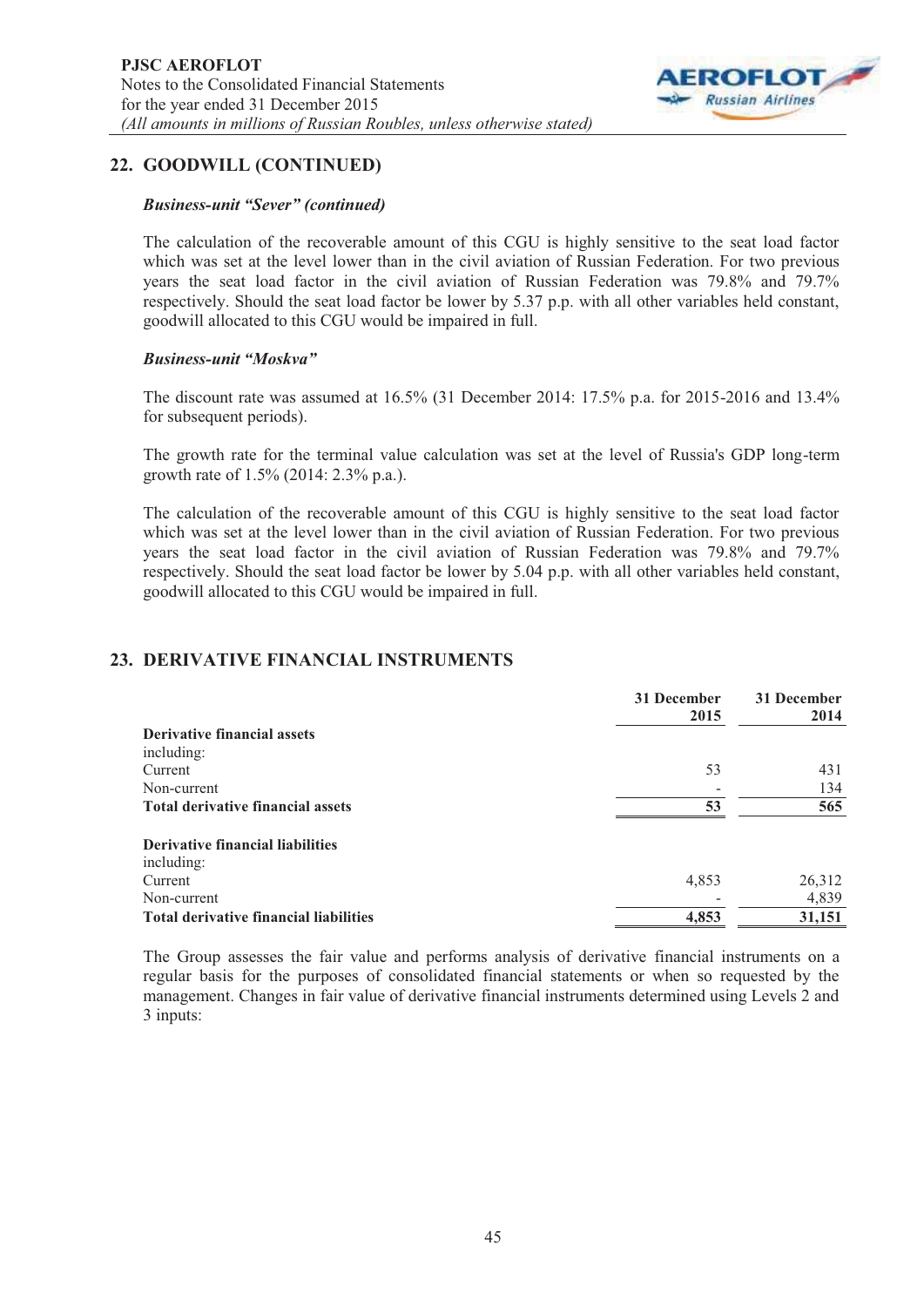## 22. GOODWILL (CONTINUED)

***Business-unit "Sever" (continued)***

The calculation of the recoverable amount of this CGU is highly sensitive to the seat load factor which was set at the level lower than in the civil aviation of Russian Federation. For two previous years the seat load factor in the civil aviation of Russian Federation was 79.8% and 79.7% respectively. Should the seat load factor be lower by 5.37 p.p. with all other variables held constant, goodwill allocated to this CGU would be impaired in full.

***Business-unit "Moskva"***

The discount rate was assumed at 16.5% (31 December 2014: 17.5% p.a. for 2015-2016 and 13.4% for subsequent periods).

The growth rate for the terminal value calculation was set at the level of Russia's GDP long-term growth rate of 1.5% (2014: 2.3% p.a.).

The calculation of the recoverable amount of this CGU is highly sensitive to the seat load factor which was set at the level lower than in the civil aviation of Russian Federation. For two previous years the seat load factor in the civil aviation of Russian Federation was 79.8% and 79.7% respectively. Should the seat load factor be lower by 5.04 p.p. with all other variables held constant, goodwill allocated to this CGU would be impaired in full.

## 23. DERIVATIVE FINANCIAL INSTRUMENTS

| | 31 December 2015 | 31 December 2014 |
|---|---|---|
| **Derivative financial assets** | | |
| including: | | |
| Current | 53 | 431 |
| Non-current | - | 134 |
| **Total derivative financial assets** | **53** | **565** |
| | | |
| **Derivative financial liabilities** | | |
| including: | | |
| Current | 4,853 | 26,312 |
| Non-current | - | 4,839 |
| **Total derivative financial liabilities** | **4,853** | **31,151** |

The Group assesses the fair value and performs analysis of derivative financial instruments on a regular basis for the purposes of consolidated financial statements or when so requested by the management. Changes in fair value of derivative financial instruments determined using Levels 2 and 3 inputs: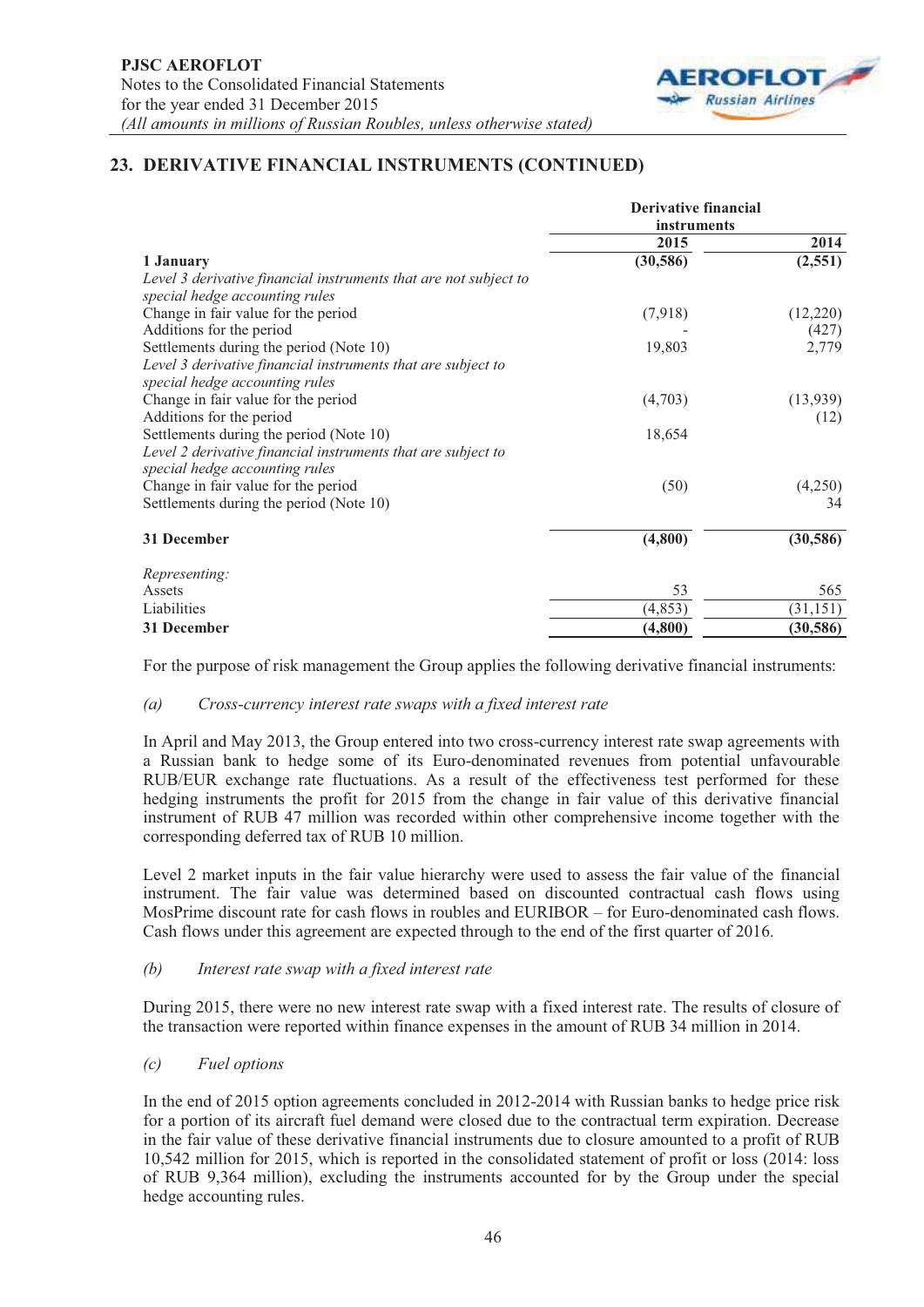## 23. DERIVATIVE FINANCIAL INSTRUMENTS (CONTINUED)

| | Derivative financial instruments | |
|---|---|---|
| | 2015 | 2014 |
| **1 January** | **(30,586)** | **(2,551)** |
| *Level 3 derivative financial instruments that are not subject to special hedge accounting rules* | | |
| Change in fair value for the period | (7,918) | (12,220) |
| Additions for the period | - | (427) |
| Settlements during the period (Note 10) | 19,803 | 2,779 |
| *Level 3 derivative financial instruments that are subject to special hedge accounting rules* | | |
| Change in fair value for the period | (4,703) | (13,939) |
| Additions for the period | | (12) |
| Settlements during the period (Note 10) | 18,654 | |
| *Level 2 derivative financial instruments that are subject to special hedge accounting rules* | | |
| Change in fair value for the period | (50) | (4,250) |
| Settlements during the period (Note 10) | | 34 |
| **31 December** | **(4,800)** | **(30,586)** |
| *Representing:* | | |
| Assets | 53 | 565 |
| Liabilities | (4,853) | (31,151) |
| **31 December** | **(4,800)** | **(30,586)** |

For the purpose of risk management the Group applies the following derivative financial instruments:

*(a) Cross-currency interest rate swaps with a fixed interest rate*

In April and May 2013, the Group entered into two cross-currency interest rate swap agreements with a Russian bank to hedge some of its Euro-denominated revenues from potential unfavourable RUB/EUR exchange rate fluctuations. As a result of the effectiveness test performed for these hedging instruments the profit for 2015 from the change in fair value of this derivative financial instrument of RUB 47 million was recorded within other comprehensive income together with the corresponding deferred tax of RUB 10 million.

Level 2 market inputs in the fair value hierarchy were used to assess the fair value of the financial instrument. The fair value was determined based on discounted contractual cash flows using MosPrime discount rate for cash flows in roubles and EURIBOR – for Euro-denominated cash flows. Cash flows under this agreement are expected through to the end of the first quarter of 2016.

*(b) Interest rate swap with a fixed interest rate*

During 2015, there were no new interest rate swap with a fixed interest rate. The results of closure of the transaction were reported within finance expenses in the amount of RUB 34 million in 2014.

*(c) Fuel options*

In the end of 2015 option agreements concluded in 2012-2014 with Russian banks to hedge price risk for a portion of its aircraft fuel demand were closed due to the contractual term expiration. Decrease in the fair value of these derivative financial instruments due to closure amounted to a profit of RUB 10,542 million for 2015, which is reported in the consolidated statement of profit or loss (2014: loss of RUB 9,364 million), excluding the instruments accounted for by the Group under the special hedge accounting rules.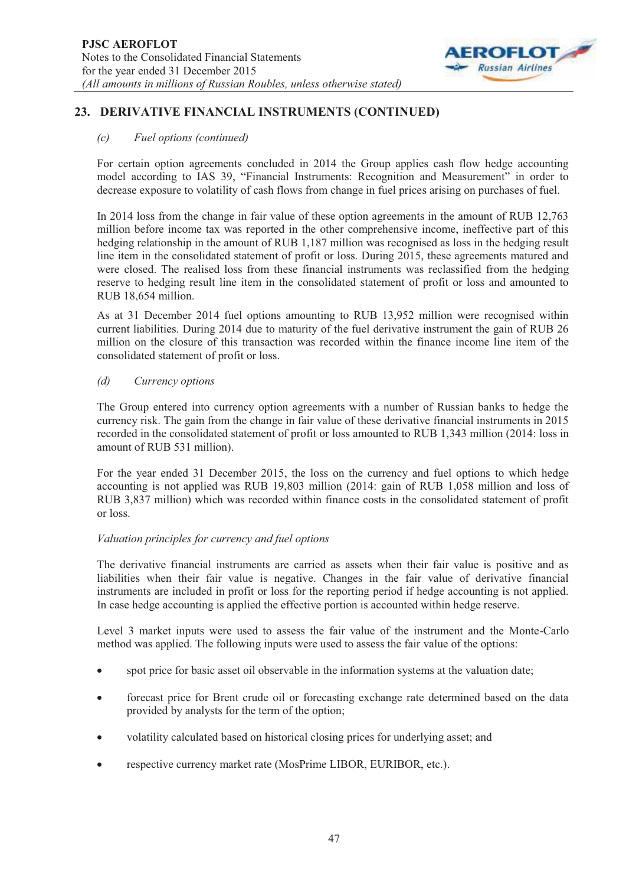## 23. DERIVATIVE FINANCIAL INSTRUMENTS (CONTINUED)

### *(c) Fuel options (continued)*

For certain option agreements concluded in 2014 the Group applies cash flow hedge accounting model according to IAS 39, "Financial Instruments: Recognition and Measurement" in order to decrease exposure to volatility of cash flows from change in fuel prices arising on purchases of fuel.

In 2014 loss from the change in fair value of these option agreements in the amount of RUB 12,763 million before income tax was reported in the other comprehensive income, ineffective part of this hedging relationship in the amount of RUB 1,187 million was recognised as loss in the hedging result line item in the consolidated statement of profit or loss. During 2015, these agreements matured and were closed. The realised loss from these financial instruments was reclassified from the hedging reserve to hedging result line item in the consolidated statement of profit or loss and amounted to RUB 18,654 million.

As at 31 December 2014 fuel options amounting to RUB 13,952 million were recognised within current liabilities. During 2014 due to maturity of the fuel derivative instrument the gain of RUB 26 million on the closure of this transaction was recorded within the finance income line item of the consolidated statement of profit or loss.

### *(d) Currency options*

The Group entered into currency option agreements with a number of Russian banks to hedge the currency risk. The gain from the change in fair value of these derivative financial instruments in 2015 recorded in the consolidated statement of profit or loss amounted to RUB 1,343 million (2014: loss in amount of RUB 531 million).

For the year ended 31 December 2015, the loss on the currency and fuel options to which hedge accounting is not applied was RUB 19,803 million (2014: gain of RUB 1,058 million and loss of RUB 3,837 million) which was recorded within finance costs in the consolidated statement of profit or loss.

*Valuation principles for currency and fuel options*

The derivative financial instruments are carried as assets when their fair value is positive and as liabilities when their fair value is negative. Changes in the fair value of derivative financial instruments are included in profit or loss for the reporting period if hedge accounting is not applied. In case hedge accounting is applied the effective portion is accounted within hedge reserve.

Level 3 market inputs were used to assess the fair value of the instrument and the Monte-Carlo method was applied. The following inputs were used to assess the fair value of the options:

- spot price for basic asset oil observable in the information systems at the valuation date;
- forecast price for Brent crude oil or forecasting exchange rate determined based on the data provided by analysts for the term of the option;
- volatility calculated based on historical closing prices for underlying asset; and
- respective currency market rate (MosPrime LIBOR, EURIBOR, etc.).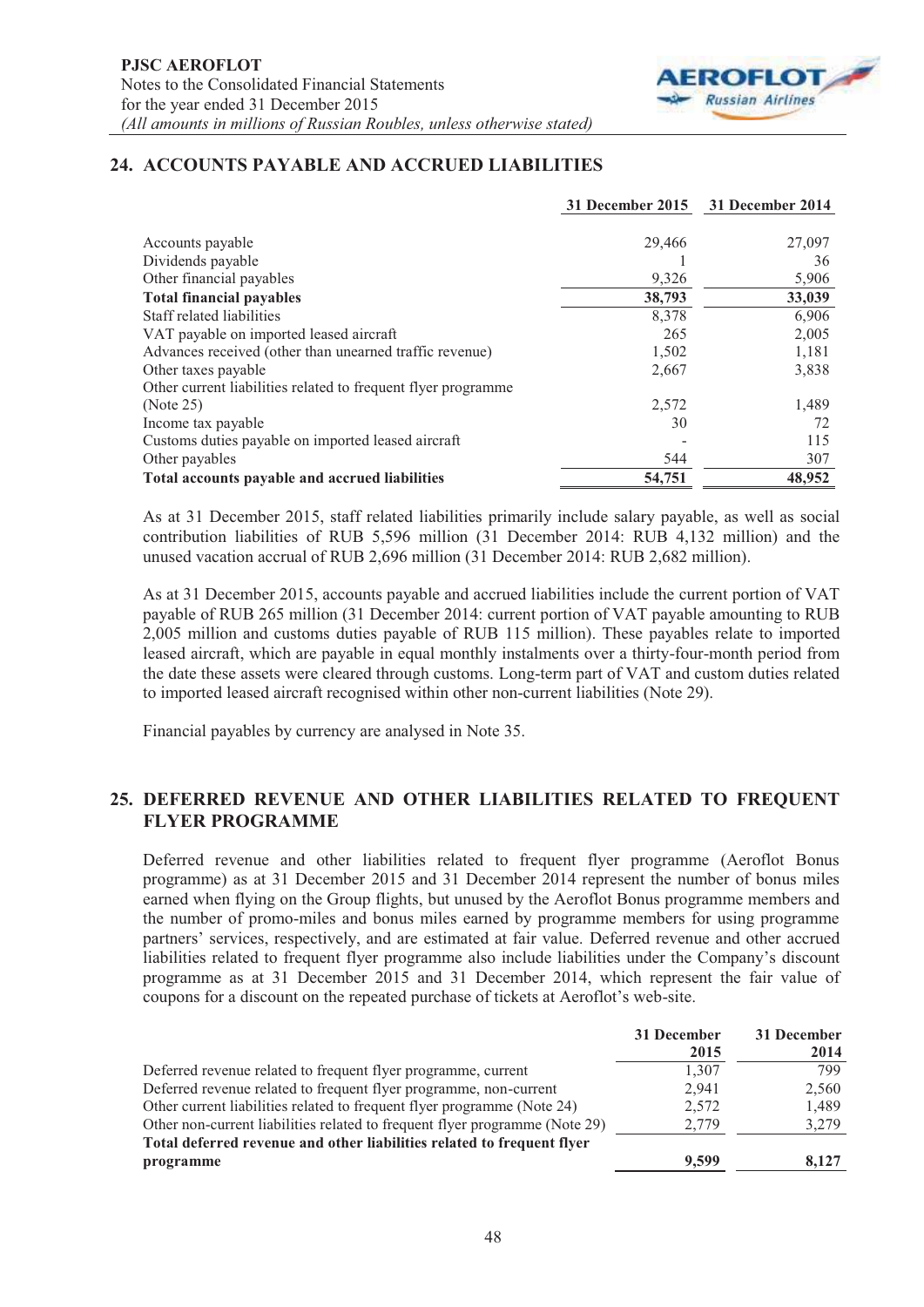## 24. ACCOUNTS PAYABLE AND ACCRUED LIABILITIES

| | 31 December 2015 | 31 December 2014 |
|---|---|---|
| Accounts payable | 29,466 | 27,097 |
| Dividends payable | 1 | 36 |
| Other financial payables | 9,326 | 5,906 |
| **Total financial payables** | **38,793** | **33,039** |
| Staff related liabilities | 8,378 | 6,906 |
| VAT payable on imported leased aircraft | 265 | 2,005 |
| Advances received (other than unearned traffic revenue) | 1,502 | 1,181 |
| Other taxes payable | 2,667 | 3,838 |
| Other current liabilities related to frequent flyer programme (Note 25) | 2,572 | 1,489 |
| Income tax payable | 30 | 72 |
| Customs duties payable on imported leased aircraft | - | 115 |
| Other payables | 544 | 307 |
| **Total accounts payable and accrued liabilities** | **54,751** | **48,952** |

As at 31 December 2015, staff related liabilities primarily include salary payable, as well as social contribution liabilities of RUB 5,596 million (31 December 2014: RUB 4,132 million) and the unused vacation accrual of RUB 2,696 million (31 December 2014: RUB 2,682 million).

As at 31 December 2015, accounts payable and accrued liabilities include the current portion of VAT payable of RUB 265 million (31 December 2014: current portion of VAT payable amounting to RUB 2,005 million and customs duties payable of RUB 115 million). These payables relate to imported leased aircraft, which are payable in equal monthly instalments over a thirty-four-month period from the date these assets were cleared through customs. Long-term part of VAT and custom duties related to imported leased aircraft recognised within other non-current liabilities (Note 29).

Financial payables by currency are analysed in Note 35.

## 25. DEFERRED REVENUE AND OTHER LIABILITIES RELATED TO FREQUENT FLYER PROGRAMME

Deferred revenue and other liabilities related to frequent flyer programme (Aeroflot Bonus programme) as at 31 December 2015 and 31 December 2014 represent the number of bonus miles earned when flying on the Group flights, but unused by the Aeroflot Bonus programme members and the number of promo-miles and bonus miles earned by programme members for using programme partners' services, respectively, and are estimated at fair value. Deferred revenue and other accrued liabilities related to frequent flyer programme also include liabilities under the Company's discount programme as at 31 December 2015 and 31 December 2014, which represent the fair value of coupons for a discount on the repeated purchase of tickets at Aeroflot's web-site.

| | 31 December 2015 | 31 December 2014 |
|---|---|---|
| Deferred revenue related to frequent flyer programme, current | 1,307 | 799 |
| Deferred revenue related to frequent flyer programme, non-current | 2,941 | 2,560 |
| Other current liabilities related to frequent flyer programme (Note 24) | 2,572 | 1,489 |
| Other non-current liabilities related to frequent flyer programme (Note 29) | 2,779 | 3,279 |
| **Total deferred revenue and other liabilities related to frequent flyer programme** | **9,599** | **8,127** |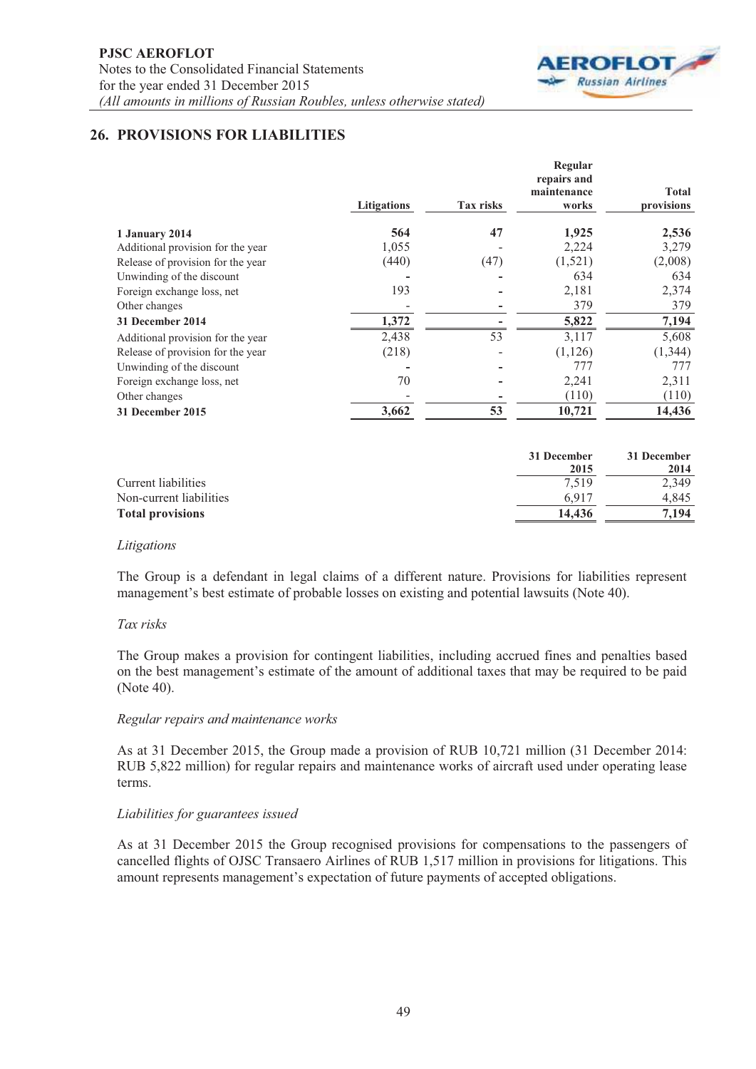## 26. PROVISIONS FOR LIABILITIES

| | Litigations | Tax risks | Regular repairs and maintenance works | Total provisions |
|---|---|---|---|---|
| **1 January 2014** | **564** | **47** | **1,925** | **2,536** |
| Additional provision for the year | 1,055 | - | 2,224 | 3,279 |
| Release of provision for the year | (440) | (47) | (1,521) | (2,008) |
| Unwinding of the discount | - | - | 634 | 634 |
| Foreign exchange loss, net | 193 | - | 2,181 | 2,374 |
| Other changes | - | - | 379 | 379 |
| **31 December 2014** | **1,372** | **-** | **5,822** | **7,194** |
| Additional provision for the year | 2,438 | 53 | 3,117 | 5,608 |
| Release of provision for the year | (218) | - | (1,126) | (1,344) |
| Unwinding of the discount | - | - | 777 | 777 |
| Foreign exchange loss, net | 70 | - | 2,241 | 2,311 |
| Other changes | - | - | (110) | (110) |
| **31 December 2015** | **3,662** | **53** | **10,721** | **14,436** |

| | 31 December 2015 | 31 December 2014 |
|---|---|---|
| Current liabilities | 7,519 | 2,349 |
| Non-current liabilities | 6,917 | 4,845 |
| **Total provisions** | **14,436** | **7,194** |

*Litigations*

The Group is a defendant in legal claims of a different nature. Provisions for liabilities represent management's best estimate of probable losses on existing and potential lawsuits (Note 40).

*Tax risks*

The Group makes a provision for contingent liabilities, including accrued fines and penalties based on the best management's estimate of the amount of additional taxes that may be required to be paid (Note 40).

*Regular repairs and maintenance works*

As at 31 December 2015, the Group made a provision of RUB 10,721 million (31 December 2014: RUB 5,822 million) for regular repairs and maintenance works of aircraft used under operating lease terms.

*Liabilities for guarantees issued*

As at 31 December 2015 the Group recognised provisions for compensations to the passengers of cancelled flights of OJSC Transaero Airlines of RUB 1,517 million in provisions for litigations. This amount represents management's expectation of future payments of accepted obligations.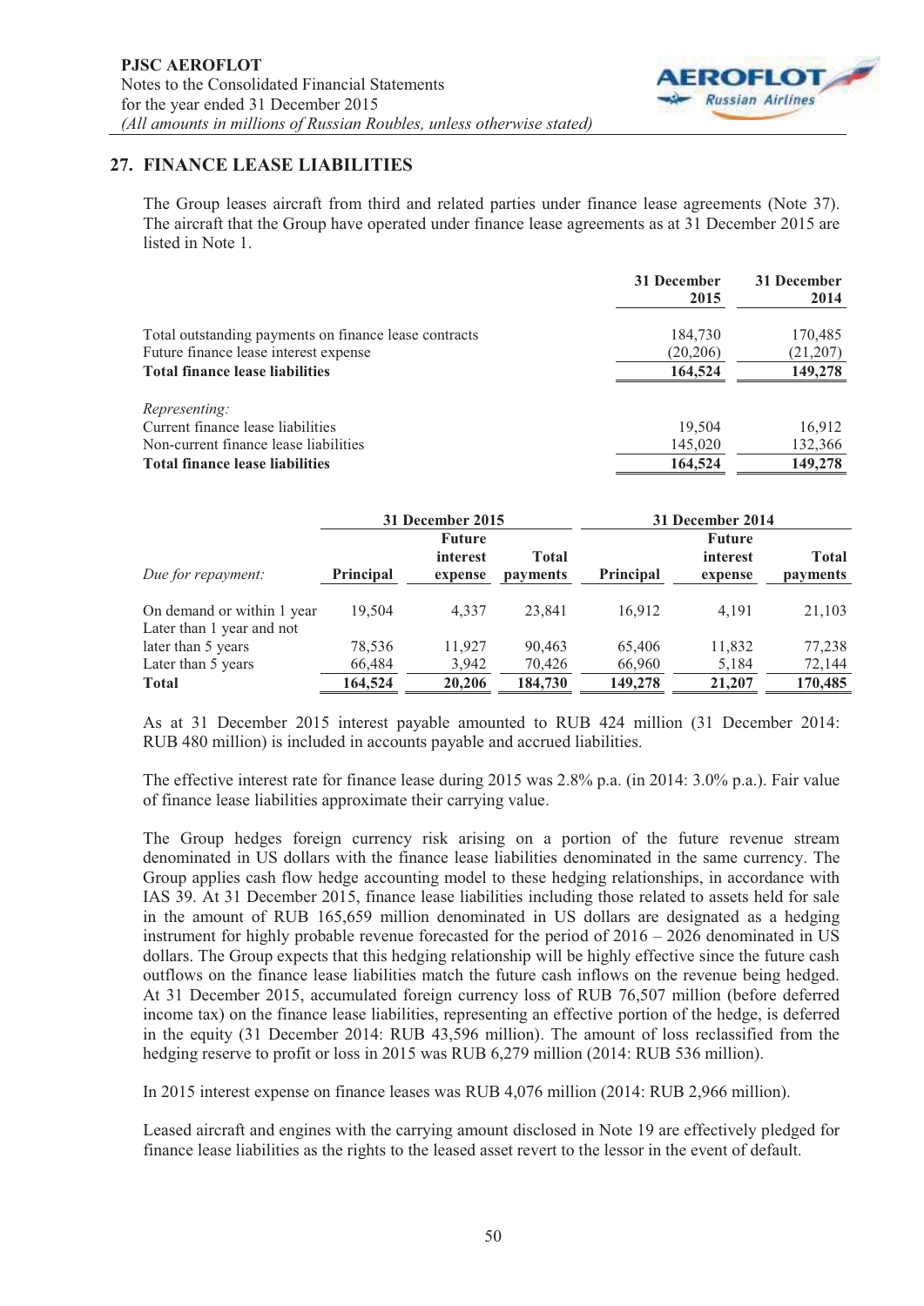## 27. FINANCE LEASE LIABILITIES

The Group leases aircraft from third and related parties under finance lease agreements (Note 37). The aircraft that the Group have operated under finance lease agreements as at 31 December 2015 are listed in Note 1.

| | 31 December 2015 | 31 December 2014 |
|---|---|---|
| Total outstanding payments on finance lease contracts | 184,730 | 170,485 |
| Future finance lease interest expense | (20,206) | (21,207) |
| **Total finance lease liabilities** | **164,524** | **149,278** |
| *Representing:* | | |
| Current finance lease liabilities | 19,504 | 16,912 |
| Non-current finance lease liabilities | 145,020 | 132,366 |
| **Total finance lease liabilities** | **164,524** | **149,278** |

| | 31 December 2015 | | | 31 December 2014 | | |
|---|---|---|---|---|---|---|
| *Due for repayment:* | Principal | Future interest expense | Total payments | Principal | Future interest expense | Total payments |
| On demand or within 1 year | 19,504 | 4,337 | 23,841 | 16,912 | 4,191 | 21,103 |
| Later than 1 year and not later than 5 years | 78,536 | 11,927 | 90,463 | 65,406 | 11,832 | 77,238 |
| Later than 5 years | 66,484 | 3,942 | 70,426 | 66,960 | 5,184 | 72,144 |
| **Total** | **164,524** | **20,206** | **184,730** | **149,278** | **21,207** | **170,485** |

As at 31 December 2015 interest payable amounted to RUB 424 million (31 December 2014: RUB 480 million) is included in accounts payable and accrued liabilities.

The effective interest rate for finance lease during 2015 was 2.8% p.a. (in 2014: 3.0% p.a.). Fair value of finance lease liabilities approximate their carrying value.

The Group hedges foreign currency risk arising on a portion of the future revenue stream denominated in US dollars with the finance lease liabilities denominated in the same currency. The Group applies cash flow hedge accounting model to these hedging relationships, in accordance with IAS 39. At 31 December 2015, finance lease liabilities including those related to assets held for sale in the amount of RUB 165,659 million denominated in US dollars are designated as a hedging instrument for highly probable revenue forecasted for the period of 2016 – 2026 denominated in US dollars. The Group expects that this hedging relationship will be highly effective since the future cash outflows on the finance lease liabilities match the future cash inflows on the revenue being hedged. At 31 December 2015, accumulated foreign currency loss of RUB 76,507 million (before deferred income tax) on the finance lease liabilities, representing an effective portion of the hedge, is deferred in the equity (31 December 2014: RUB 43,596 million). The amount of loss reclassified from the hedging reserve to profit or loss in 2015 was RUB 6,279 million (2014: RUB 536 million).

In 2015 interest expense on finance leases was RUB 4,076 million (2014: RUB 2,966 million).

Leased aircraft and engines with the carrying amount disclosed in Note 19 are effectively pledged for finance lease liabilities as the rights to the leased asset revert to the lessor in the event of default.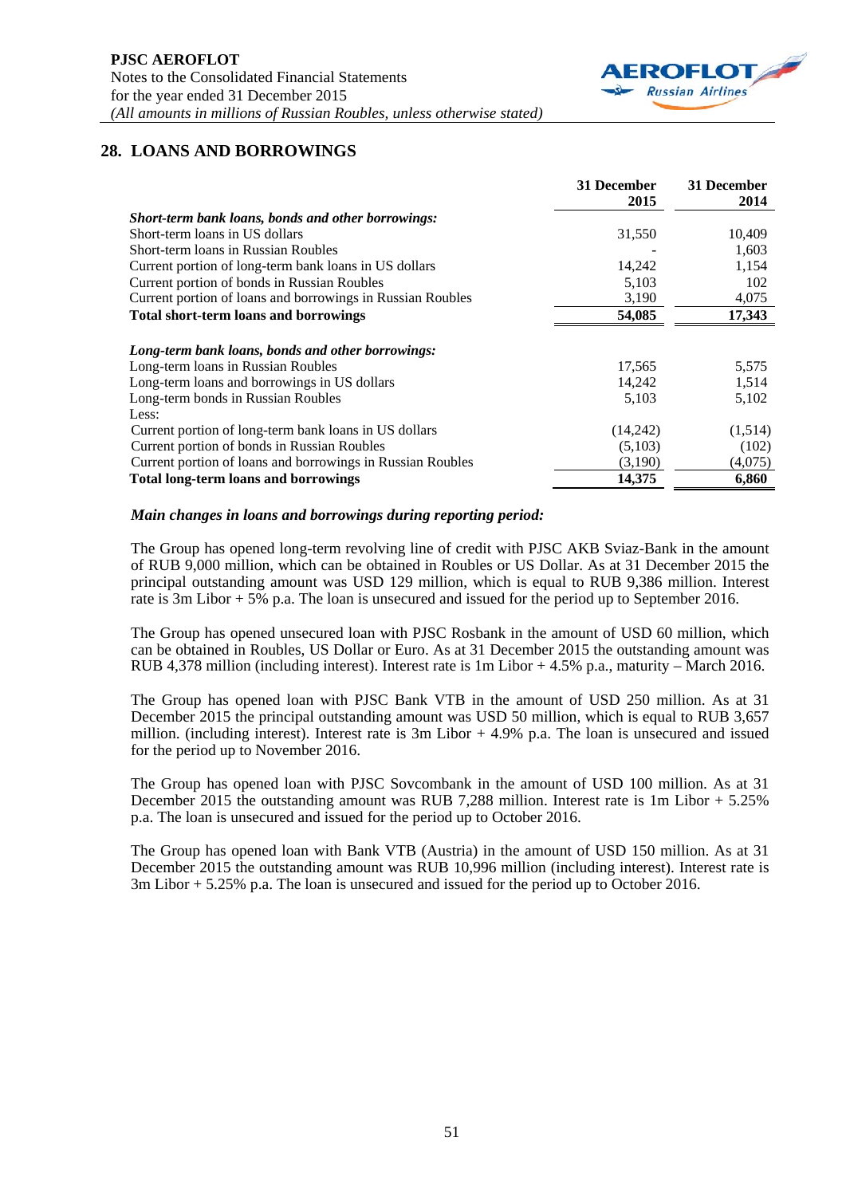## 28. LOANS AND BORROWINGS

| | 31 December 2015 | 31 December 2014 |
|---|---|---|
| ***Short-term bank loans, bonds and other borrowings:*** | | |
| Short-term loans in US dollars | 31,550 | 10,409 |
| Short-term loans in Russian Roubles | - | 1,603 |
| Current portion of long-term bank loans in US dollars | 14,242 | 1,154 |
| Current portion of bonds in Russian Roubles | 5,103 | 102 |
| Current portion of loans and borrowings in Russian Roubles | 3,190 | 4,075 |
| **Total short-term loans and borrowings** | **54,085** | **17,343** |
| ***Long-term bank loans, bonds and other borrowings:*** | | |
| Long-term loans in Russian Roubles | 17,565 | 5,575 |
| Long-term loans and borrowings in US dollars | 14,242 | 1,514 |
| Long-term bonds in Russian Roubles | 5,103 | 5,102 |
| Less: | | |
| Current portion of long-term bank loans in US dollars | (14,242) | (1,514) |
| Current portion of bonds in Russian Roubles | (5,103) | (102) |
| Current portion of loans and borrowings in Russian Roubles | (3,190) | (4,075) |
| **Total long-term loans and borrowings** | **14,375** | **6,860** |

***Main changes in loans and borrowings during reporting period:***

The Group has opened long-term revolving line of credit with PJSC AKB Sviaz-Bank in the amount of RUB 9,000 million, which can be obtained in Roubles or US Dollar. As at 31 December 2015 the principal outstanding amount was USD 129 million, which is equal to RUB 9,386 million. Interest rate is 3m Libor + 5% p.a. The loan is unsecured and issued for the period up to September 2016.

The Group has opened unsecured loan with PJSC Rosbank in the amount of USD 60 million, which can be obtained in Roubles, US Dollar or Euro. As at 31 December 2015 the outstanding amount was RUB 4,378 million (including interest). Interest rate is 1m Libor + 4.5% p.a., maturity – March 2016.

The Group has opened loan with PJSC Bank VTB in the amount of USD 250 million. As at 31 December 2015 the principal outstanding amount was USD 50 million, which is equal to RUB 3,657 million. (including interest). Interest rate is 3m Libor + 4.9% p.a. The loan is unsecured and issued for the period up to November 2016.

The Group has opened loan with PJSC Sovcombank in the amount of USD 100 million. As at 31 December 2015 the outstanding amount was RUB 7,288 million. Interest rate is 1m Libor + 5.25% p.a. The loan is unsecured and issued for the period up to October 2016.

The Group has opened loan with Bank VTB (Austria) in the amount of USD 150 million. As at 31 December 2015 the outstanding amount was RUB 10,996 million (including interest). Interest rate is 3m Libor + 5.25% p.a. The loan is unsecured and issued for the period up to October 2016.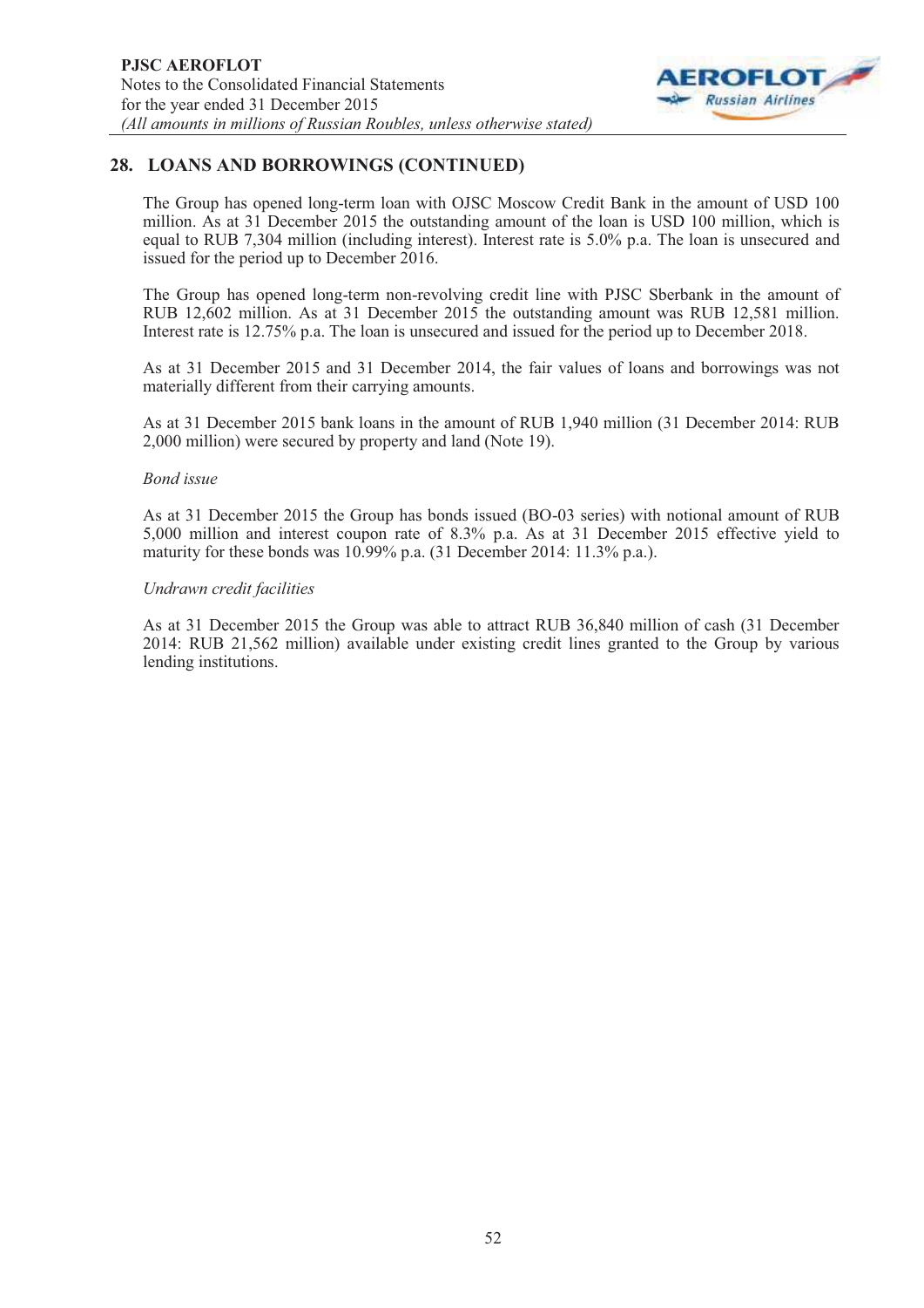## 28. LOANS AND BORROWINGS (CONTINUED)

The Group has opened long-term loan with OJSC Moscow Credit Bank in the amount of USD 100 million. As at 31 December 2015 the outstanding amount of the loan is USD 100 million, which is equal to RUB 7,304 million (including interest). Interest rate is 5.0% p.a. The loan is unsecured and issued for the period up to December 2016.

The Group has opened long-term non-revolving credit line with PJSC Sberbank in the amount of RUB 12,602 million. As at 31 December 2015 the outstanding amount was RUB 12,581 million. Interest rate is 12.75% p.a. The loan is unsecured and issued for the period up to December 2018.

As at 31 December 2015 and 31 December 2014, the fair values of loans and borrowings was not materially different from their carrying amounts.

As at 31 December 2015 bank loans in the amount of RUB 1,940 million (31 December 2014: RUB 2,000 million) were secured by property and land (Note 19).

*Bond issue*

As at 31 December 2015 the Group has bonds issued (BO-03 series) with notional amount of RUB 5,000 million and interest coupon rate of 8.3% p.a. As at 31 December 2015 effective yield to maturity for these bonds was 10.99% p.a. (31 December 2014: 11.3% p.a.).

*Undrawn credit facilities*

As at 31 December 2015 the Group was able to attract RUB 36,840 million of cash (31 December 2014: RUB 21,562 million) available under existing credit lines granted to the Group by various lending institutions.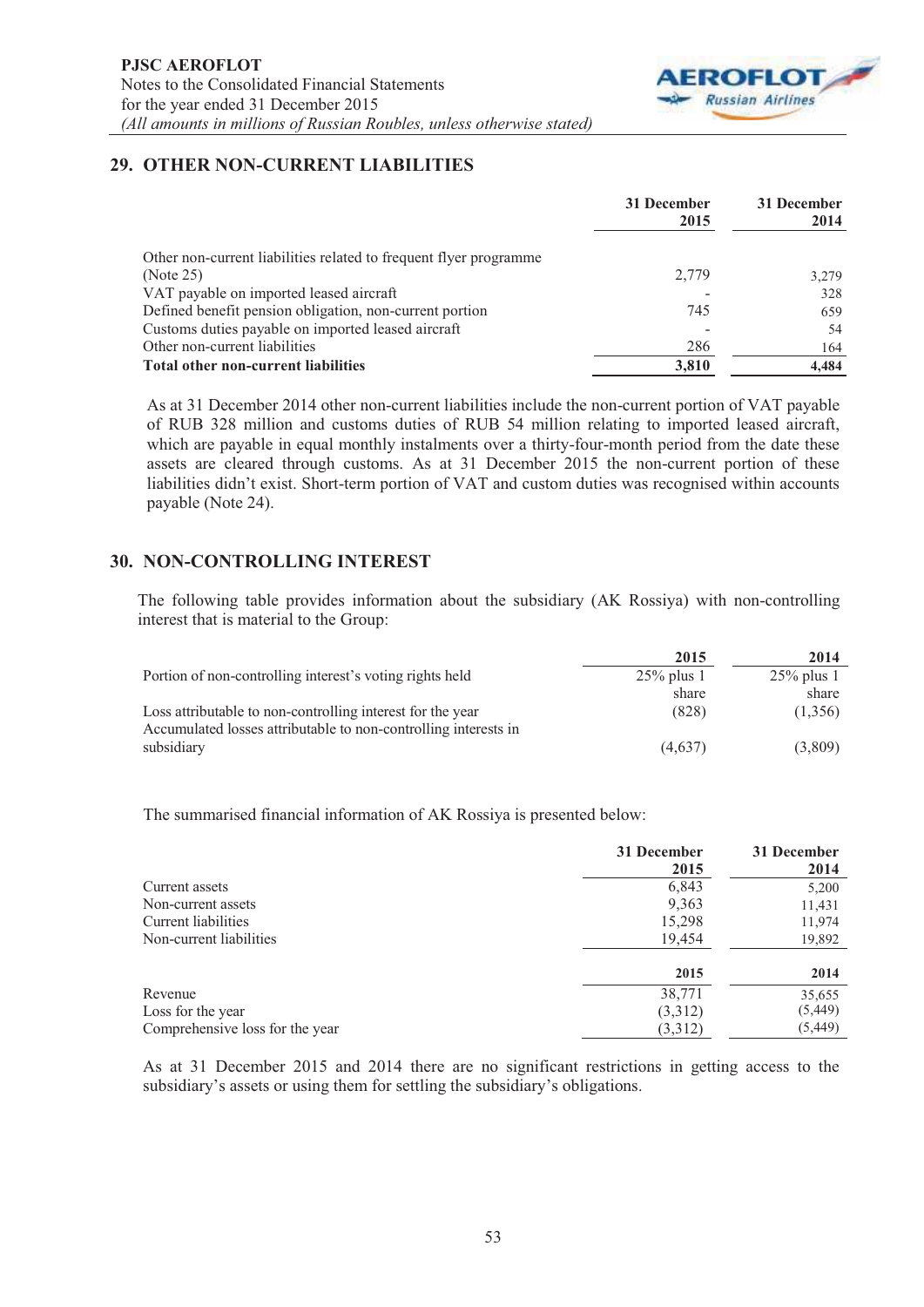## 29. OTHER NON-CURRENT LIABILITIES

| | 31 December 2015 | 31 December 2014 |
|---|---|---|
| Other non-current liabilities related to frequent flyer programme (Note 25) | 2,779 | 3,279 |
| VAT payable on imported leased aircraft | - | 328 |
| Defined benefit pension obligation, non-current portion | 745 | 659 |
| Customs duties payable on imported leased aircraft | - | 54 |
| Other non-current liabilities | 286 | 164 |
| **Total other non-current liabilities** | **3,810** | **4,484** |

As at 31 December 2014 other non-current liabilities include the non-current portion of VAT payable of RUB 328 million and customs duties of RUB 54 million relating to imported leased aircraft, which are payable in equal monthly instalments over a thirty-four-month period from the date these assets are cleared through customs. As at 31 December 2015 the non-current portion of these liabilities didn't exist. Short-term portion of VAT and custom duties was recognised within accounts payable (Note 24).

## 30. NON-CONTROLLING INTEREST

The following table provides information about the subsidiary (AK Rossiya) with non-controlling interest that is material to the Group:

| | 2015 | 2014 |
|---|---|---|
| Portion of non-controlling interest's voting rights held | 25% plus 1 share | 25% plus 1 share |
| Loss attributable to non-controlling interest for the year | (828) | (1,356) |
| Accumulated losses attributable to non-controlling interests in subsidiary | (4,637) | (3,809) |

The summarised financial information of AK Rossiya is presented below:

| | 31 December 2015 | 31 December 2014 |
|---|---|---|
| Current assets | 6,843 | 5,200 |
| Non-current assets | 9,363 | 11,431 |
| Current liabilities | 15,298 | 11,974 |
| Non-current liabilities | 19,454 | 19,892 |

| | 2015 | 2014 |
|---|---|---|
| Revenue | 38,771 | 35,655 |
| Loss for the year | (3,312) | (5,449) |
| Comprehensive loss for the year | (3,312) | (5,449) |

As at 31 December 2015 and 2014 there are no significant restrictions in getting access to the subsidiary's assets or using them for settling the subsidiary's obligations.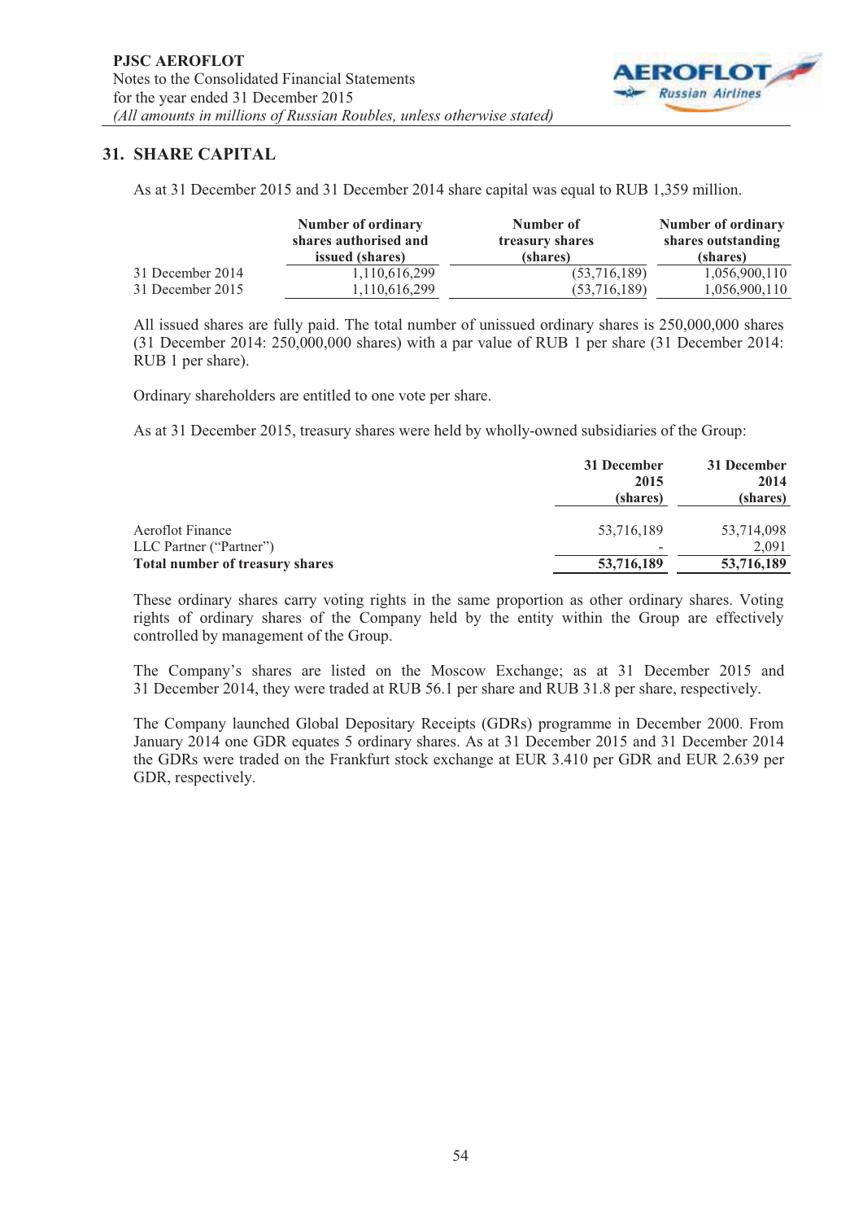## 31. SHARE CAPITAL

As at 31 December 2015 and 31 December 2014 share capital was equal to RUB 1,359 million.

| | Number of ordinary shares authorised and issued (shares) | Number of treasury shares (shares) | Number of ordinary shares outstanding (shares) |
|---|---|---|---|
| 31 December 2014 | 1,110,616,299 | (53,716,189) | 1,056,900,110 |
| 31 December 2015 | 1,110,616,299 | (53,716,189) | 1,056,900,110 |

All issued shares are fully paid. The total number of unissued ordinary shares is 250,000,000 shares (31 December 2014: 250,000,000 shares) with a par value of RUB 1 per share (31 December 2014: RUB 1 per share).

Ordinary shareholders are entitled to one vote per share.

As at 31 December 2015, treasury shares were held by wholly-owned subsidiaries of the Group:

| | 31 December 2015 (shares) | 31 December 2014 (shares) |
|---|---|---|
| Aeroflot Finance | 53,716,189 | 53,714,098 |
| LLC Partner ("Partner") | - | 2,091 |
| **Total number of treasury shares** | **53,716,189** | **53,716,189** |

These ordinary shares carry voting rights in the same proportion as other ordinary shares. Voting rights of ordinary shares of the Company held by the entity within the Group are effectively controlled by management of the Group.

The Company's shares are listed on the Moscow Exchange; as at 31 December 2015 and 31 December 2014, they were traded at RUB 56.1 per share and RUB 31.8 per share, respectively.

The Company launched Global Depositary Receipts (GDRs) programme in December 2000. From January 2014 one GDR equates 5 ordinary shares. As at 31 December 2015 and 31 December 2014 the GDRs were traded on the Frankfurt stock exchange at EUR 3.410 per GDR and EUR 2.639 per GDR, respectively.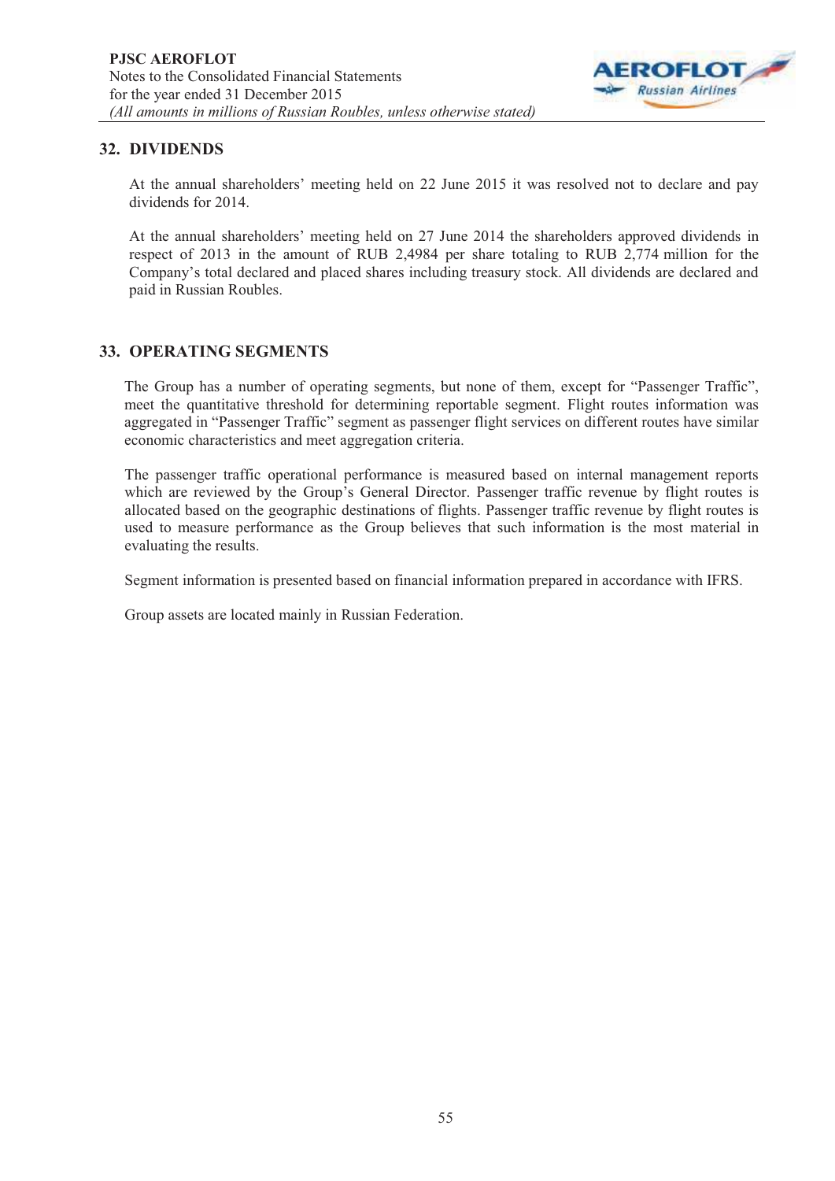## 32. DIVIDENDS

At the annual shareholders' meeting held on 22 June 2015 it was resolved not to declare and pay dividends for 2014.

At the annual shareholders' meeting held on 27 June 2014 the shareholders approved dividends in respect of 2013 in the amount of RUB 2,4984 per share totaling to RUB 2,774 million for the Company's total declared and placed shares including treasury stock. All dividends are declared and paid in Russian Roubles.

## 33. OPERATING SEGMENTS

The Group has a number of operating segments, but none of them, except for "Passenger Traffic", meet the quantitative threshold for determining reportable segment. Flight routes information was aggregated in "Passenger Traffic" segment as passenger flight services on different routes have similar economic characteristics and meet aggregation criteria.

The passenger traffic operational performance is measured based on internal management reports which are reviewed by the Group's General Director. Passenger traffic revenue by flight routes is allocated based on the geographic destinations of flights. Passenger traffic revenue by flight routes is used to measure performance as the Group believes that such information is the most material in evaluating the results.

Segment information is presented based on financial information prepared in accordance with IFRS.

Group assets are located mainly in Russian Federation.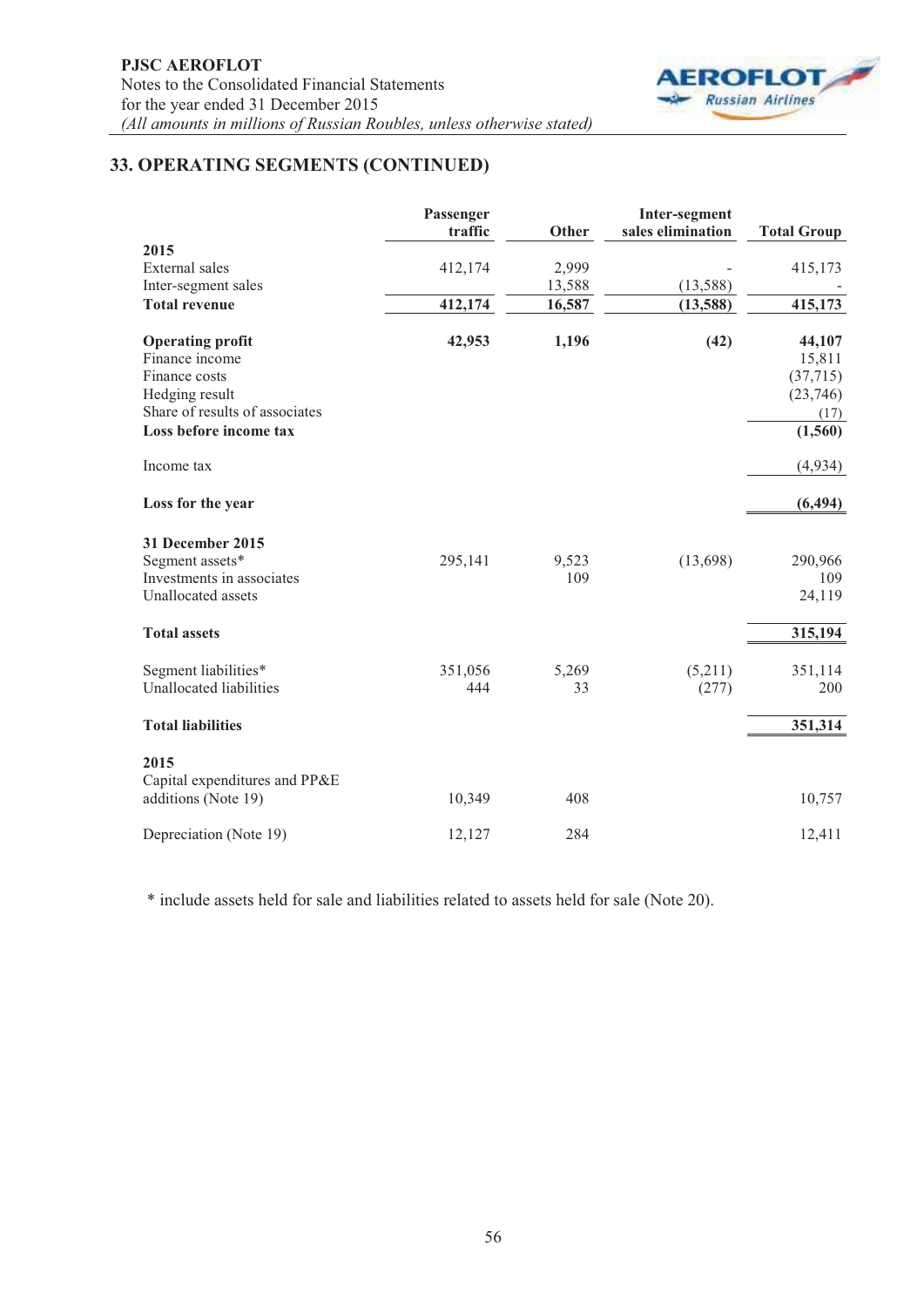## 33. OPERATING SEGMENTS (CONTINUED)

| | Passenger traffic | Other | Inter-segment sales elimination | Total Group |
|---|---|---|---|---|
| **2015** | | | | |
| External sales | 412,174 | 2,999 | - | 415,173 |
| Inter-segment sales | | 13,588 | (13,588) | - |
| **Total revenue** | **412,174** | **16,587** | **(13,588)** | **415,173** |
| | | | | |
| **Operating profit** | **42,953** | **1,196** | **(42)** | **44,107** |
| Finance income | | | | 15,811 |
| Finance costs | | | | (37,715) |
| Hedging result | | | | (23,746) |
| Share of results of associates | | | | (17) |
| **Loss before income tax** | | | | **(1,560)** |
| | | | | |
| Income tax | | | | (4,934) |
| | | | | |
| **Loss for the year** | | | | **(6,494)** |
| | | | | |
| **31 December 2015** | | | | |
| Segment assets* | 295,141 | 9,523 | (13,698) | 290,966 |
| Investments in associates | | 109 | | 109 |
| Unallocated assets | | | | 24,119 |
| | | | | |
| **Total assets** | | | | **315,194** |
| | | | | |
| Segment liabilities* | 351,056 | 5,269 | (5,211) | 351,114 |
| Unallocated liabilities | 444 | 33 | (277) | 200 |
| | | | | |
| **Total liabilities** | | | | **351,314** |
| | | | | |
| **2015** | | | | |
| Capital expenditures and PP&E additions (Note 19) | 10,349 | 408 | | 10,757 |
| | | | | |
| Depreciation (Note 19) | 12,127 | 284 | | 12,411 |

* include assets held for sale and liabilities related to assets held for sale (Note 20).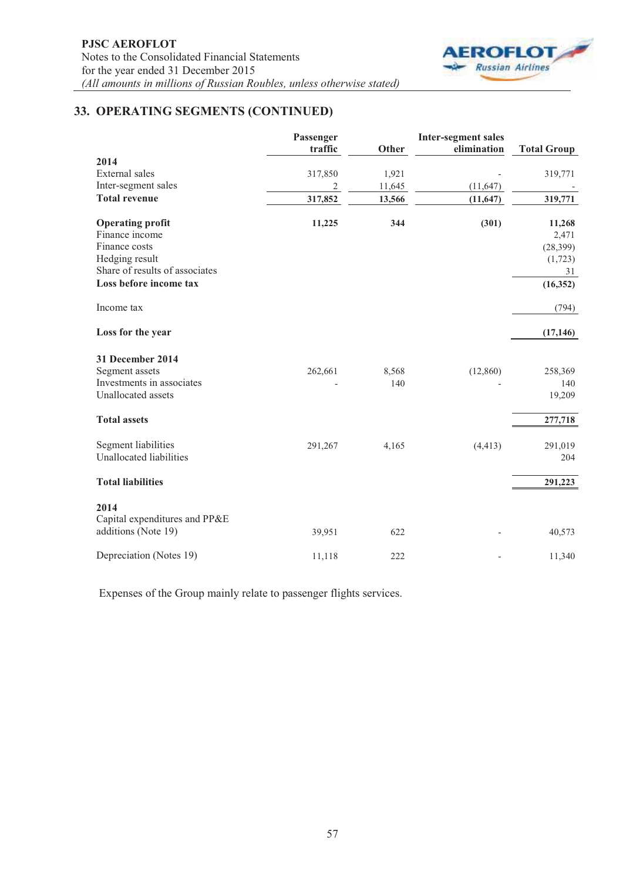## 33. OPERATING SEGMENTS (CONTINUED)

| | Passenger traffic | Other | Inter-segment sales elimination | Total Group |
|---|---|---|---|---|
| **2014** | | | | |
| External sales | 317,850 | 1,921 | - | 319,771 |
| Inter-segment sales | 2 | 11,645 | (11,647) | - |
| **Total revenue** | **317,852** | **13,566** | **(11,647)** | **319,771** |
| **Operating profit** | **11,225** | **344** | **(301)** | **11,268** |
| Finance income | | | | 2,471 |
| Finance costs | | | | (28,399) |
| Hedging result | | | | (1,723) |
| Share of results of associates | | | | 31 |
| **Loss before income tax** | | | | **(16,352)** |
| Income tax | | | | (794) |
| **Loss for the year** | | | | **(17,146)** |
| **31 December 2014** | | | | |
| Segment assets | 262,661 | 8,568 | (12,860) | 258,369 |
| Investments in associates | - | 140 | - | 140 |
| Unallocated assets | | | | 19,209 |
| **Total assets** | | | | **277,718** |
| Segment liabilities | 291,267 | 4,165 | (4,413) | 291,019 |
| Unallocated liabilities | | | | 204 |
| **Total liabilities** | | | | **291,223** |
| **2014** | | | | |
| Capital expenditures and PP&E additions (Note 19) | 39,951 | 622 | - | 40,573 |
| Depreciation (Notes 19) | 11,118 | 222 | - | 11,340 |

Expenses of the Group mainly relate to passenger flights services.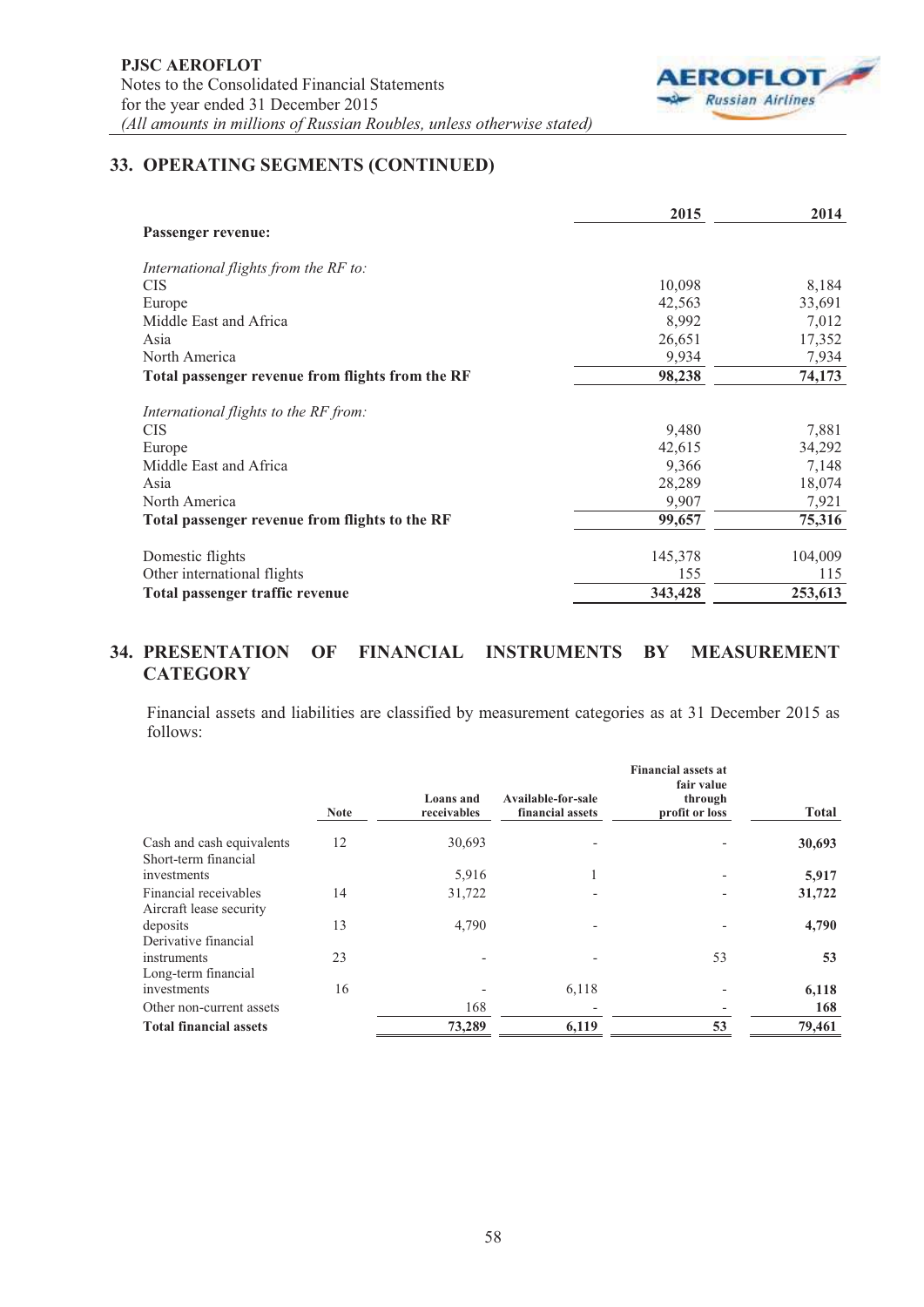## 33. OPERATING SEGMENTS (CONTINUED)

| | 2015 | 2014 |
|---|---|---|
| **Passenger revenue:** | | |
| *International flights from the RF to:* | | |
| CIS | 10,098 | 8,184 |
| Europe | 42,563 | 33,691 |
| Middle East and Africa | 8,992 | 7,012 |
| Asia | 26,651 | 17,352 |
| North America | 9,934 | 7,934 |
| **Total passenger revenue from flights from the RF** | **98,238** | **74,173** |
| *International flights to the RF from:* | | |
| CIS | 9,480 | 7,881 |
| Europe | 42,615 | 34,292 |
| Middle East and Africa | 9,366 | 7,148 |
| Asia | 28,289 | 18,074 |
| North America | 9,907 | 7,921 |
| **Total passenger revenue from flights to the RF** | **99,657** | **75,316** |
| Domestic flights | 145,378 | 104,009 |
| Other international flights | 155 | 115 |
| **Total passenger traffic revenue** | **343,428** | **253,613** |

## 34. PRESENTATION OF FINANCIAL INSTRUMENTS BY MEASUREMENT CATEGORY

Financial assets and liabilities are classified by measurement categories as at 31 December 2015 as follows:

| | Note | Loans and receivables | Available-for-sale financial assets | Financial assets at fair value through profit or loss | Total |
|---|---|---|---|---|---|
| Cash and cash equivalents | 12 | 30,693 | - | - | **30,693** |
| Short-term financial investments | | 5,916 | 1 | - | **5,917** |
| Financial receivables | 14 | 31,722 | - | - | **31,722** |
| Aircraft lease security deposits | 13 | 4,790 | - | - | **4,790** |
| Derivative financial instruments | 23 | - | - | 53 | **53** |
| Long-term financial investments | 16 | - | 6,118 | - | **6,118** |
| Other non-current assets | | 168 | - | - | **168** |
| **Total financial assets** | | **73,289** | **6,119** | **53** | **79,461** |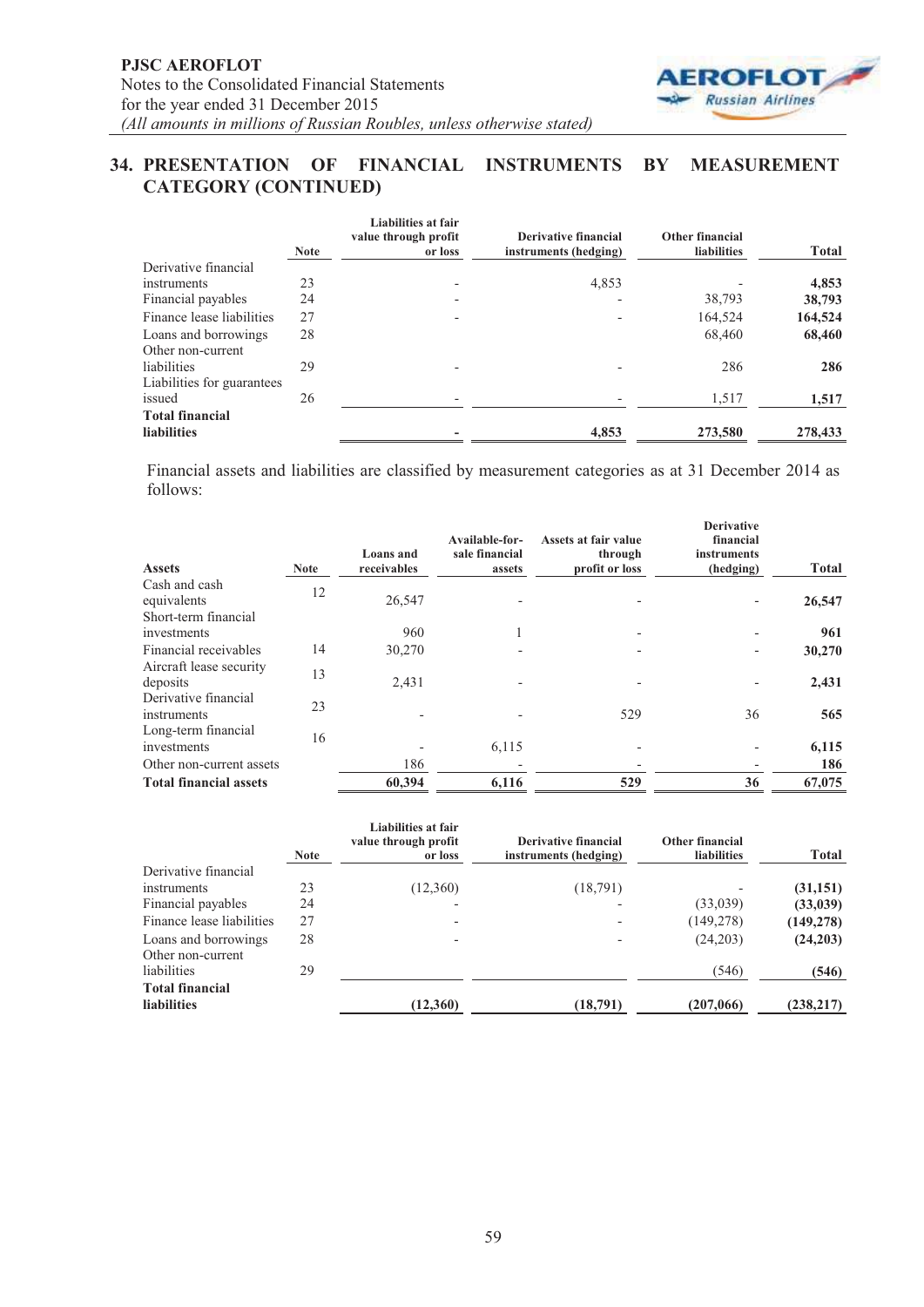## 34. PRESENTATION OF FINANCIAL INSTRUMENTS BY MEASUREMENT CATEGORY (CONTINUED)

| | Note | Liabilities at fair value through profit or loss | Derivative financial instruments (hedging) | Other financial liabilities | Total |
|---|---|---|---|---|---|
| Derivative financial instruments | 23 | - | 4,853 | - | **4,853** |
| Financial payables | 24 | - | - | 38,793 | **38,793** |
| Finance lease liabilities | 27 | - | - | 164,524 | **164,524** |
| Loans and borrowings | 28 | | | 68,460 | **68,460** |
| Other non-current liabilities | 29 | - | - | 286 | **286** |
| Liabilities for guarantees issued | 26 | - | - | 1,517 | **1,517** |
| **Total financial liabilities** | | **-** | **4,853** | **273,580** | **278,433** |

Financial assets and liabilities are classified by measurement categories as at 31 December 2014 as follows:

| Assets | Note | Loans and receivables | Available-for-sale financial assets | Assets at fair value through profit or loss | Derivative financial instruments (hedging) | Total |
|---|---|---|---|---|---|---|
| Cash and cash equivalents | 12 | 26,547 | - | - | - | **26,547** |
| Short-term financial investments | | 960 | 1 | - | - | **961** |
| Financial receivables | 14 | 30,270 | - | - | - | **30,270** |
| Aircraft lease security deposits | 13 | 2,431 | - | - | - | **2,431** |
| Derivative financial instruments | 23 | - | - | 529 | 36 | **565** |
| Long-term financial investments | 16 | - | 6,115 | - | - | **6,115** |
| Other non-current assets | | 186 | - | - | - | **186** |
| **Total financial assets** | | **60,394** | **6,116** | **529** | **36** | **67,075** |

| | Note | Liabilities at fair value through profit or loss | Derivative financial instruments (hedging) | Other financial liabilities | Total |
|---|---|---|---|---|---|
| Derivative financial instruments | 23 | (12,360) | (18,791) | - | **(31,151)** |
| Financial payables | 24 | - | - | (33,039) | **(33,039)** |
| Finance lease liabilities | 27 | - | - | (149,278) | **(149,278)** |
| Loans and borrowings | 28 | - | - | (24,203) | **(24,203)** |
| Other non-current liabilities | 29 | | | (546) | **(546)** |
| **Total financial liabilities** | | **(12,360)** | **(18,791)** | **(207,066)** | **(238,217)** |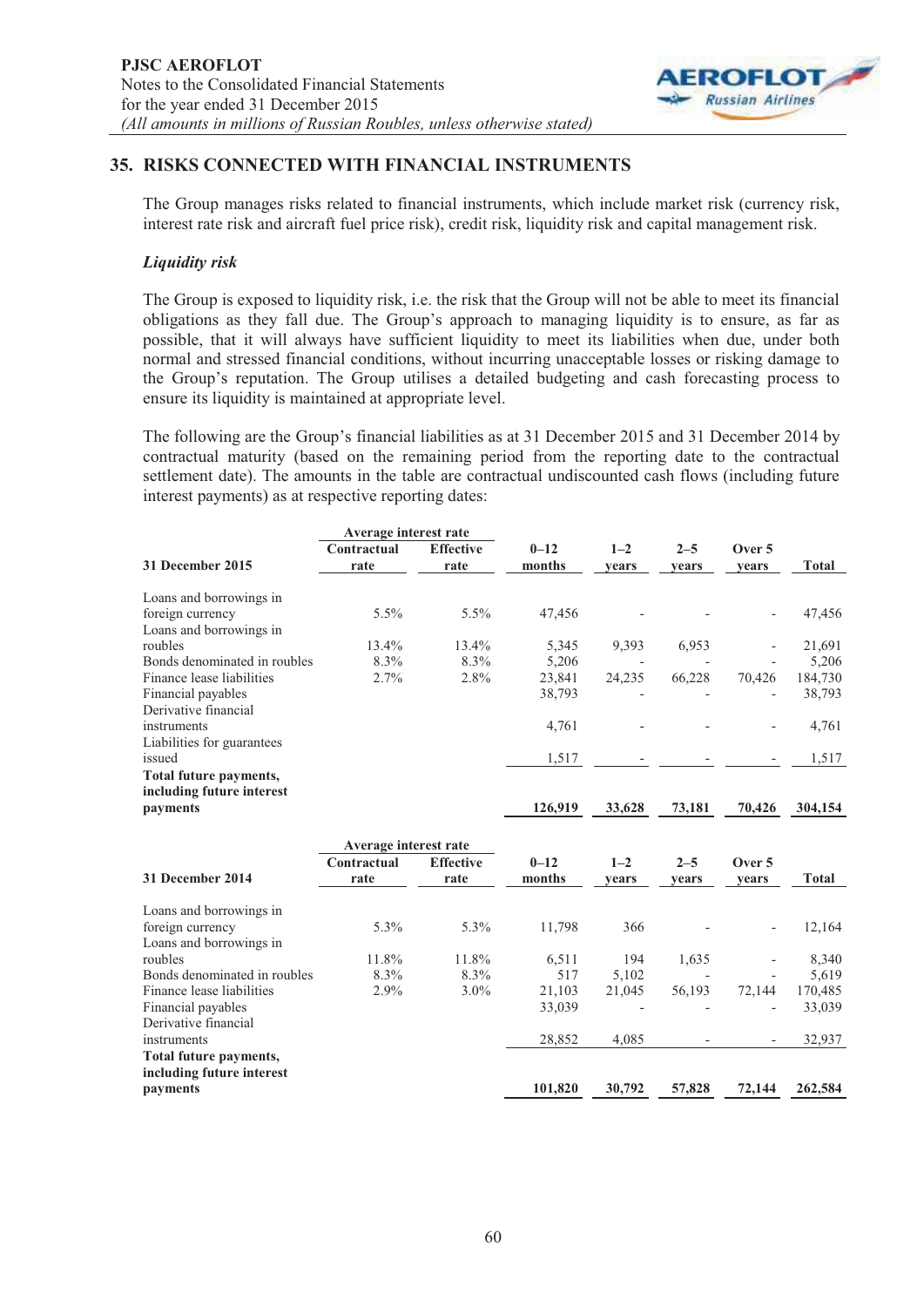## 35. RISKS CONNECTED WITH FINANCIAL INSTRUMENTS

The Group manages risks related to financial instruments, which include market risk (currency risk, interest rate risk and aircraft fuel price risk), credit risk, liquidity risk and capital management risk.

### *Liquidity risk*

The Group is exposed to liquidity risk, i.e. the risk that the Group will not be able to meet its financial obligations as they fall due. The Group's approach to managing liquidity is to ensure, as far as possible, that it will always have sufficient liquidity to meet its liabilities when due, under both normal and stressed financial conditions, without incurring unacceptable losses or risking damage to the Group's reputation. The Group utilises a detailed budgeting and cash forecasting process to ensure its liquidity is maintained at appropriate level.

The following are the Group's financial liabilities as at 31 December 2015 and 31 December 2014 by contractual maturity (based on the remaining period from the reporting date to the contractual settlement date). The amounts in the table are contractual undiscounted cash flows (including future interest payments) as at respective reporting dates:

| | Average interest rate | | | | | | |
|---|---|---|---|---|---|---|---|
| **31 December 2015** | **Contractual rate** | **Effective rate** | **0–12 months** | **1–2 years** | **2–5 years** | **Over 5 years** | **Total** |
| Loans and borrowings in foreign currency | 5.5% | 5.5% | 47,456 | - | - | - | 47,456 |
| Loans and borrowings in roubles | 13.4% | 13.4% | 5,345 | 9,393 | 6,953 | - | 21,691 |
| Bonds denominated in roubles | 8.3% | 8.3% | 5,206 | - | - | - | 5,206 |
| Finance lease liabilities | 2.7% | 2.8% | 23,841 | 24,235 | 66,228 | 70,426 | 184,730 |
| Financial payables | | | 38,793 | - | - | - | 38,793 |
| Derivative financial instruments | | | 4,761 | - | - | - | 4,761 |
| Liabilities for guarantees issued | | | 1,517 | - | - | - | 1,517 |
| **Total future payments, including future interest payments** | | | **126,919** | **33,628** | **73,181** | **70,426** | **304,154** |

| | Average interest rate | | | | | | |
|---|---|---|---|---|---|---|---|
| **31 December 2014** | **Contractual rate** | **Effective rate** | **0–12 months** | **1–2 years** | **2–5 years** | **Over 5 years** | **Total** |
| Loans and borrowings in foreign currency | 5.3% | 5.3% | 11,798 | 366 | - | - | 12,164 |
| Loans and borrowings in roubles | 11.8% | 11.8% | 6,511 | 194 | 1,635 | - | 8,340 |
| Bonds denominated in roubles | 8.3% | 8.3% | 517 | 5,102 | - | - | 5,619 |
| Finance lease liabilities | 2.9% | 3.0% | 21,103 | 21,045 | 56,193 | 72,144 | 170,485 |
| Financial payables | | | 33,039 | - | - | - | 33,039 |
| Derivative financial instruments | | | 28,852 | 4,085 | - | - | 32,937 |
| **Total future payments, including future interest payments** | | | **101,820** | **30,792** | **57,828** | **72,144** | **262,584** |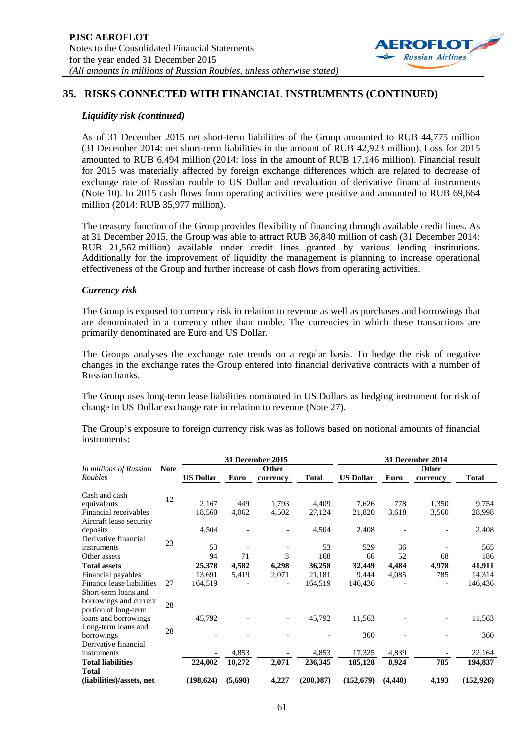## 35. RISKS CONNECTED WITH FINANCIAL INSTRUMENTS (CONTINUED)

### *Liquidity risk (continued)*

As of 31 December 2015 net short-term liabilities of the Group amounted to RUB 44,775 million (31 December 2014: net short-term liabilities in the amount of RUB 42,923 million). Loss for 2015 amounted to RUB 6,494 million (2014: loss in the amount of RUB 17,146 million). Financial result for 2015 was materially affected by foreign exchange differences which are related to decrease of exchange rate of Russian rouble to US Dollar and revaluation of derivative financial instruments (Note 10). In 2015 cash flows from operating activities were positive and amounted to RUB 69,664 million (2014: RUB 35,977 million).

The treasury function of the Group provides flexibility of financing through available credit lines. As at 31 December 2015, the Group was able to attract RUB 36,840 million of cash (31 December 2014: RUB 21,562 million) available under credit lines granted by various lending institutions. Additionally for the improvement of liquidity the management is planning to increase operational effectiveness of the Group and further increase of cash flows from operating activities.

### *Currency risk*

The Group is exposed to currency risk in relation to revenue as well as purchases and borrowings that are denominated in a currency other than rouble. The currencies in which these transactions are primarily denominated are Euro and US Dollar.

The Groups analyses the exchange rate trends on a regular basis. To hedge the risk of negative changes in the exchange rates the Group entered into financial derivative contracts with a number of Russian banks.

The Group uses long-term lease liabilities nominated in US Dollars as hedging instrument for risk of change in US Dollar exchange rate in relation to revenue (Note 27).

The Group's exposure to foreign currency risk was as follows based on notional amounts of financial instruments:

| *In millions of Russian Roubles* | Note | 31 December 2015 | | | | 31 December 2014 | | | |
|---|---|---|---|---|---|---|---|---|---|
| | | US Dollar | Euro | Other currency | Total | US Dollar | Euro | Other currency | Total |
| Cash and cash equivalents | 12 | 2,167 | 449 | 1,793 | 4,409 | 7,626 | 778 | 1,350 | 9,754 |
| Financial receivables | | 18,560 | 4,062 | 4,502 | 27,124 | 21,820 | 3,618 | 3,560 | 28,998 |
| Aircraft lease security deposits | | 4,504 | - | - | 4,504 | 2,408 | - | - | 2,408 |
| Derivative financial instruments | 23 | 53 | - | - | 53 | 529 | 36 | - | 565 |
| Other assets | | 94 | 71 | 3 | 168 | 66 | 52 | 68 | 186 |
| **Total assets** | | **25,378** | **4,582** | **6,298** | **36,258** | **32,449** | **4,484** | **4,978** | **41,911** |
| Financial payables | | 13,691 | 5,419 | 2,071 | 21,181 | 9,444 | 4,085 | 785 | 14,314 |
| Finance lease liabilities | 27 | 164,519 | - | - | 164,519 | 146,436 | - | - | 146,436 |
| Short-term loans and borrowings and current portion of long-term loans and borrowings | 28 | 45,792 | - | - | 45,792 | 11,563 | - | - | 11,563 |
| Long-term loans and borrowings | 28 | - | - | - | - | 360 | - | - | 360 |
| Derivative financial instruments | | - | 4,853 | - | 4,853 | 17,325 | 4,839 | - | 22,164 |
| **Total liabilities** | | **224,002** | **10,272** | **2,071** | **236,345** | **185,128** | **8,924** | **785** | **194,837** |
| **Total (liabilities)/assets, net** | | **(198,624)** | **(5,690)** | **4,227** | **(200,087)** | **(152,679)** | **(4,440)** | **4,193** | **(152,926)** |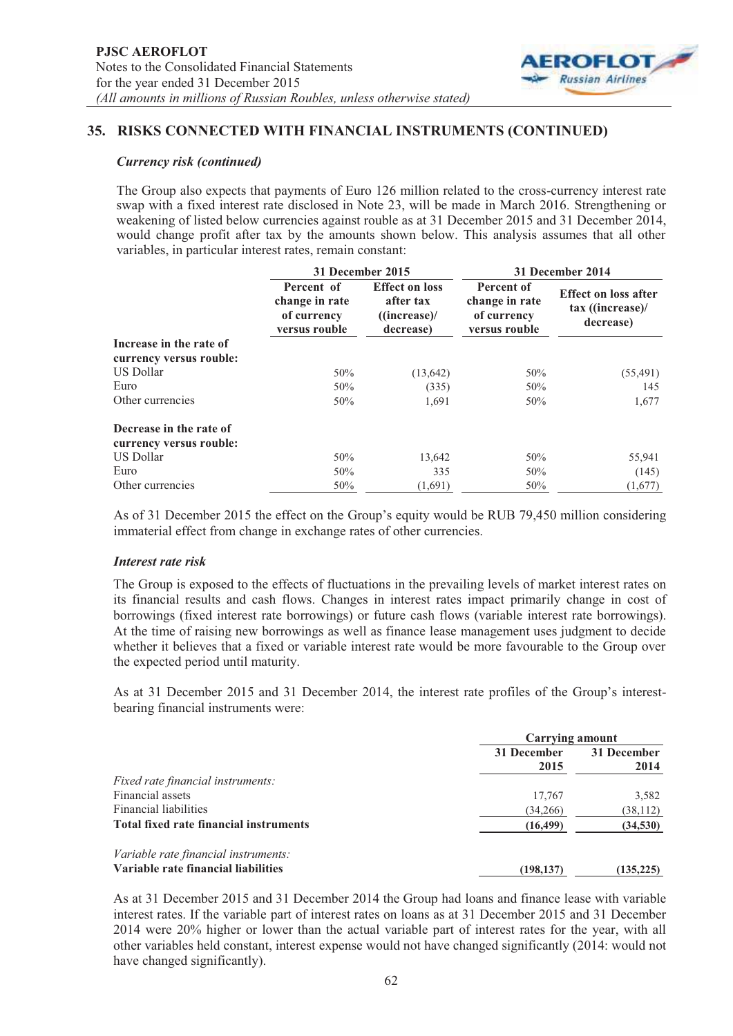## 35. RISKS CONNECTED WITH FINANCIAL INSTRUMENTS (CONTINUED)

### *Currency risk (continued)*

The Group also expects that payments of Euro 126 million related to the cross-currency interest rate swap with a fixed interest rate disclosed in Note 23, will be made in March 2016. Strengthening or weakening of listed below currencies against rouble as at 31 December 2015 and 31 December 2014, would change profit after tax by the amounts shown below. This analysis assumes that all other variables, in particular interest rates, remain constant:

| | 31 December 2015 | | 31 December 2014 | |
|---|---|---|---|---|
| | Percent of change in rate of currency versus rouble | Effect on loss after tax ((increase)/ decrease) | Percent of change in rate of currency versus rouble | Effect on loss after tax ((increase)/ decrease) |
| **Increase in the rate of currency versus rouble:** | | | | |
| US Dollar | 50% | (13,642) | 50% | (55,491) |
| Euro | 50% | (335) | 50% | 145 |
| Other currencies | 50% | 1,691 | 50% | 1,677 |
| **Decrease in the rate of currency versus rouble:** | | | | |
| US Dollar | 50% | 13,642 | 50% | 55,941 |
| Euro | 50% | 335 | 50% | (145) |
| Other currencies | 50% | (1,691) | 50% | (1,677) |

As of 31 December 2015 the effect on the Group's equity would be RUB 79,450 million considering immaterial effect from change in exchange rates of other currencies.

### *Interest rate risk*

The Group is exposed to the effects of fluctuations in the prevailing levels of market interest rates on its financial results and cash flows. Changes in interest rates impact primarily change in cost of borrowings (fixed interest rate borrowings) or future cash flows (variable interest rate borrowings). At the time of raising new borrowings as well as finance lease management uses judgment to decide whether it believes that a fixed or variable interest rate would be more favourable to the Group over the expected period until maturity.

As at 31 December 2015 and 31 December 2014, the interest rate profiles of the Group's interest-bearing financial instruments were:

| | Carrying amount | |
|---|---|---|
| | 31 December 2015 | 31 December 2014 |
| *Fixed rate financial instruments:* | | |
| Financial assets | 17,767 | 3,582 |
| Financial liabilities | (34,266) | (38,112) |
| **Total fixed rate financial instruments** | **(16,499)** | **(34,530)** |
| *Variable rate financial instruments:* | | |
| **Variable rate financial liabilities** | **(198,137)** | **(135,225)** |

As at 31 December 2015 and 31 December 2014 the Group had loans and finance lease with variable interest rates. If the variable part of interest rates on loans as at 31 December 2015 and 31 December 2014 were 20% higher or lower than the actual variable part of interest rates for the year, with all other variables held constant, interest expense would not have changed significantly (2014: would not have changed significantly).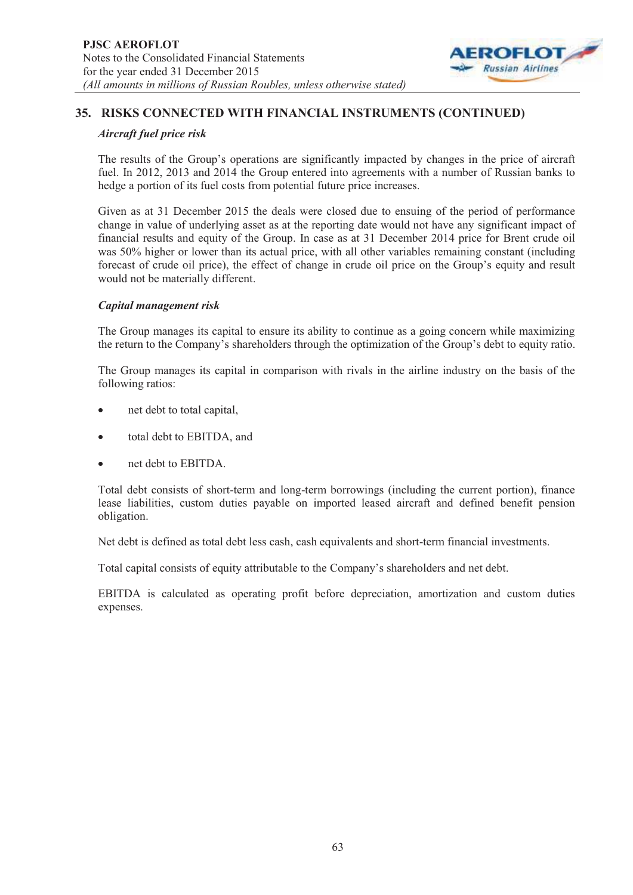## 35. RISKS CONNECTED WITH FINANCIAL INSTRUMENTS (CONTINUED)

### *Aircraft fuel price risk*

The results of the Group's operations are significantly impacted by changes in the price of aircraft fuel. In 2012, 2013 and 2014 the Group entered into agreements with a number of Russian banks to hedge a portion of its fuel costs from potential future price increases.

Given as at 31 December 2015 the deals were closed due to ensuing of the period of performance change in value of underlying asset as at the reporting date would not have any significant impact of financial results and equity of the Group. In case as at 31 December 2014 price for Brent crude oil was 50% higher or lower than its actual price, with all other variables remaining constant (including forecast of crude oil price), the effect of change in crude oil price on the Group's equity and result would not be materially different.

### *Capital management risk*

The Group manages its capital to ensure its ability to continue as a going concern while maximizing the return to the Company's shareholders through the optimization of the Group's debt to equity ratio.

The Group manages its capital in comparison with rivals in the airline industry on the basis of the following ratios:

- net debt to total capital,
- total debt to EBITDA, and
- net debt to EBITDA.

Total debt consists of short-term and long-term borrowings (including the current portion), finance lease liabilities, custom duties payable on imported leased aircraft and defined benefit pension obligation.

Net debt is defined as total debt less cash, cash equivalents and short-term financial investments.

Total capital consists of equity attributable to the Company's shareholders and net debt.

EBITDA is calculated as operating profit before depreciation, amortization and custom duties expenses.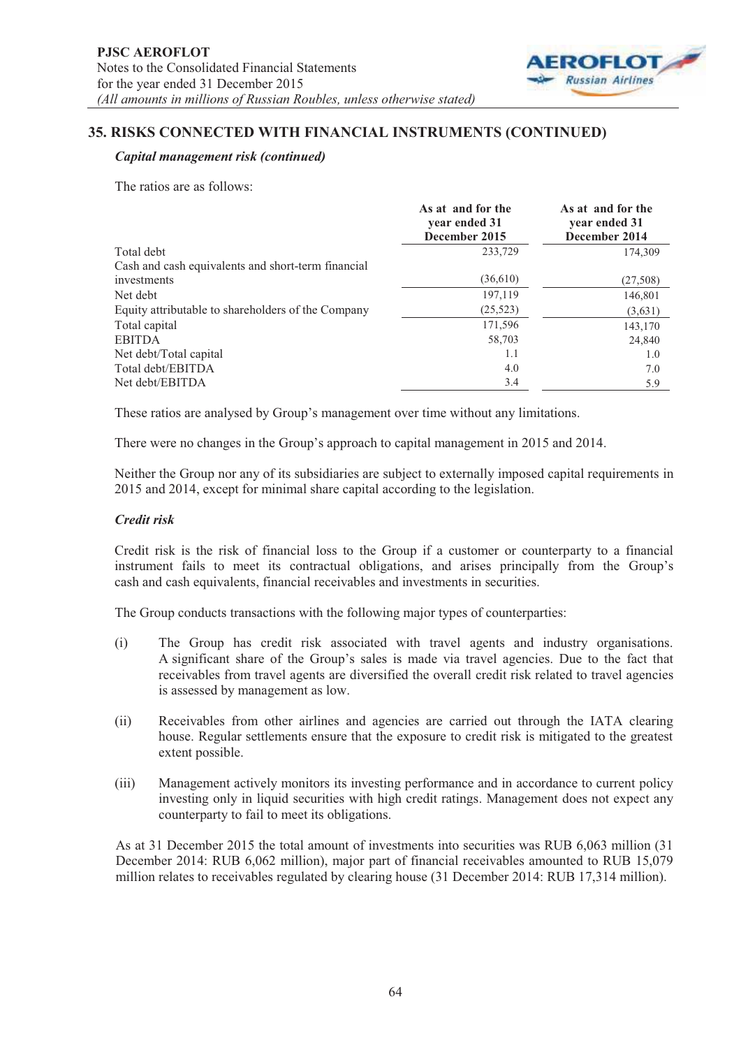## 35. RISKS CONNECTED WITH FINANCIAL INSTRUMENTS (CONTINUED)

### *Capital management risk (continued)*

The ratios are as follows:

| | As at and for the year ended 31 December 2015 | As at and for the year ended 31 December 2014 |
|---|---|---|
| Total debt | 233,729 | 174,309 |
| Cash and cash equivalents and short-term financial investments | (36,610) | (27,508) |
| Net debt | 197,119 | 146,801 |
| Equity attributable to shareholders of the Company | (25,523) | (3,631) |
| Total capital | 171,596 | 143,170 |
| EBITDA | 58,703 | 24,840 |
| Net debt/Total capital | 1.1 | 1.0 |
| Total debt/EBITDA | 4.0 | 7.0 |
| Net debt/EBITDA | 3.4 | 5.9 |

These ratios are analysed by Group's management over time without any limitations.

There were no changes in the Group's approach to capital management in 2015 and 2014.

Neither the Group nor any of its subsidiaries are subject to externally imposed capital requirements in 2015 and 2014, except for minimal share capital according to the legislation.

### *Credit risk*

Credit risk is the risk of financial loss to the Group if a customer or counterparty to a financial instrument fails to meet its contractual obligations, and arises principally from the Group's cash and cash equivalents, financial receivables and investments in securities.

The Group conducts transactions with the following major types of counterparties:

(i) The Group has credit risk associated with travel agents and industry organisations. A significant share of the Group's sales is made via travel agencies. Due to the fact that receivables from travel agents are diversified the overall credit risk related to travel agencies is assessed by management as low.

(ii) Receivables from other airlines and agencies are carried out through the IATA clearing house. Regular settlements ensure that the exposure to credit risk is mitigated to the greatest extent possible.

(iii) Management actively monitors its investing performance and in accordance to current policy investing only in liquid securities with high credit ratings. Management does not expect any counterparty to fail to meet its obligations.

As at 31 December 2015 the total amount of investments into securities was RUB 6,063 million (31 December 2014: RUB 6,062 million), major part of financial receivables amounted to RUB 15,079 million relates to receivables regulated by clearing house (31 December 2014: RUB 17,314 million).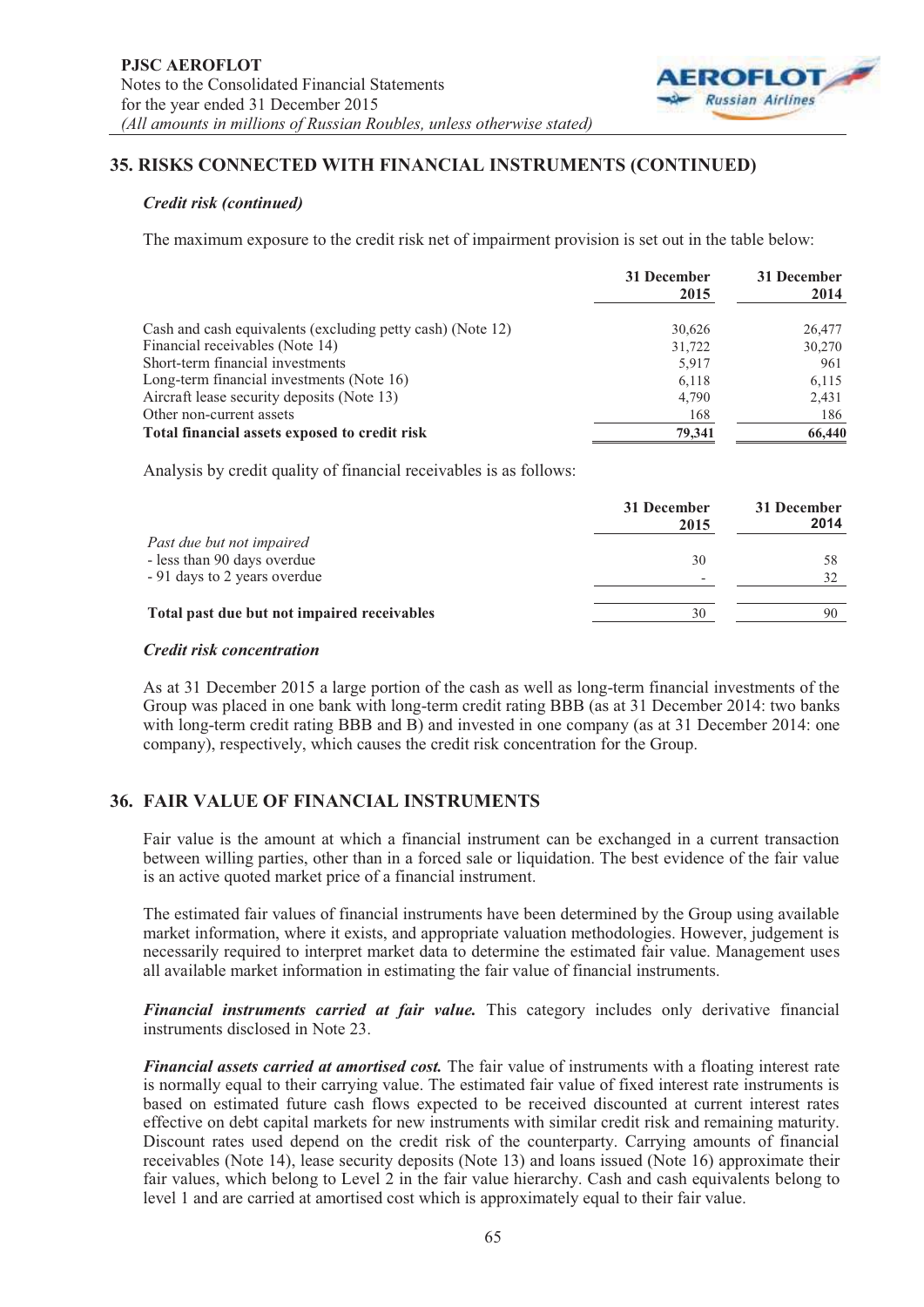## 35. RISKS CONNECTED WITH FINANCIAL INSTRUMENTS (CONTINUED)

### *Credit risk (continued)*

The maximum exposure to the credit risk net of impairment provision is set out in the table below:

| | 31 December 2015 | 31 December 2014 |
|---|---|---|
| Cash and cash equivalents (excluding petty cash) (Note 12) | 30,626 | 26,477 |
| Financial receivables (Note 14) | 31,722 | 30,270 |
| Short-term financial investments | 5,917 | 961 |
| Long-term financial investments (Note 16) | 6,118 | 6,115 |
| Aircraft lease security deposits (Note 13) | 4,790 | 2,431 |
| Other non-current assets | 168 | 186 |
| **Total financial assets exposed to credit risk** | **79,341** | **66,440** |

Analysis by credit quality of financial receivables is as follows:

| | 31 December 2015 | 31 December 2014 |
|---|---|---|
| *Past due but not impaired* | | |
| - less than 90 days overdue | 30 | 58 |
| - 91 days to 2 years overdue | - | 32 |
| **Total past due but not impaired receivables** | 30 | 90 |

### *Credit risk concentration*

As at 31 December 2015 a large portion of the cash as well as long-term financial investments of the Group was placed in one bank with long-term credit rating BBB (as at 31 December 2014: two banks with long-term credit rating BBB and B) and invested in one company (as at 31 December 2014: one company), respectively, which causes the credit risk concentration for the Group.

## 36. FAIR VALUE OF FINANCIAL INSTRUMENTS

Fair value is the amount at which a financial instrument can be exchanged in a current transaction between willing parties, other than in a forced sale or liquidation. The best evidence of the fair value is an active quoted market price of a financial instrument.

The estimated fair values of financial instruments have been determined by the Group using available market information, where it exists, and appropriate valuation methodologies. However, judgement is necessarily required to interpret market data to determine the estimated fair value. Management uses all available market information in estimating the fair value of financial instruments.

***Financial instruments carried at fair value.*** This category includes only derivative financial instruments disclosed in Note 23.

***Financial assets carried at amortised cost.*** The fair value of instruments with a floating interest rate is normally equal to their carrying value. The estimated fair value of fixed interest rate instruments is based on estimated future cash flows expected to be received discounted at current interest rates effective on debt capital markets for new instruments with similar credit risk and remaining maturity. Discount rates used depend on the credit risk of the counterparty. Carrying amounts of financial receivables (Note 14), lease security deposits (Note 13) and loans issued (Note 16) approximate their fair values, which belong to Level 2 in the fair value hierarchy. Cash and cash equivalents belong to level 1 and are carried at amortised cost which is approximately equal to their fair value.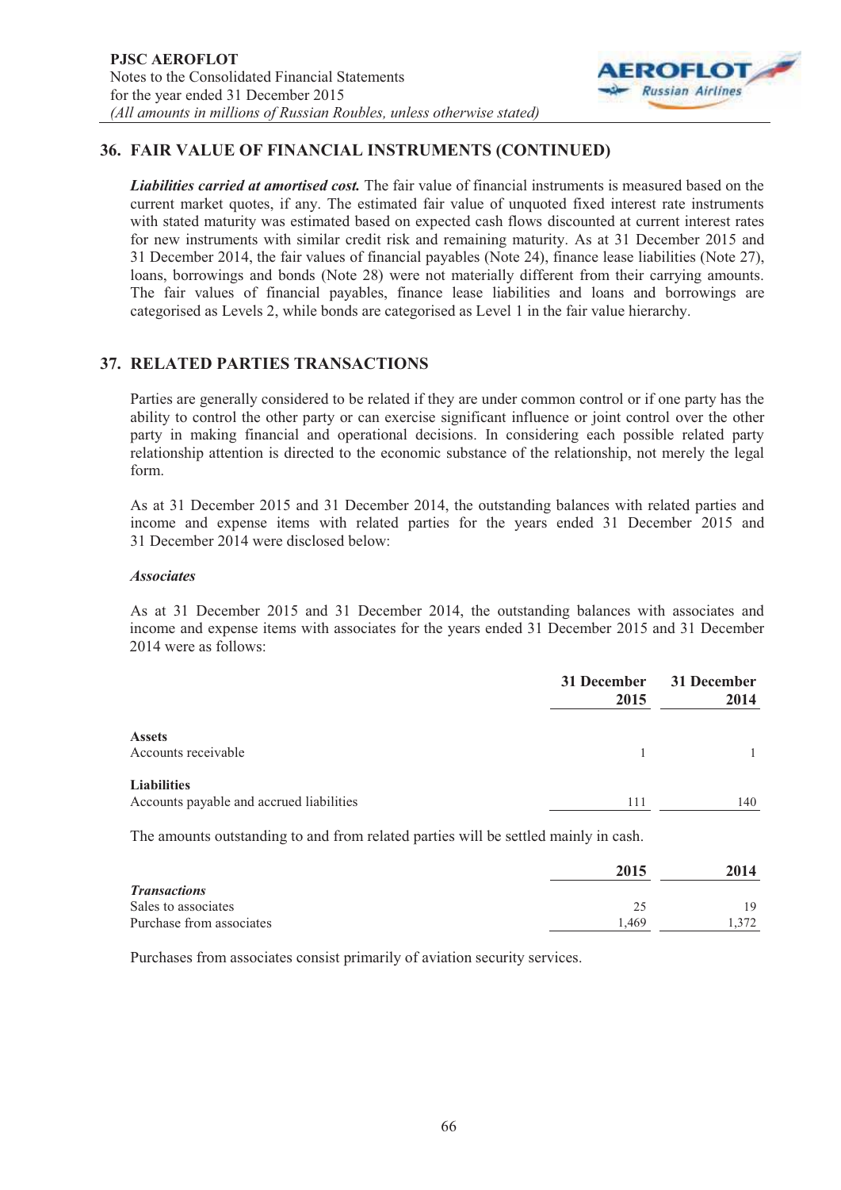## 36. FAIR VALUE OF FINANCIAL INSTRUMENTS (CONTINUED)

***Liabilities carried at amortised cost.*** The fair value of financial instruments is measured based on the current market quotes, if any. The estimated fair value of unquoted fixed interest rate instruments with stated maturity was estimated based on expected cash flows discounted at current interest rates for new instruments with similar credit risk and remaining maturity. As at 31 December 2015 and 31 December 2014, the fair values of financial payables (Note 24), finance lease liabilities (Note 27), loans, borrowings and bonds (Note 28) were not materially different from their carrying amounts. The fair values of financial payables, finance lease liabilities and loans and borrowings are categorised as Levels 2, while bonds are categorised as Level 1 in the fair value hierarchy.

## 37. RELATED PARTIES TRANSACTIONS

Parties are generally considered to be related if they are under common control or if one party has the ability to control the other party or can exercise significant influence or joint control over the other party in making financial and operational decisions. In considering each possible related party relationship attention is directed to the economic substance of the relationship, not merely the legal form.

As at 31 December 2015 and 31 December 2014, the outstanding balances with related parties and income and expense items with related parties for the years ended 31 December 2015 and 31 December 2014 were disclosed below:

***Associates***

As at 31 December 2015 and 31 December 2014, the outstanding balances with associates and income and expense items with associates for the years ended 31 December 2015 and 31 December 2014 were as follows:

| | 31 December 2015 | 31 December 2014 |
|---|---|---|
| **Assets** | | |
| Accounts receivable | 1 | 1 |
| **Liabilities** | | |
| Accounts payable and accrued liabilities | 111 | 140 |

The amounts outstanding to and from related parties will be settled mainly in cash.

| | 2015 | 2014 |
|---|---|---|
| ***Transactions*** | | |
| Sales to associates | 25 | 19 |
| Purchase from associates | 1,469 | 1,372 |

Purchases from associates consist primarily of aviation security services.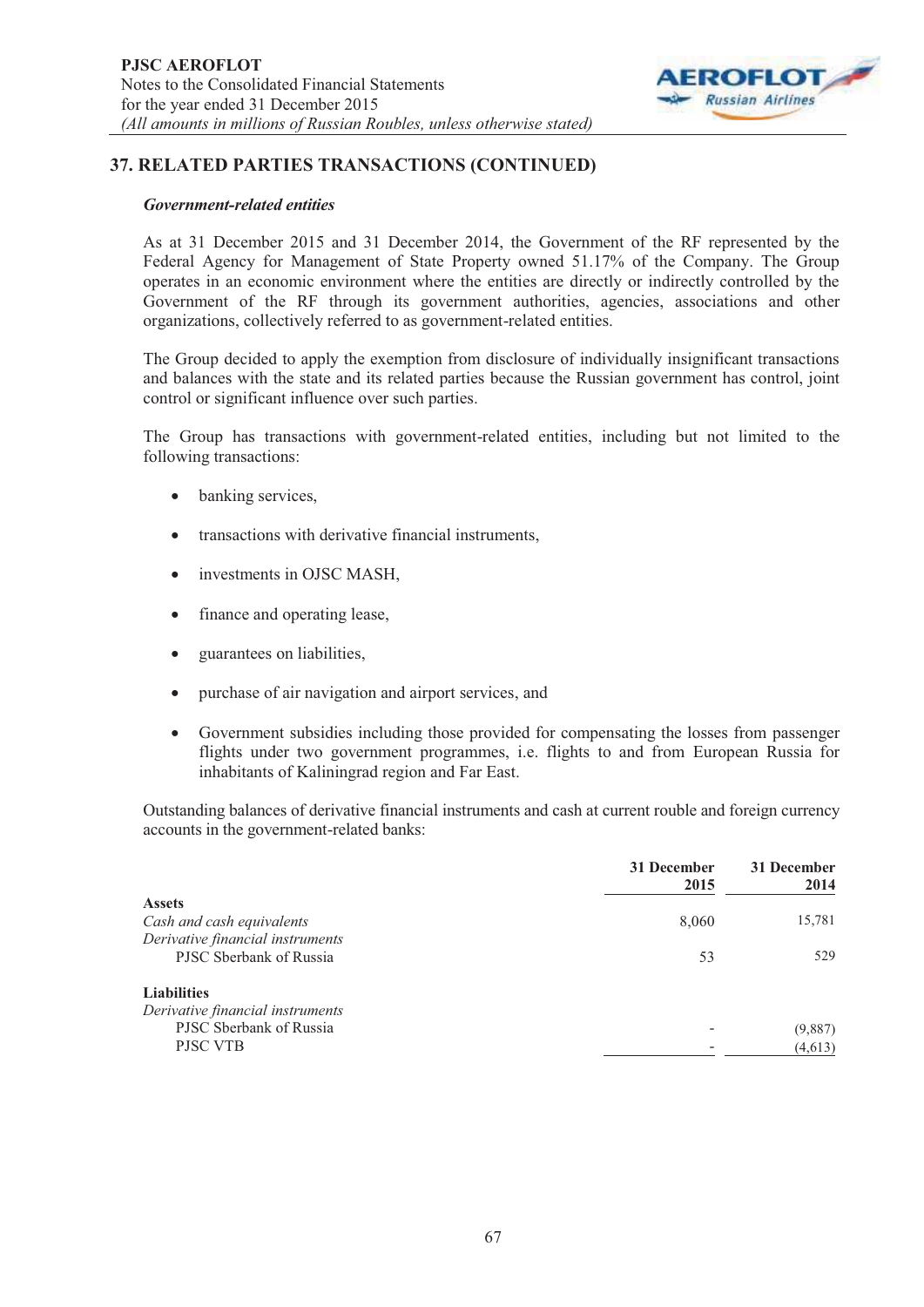## 37. RELATED PARTIES TRANSACTIONS (CONTINUED)

### *Government-related entities*

As at 31 December 2015 and 31 December 2014, the Government of the RF represented by the Federal Agency for Management of State Property owned 51.17% of the Company. The Group operates in an economic environment where the entities are directly or indirectly controlled by the Government of the RF through its government authorities, agencies, associations and other organizations, collectively referred to as government-related entities.

The Group decided to apply the exemption from disclosure of individually insignificant transactions and balances with the state and its related parties because the Russian government has control, joint control or significant influence over such parties.

The Group has transactions with government-related entities, including but not limited to the following transactions:

- banking services,
- transactions with derivative financial instruments,
- investments in OJSC MASH,
- finance and operating lease,
- guarantees on liabilities,
- purchase of air navigation and airport services, and
- Government subsidies including those provided for compensating the losses from passenger flights under two government programmes, i.e. flights to and from European Russia for inhabitants of Kaliningrad region and Far East.

Outstanding balances of derivative financial instruments and cash at current rouble and foreign currency accounts in the government-related banks:

| | 31 December 2015 | 31 December 2014 |
|---|---|---|
| **Assets** | | |
| *Cash and cash equivalents* | 8,060 | 15,781 |
| *Derivative financial instruments* | | |
| PJSC Sberbank of Russia | 53 | 529 |
| **Liabilities** | | |
| *Derivative financial instruments* | | |
| PJSC Sberbank of Russia | - | (9,887) |
| PJSC VTB | - | (4,613) |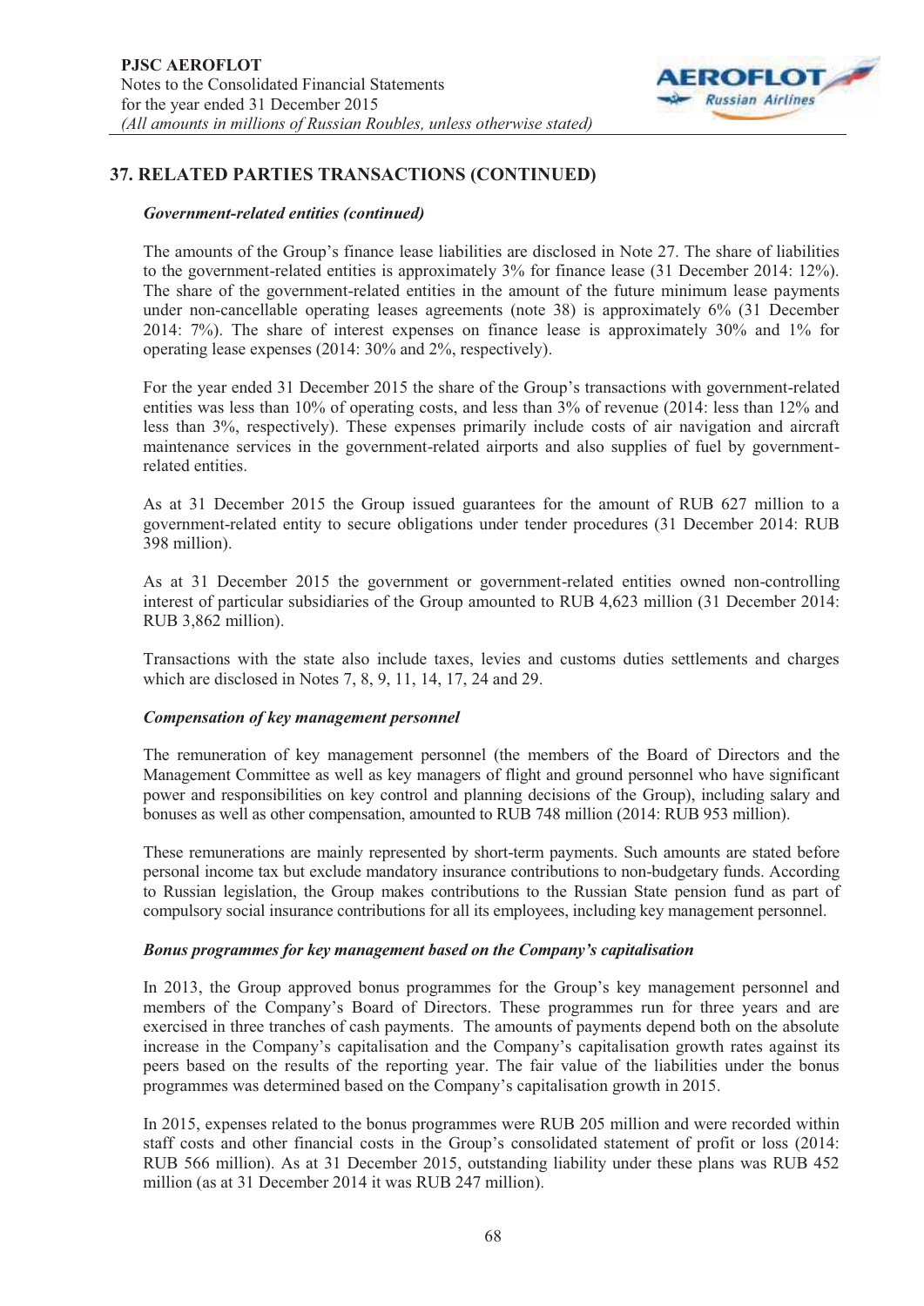## 37. RELATED PARTIES TRANSACTIONS (CONTINUED)

### *Government-related entities (continued)*

The amounts of the Group's finance lease liabilities are disclosed in Note 27. The share of liabilities to the government-related entities is approximately 3% for finance lease (31 December 2014: 12%). The share of the government-related entities in the amount of the future minimum lease payments under non-cancellable operating leases agreements (note 38) is approximately 6% (31 December 2014: 7%). The share of interest expenses on finance lease is approximately 30% and 1% for operating lease expenses (2014: 30% and 2%, respectively).

For the year ended 31 December 2015 the share of the Group's transactions with government-related entities was less than 10% of operating costs, and less than 3% of revenue (2014: less than 12% and less than 3%, respectively). These expenses primarily include costs of air navigation and aircraft maintenance services in the government-related airports and also supplies of fuel by government-related entities.

As at 31 December 2015 the Group issued guarantees for the amount of RUB 627 million to a government-related entity to secure obligations under tender procedures (31 December 2014: RUB 398 million).

As at 31 December 2015 the government or government-related entities owned non-controlling interest of particular subsidiaries of the Group amounted to RUB 4,623 million (31 December 2014: RUB 3,862 million).

Transactions with the state also include taxes, levies and customs duties settlements and charges which are disclosed in Notes 7, 8, 9, 11, 14, 17, 24 and 29.

### *Compensation of key management personnel*

The remuneration of key management personnel (the members of the Board of Directors and the Management Committee as well as key managers of flight and ground personnel who have significant power and responsibilities on key control and planning decisions of the Group), including salary and bonuses as well as other compensation, amounted to RUB 748 million (2014: RUB 953 million).

These remunerations are mainly represented by short-term payments. Such amounts are stated before personal income tax but exclude mandatory insurance contributions to non-budgetary funds. According to Russian legislation, the Group makes contributions to the Russian State pension fund as part of compulsory social insurance contributions for all its employees, including key management personnel.

### *Bonus programmes for key management based on the Company's capitalisation*

In 2013, the Group approved bonus programmes for the Group's key management personnel and members of the Company's Board of Directors. These programmes run for three years and are exercised in three tranches of cash payments. The amounts of payments depend both on the absolute increase in the Company's capitalisation and the Company's capitalisation growth rates against its peers based on the results of the reporting year. The fair value of the liabilities under the bonus programmes was determined based on the Company's capitalisation growth in 2015.

In 2015, expenses related to the bonus programmes were RUB 205 million and were recorded within staff costs and other financial costs in the Group's consolidated statement of profit or loss (2014: RUB 566 million). As at 31 December 2015, outstanding liability under these plans was RUB 452 million (as at 31 December 2014 it was RUB 247 million).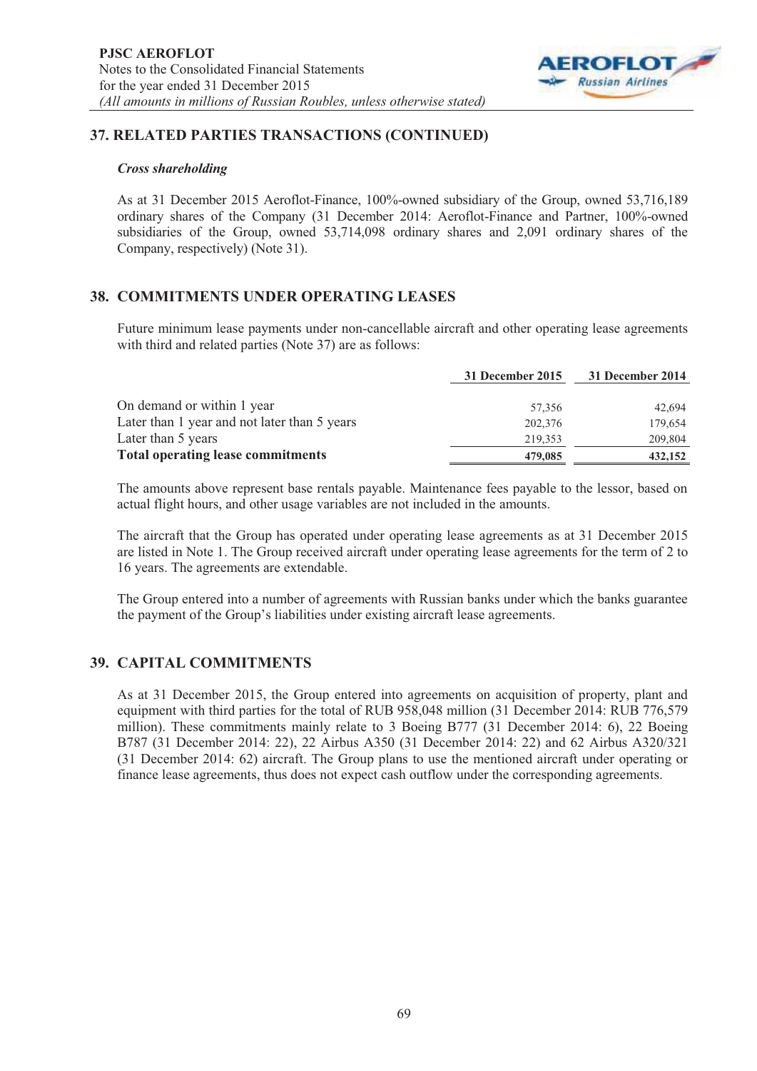## 37. RELATED PARTIES TRANSACTIONS (CONTINUED)

### *Cross shareholding*

As at 31 December 2015 Aeroflot-Finance, 100%-owned subsidiary of the Group, owned 53,716,189 ordinary shares of the Company (31 December 2014: Aeroflot-Finance and Partner, 100%-owned subsidiaries of the Group, owned 53,714,098 ordinary shares and 2,091 ordinary shares of the Company, respectively) (Note 31).

## 38. COMMITMENTS UNDER OPERATING LEASES

Future minimum lease payments under non-cancellable aircraft and other operating lease agreements with third and related parties (Note 37) are as follows:

| | 31 December 2015 | 31 December 2014 |
|---|---|---|
| On demand or within 1 year | 57,356 | 42,694 |
| Later than 1 year and not later than 5 years | 202,376 | 179,654 |
| Later than 5 years | 219,353 | 209,804 |
| **Total operating lease commitments** | **479,085** | **432,152** |

The amounts above represent base rentals payable. Maintenance fees payable to the lessor, based on actual flight hours, and other usage variables are not included in the amounts.

The aircraft that the Group has operated under operating lease agreements as at 31 December 2015 are listed in Note 1. The Group received aircraft under operating lease agreements for the term of 2 to 16 years. The agreements are extendable.

The Group entered into a number of agreements with Russian banks under which the banks guarantee the payment of the Group's liabilities under existing aircraft lease agreements.

## 39. CAPITAL COMMITMENTS

As at 31 December 2015, the Group entered into agreements on acquisition of property, plant and equipment with third parties for the total of RUB 958,048 million (31 December 2014: RUB 776,579 million). These commitments mainly relate to 3 Boeing B777 (31 December 2014: 6), 22 Boeing B787 (31 December 2014: 22), 22 Airbus A350 (31 December 2014: 22) and 62 Airbus A320/321 (31 December 2014: 62) aircraft. The Group plans to use the mentioned aircraft under operating or finance lease agreements, thus does not expect cash outflow under the corresponding agreements.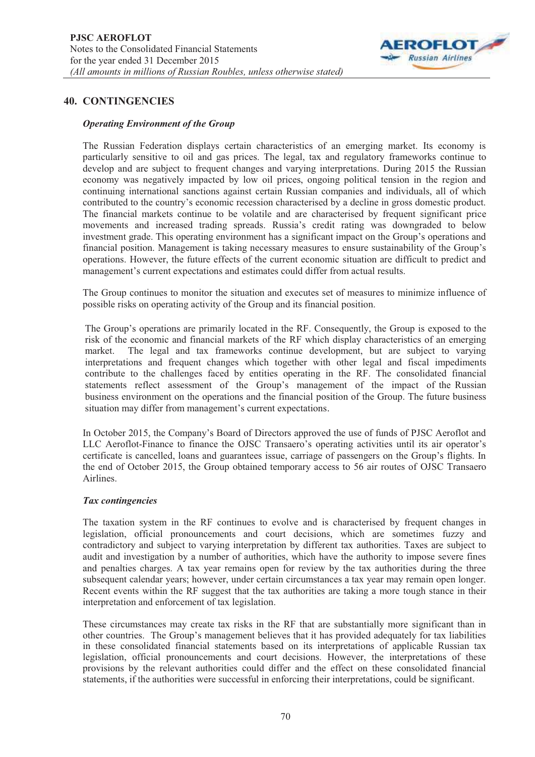## 40. CONTINGENCIES

### *Operating Environment of the Group*

The Russian Federation displays certain characteristics of an emerging market. Its economy is particularly sensitive to oil and gas prices. The legal, tax and regulatory frameworks continue to develop and are subject to frequent changes and varying interpretations. During 2015 the Russian economy was negatively impacted by low oil prices, ongoing political tension in the region and continuing international sanctions against certain Russian companies and individuals, all of which contributed to the country's economic recession characterised by a decline in gross domestic product. The financial markets continue to be volatile and are characterised by frequent significant price movements and increased trading spreads. Russia's credit rating was downgraded to below investment grade. This operating environment has a significant impact on the Group's operations and financial position. Management is taking necessary measures to ensure sustainability of the Group's operations. However, the future effects of the current economic situation are difficult to predict and management's current expectations and estimates could differ from actual results.

The Group continues to monitor the situation and executes set of measures to minimize influence of possible risks on operating activity of the Group and its financial position.

The Group's operations are primarily located in the RF. Consequently, the Group is exposed to the risk of the economic and financial markets of the RF which display characteristics of an emerging market. The legal and tax frameworks continue development, but are subject to varying interpretations and frequent changes which together with other legal and fiscal impediments contribute to the challenges faced by entities operating in the RF. The consolidated financial statements reflect assessment of the Group's management of the impact of the Russian business environment on the operations and the financial position of the Group. The future business situation may differ from management's current expectations.

In October 2015, the Company's Board of Directors approved the use of funds of PJSC Aeroflot and LLC Aeroflot-Finance to finance the OJSC Transaero's operating activities until its air operator's certificate is cancelled, loans and guarantees issue, carriage of passengers on the Group's flights. In the end of October 2015, the Group obtained temporary access to 56 air routes of OJSC Transaero Airlines.

### *Tax contingencies*

The taxation system in the RF continues to evolve and is characterised by frequent changes in legislation, official pronouncements and court decisions, which are sometimes fuzzy and contradictory and subject to varying interpretation by different tax authorities. Taxes are subject to audit and investigation by a number of authorities, which have the authority to impose severe fines and penalties charges. A tax year remains open for review by the tax authorities during the three subsequent calendar years; however, under certain circumstances a tax year may remain open longer. Recent events within the RF suggest that the tax authorities are taking a more tough stance in their interpretation and enforcement of tax legislation.

These circumstances may create tax risks in the RF that are substantially more significant than in other countries. The Group's management believes that it has provided adequately for tax liabilities in these consolidated financial statements based on its interpretations of applicable Russian tax legislation, official pronouncements and court decisions. However, the interpretations of these provisions by the relevant authorities could differ and the effect on these consolidated financial statements, if the authorities were successful in enforcing their interpretations, could be significant.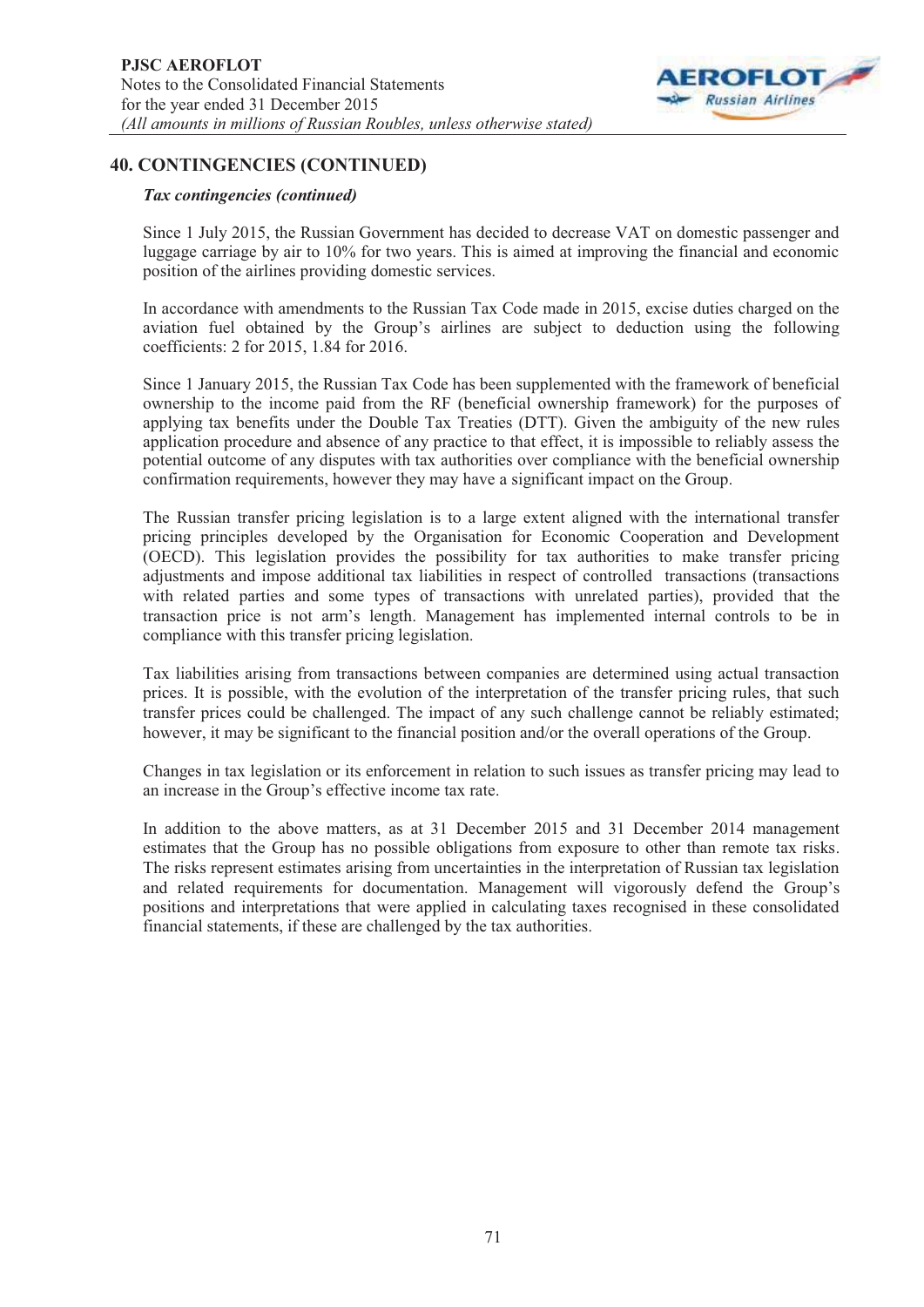## 40. CONTINGENCIES (CONTINUED)

***Tax contingencies (continued)***

Since 1 July 2015, the Russian Government has decided to decrease VAT on domestic passenger and luggage carriage by air to 10% for two years. This is aimed at improving the financial and economic position of the airlines providing domestic services.

In accordance with amendments to the Russian Tax Code made in 2015, excise duties charged on the aviation fuel obtained by the Group's airlines are subject to deduction using the following coefficients: 2 for 2015, 1.84 for 2016.

Since 1 January 2015, the Russian Tax Code has been supplemented with the framework of beneficial ownership to the income paid from the RF (beneficial ownership framework) for the purposes of applying tax benefits under the Double Tax Treaties (DTT). Given the ambiguity of the new rules application procedure and absence of any practice to that effect, it is impossible to reliably assess the potential outcome of any disputes with tax authorities over compliance with the beneficial ownership confirmation requirements, however they may have a significant impact on the Group.

The Russian transfer pricing legislation is to a large extent aligned with the international transfer pricing principles developed by the Organisation for Economic Cooperation and Development (OECD). This legislation provides the possibility for tax authorities to make transfer pricing adjustments and impose additional tax liabilities in respect of controlled transactions (transactions with related parties and some types of transactions with unrelated parties), provided that the transaction price is not arm's length. Management has implemented internal controls to be in compliance with this transfer pricing legislation.

Tax liabilities arising from transactions between companies are determined using actual transaction prices. It is possible, with the evolution of the interpretation of the transfer pricing rules, that such transfer prices could be challenged. The impact of any such challenge cannot be reliably estimated; however, it may be significant to the financial position and/or the overall operations of the Group.

Changes in tax legislation or its enforcement in relation to such issues as transfer pricing may lead to an increase in the Group's effective income tax rate.

In addition to the above matters, as at 31 December 2015 and 31 December 2014 management estimates that the Group has no possible obligations from exposure to other than remote tax risks. The risks represent estimates arising from uncertainties in the interpretation of Russian tax legislation and related requirements for documentation. Management will vigorously defend the Group's positions and interpretations that were applied in calculating taxes recognised in these consolidated financial statements, if these are challenged by the tax authorities.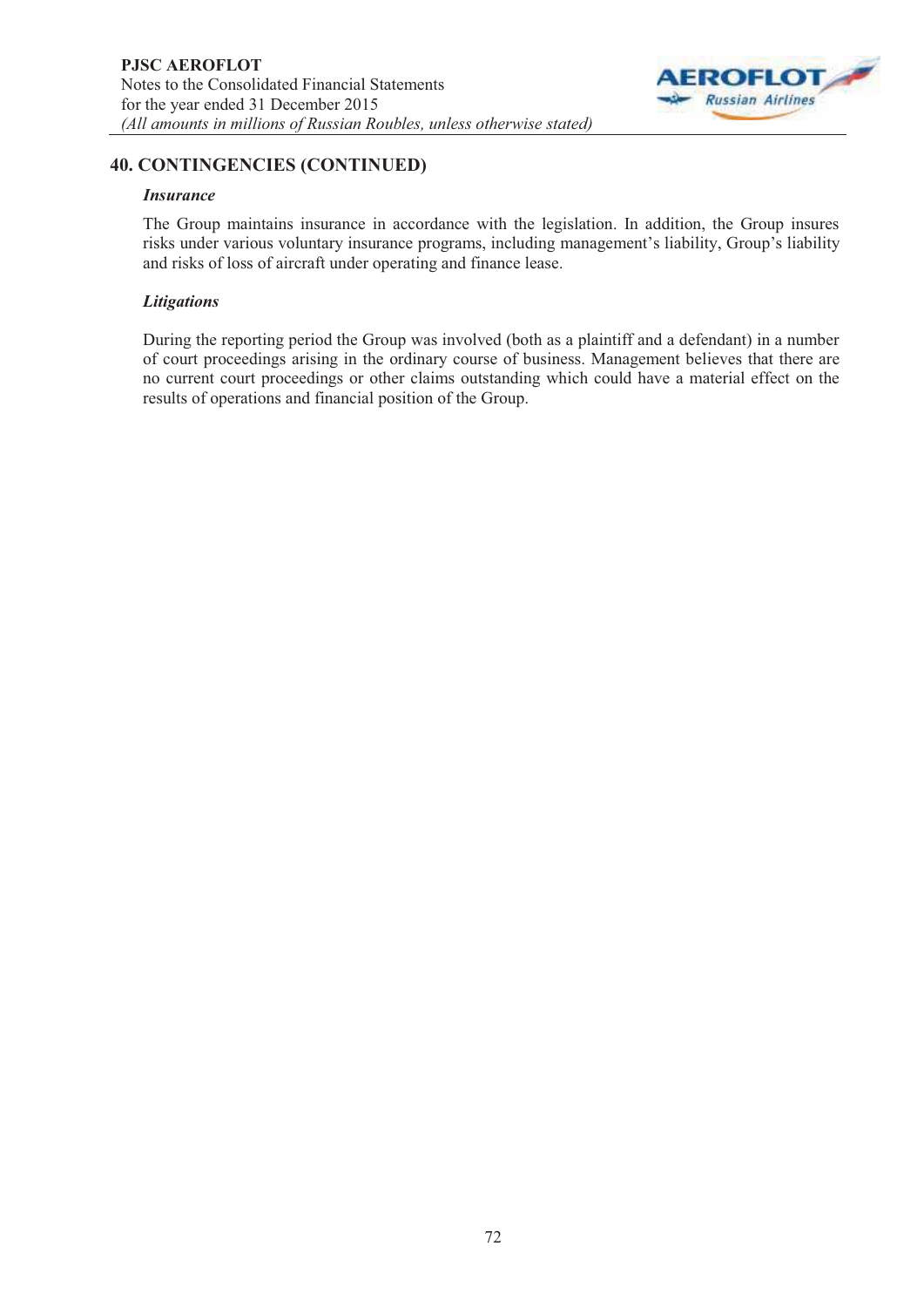## 40. CONTINGENCIES (CONTINUED)

***Insurance***

The Group maintains insurance in accordance with the legislation. In addition, the Group insures risks under various voluntary insurance programs, including management's liability, Group's liability and risks of loss of aircraft under operating and finance lease.

***Litigations***

During the reporting period the Group was involved (both as a plaintiff and a defendant) in a number of court proceedings arising in the ordinary course of business. Management believes that there are no current court proceedings or other claims outstanding which could have a material effect on the results of operations and financial position of the Group.